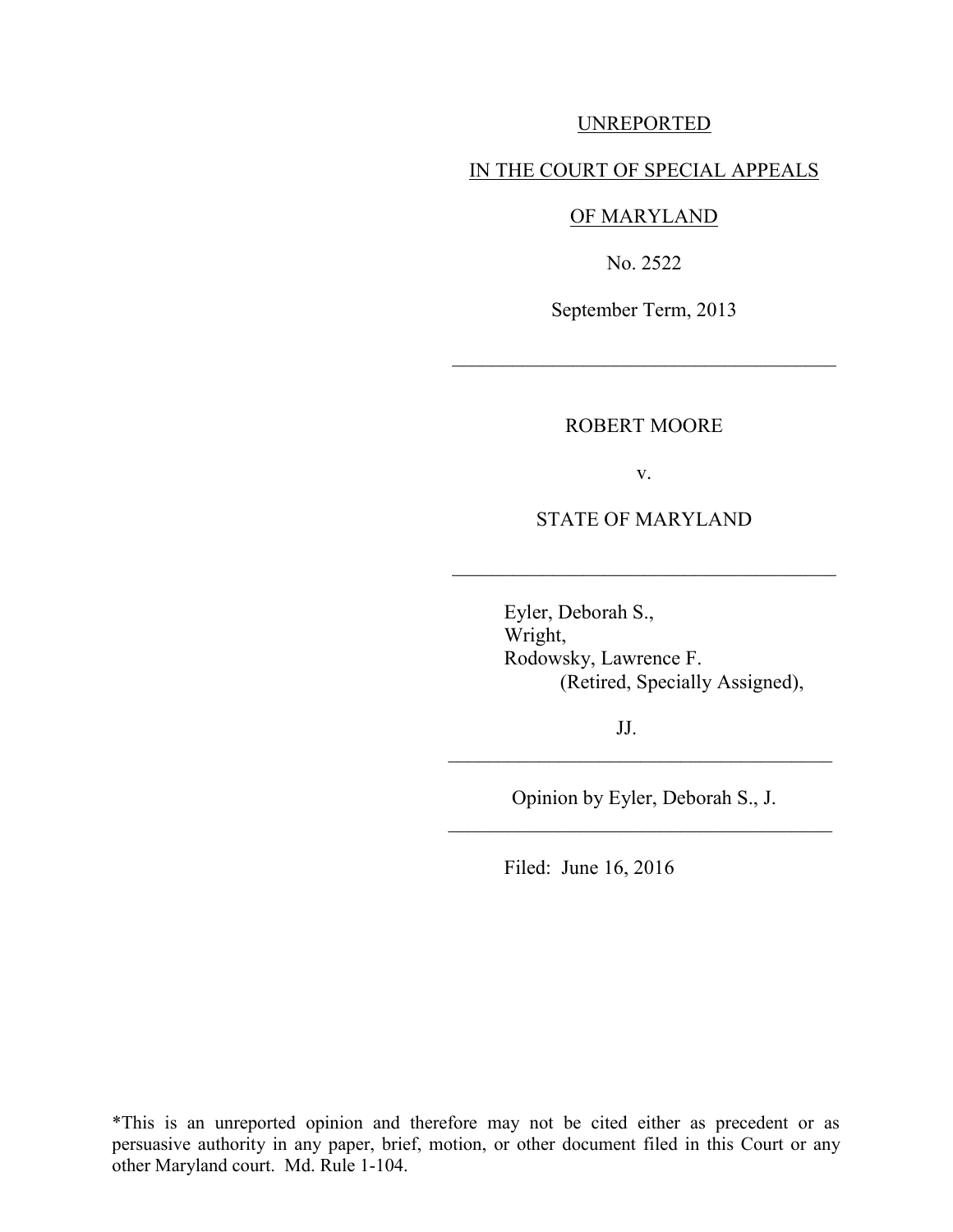UNREPORTED

IN THE COURT OF SPECIAL APPEALS

OF MARYLAND

No. 2522

September Term, 2013

---

ROBERT MOORE

v.

STATE OF MARYLAND

---

Eyler, Deborah S.,
Wright,
Rodowsky, Lawrence F.
(Retired, Specially Assigned),

JJ.

---

Opinion by Eyler, Deborah S., J.

---

Filed: June 16, 2016

*This is an unreported opinion and therefore may not be cited either as precedent or as persuasive authority in any paper, brief, motion, or other document filed in this Court or any other Maryland court. Md. Rule 1-104.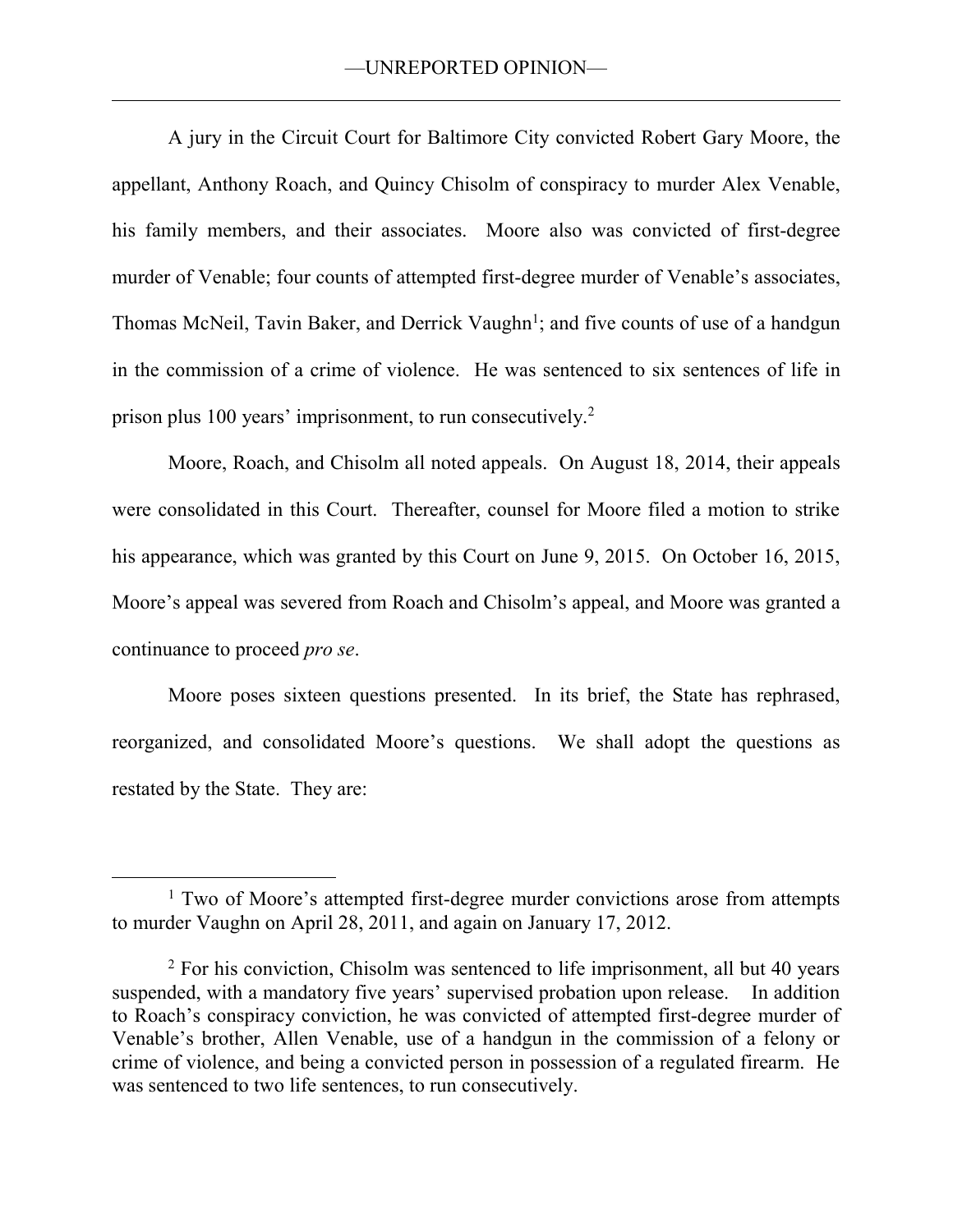A jury in the Circuit Court for Baltimore City convicted Robert Gary Moore, the appellant, Anthony Roach, and Quincy Chisolm of conspiracy to murder Alex Venable, his family members, and their associates. Moore also was convicted of first-degree murder of Venable; four counts of attempted first-degree murder of Venable's associates, Thomas McNeil, Tavin Baker, and Derrick Vaughn[1]; and five counts of use of a handgun in the commission of a crime of violence. He was sentenced to six sentences of life in prison plus 100 years' imprisonment, to run consecutively.[2]

Moore, Roach, and Chisolm all noted appeals. On August 18, 2014, their appeals were consolidated in this Court. Thereafter, counsel for Moore filed a motion to strike his appearance, which was granted by this Court on June 9, 2015. On October 16, 2015, Moore's appeal was severed from Roach and Chisolm's appeal, and Moore was granted a continuance to proceed *pro se*.

Moore poses sixteen questions presented. In its brief, the State has rephrased, reorganized, and consolidated Moore's questions. We shall adopt the questions as restated by the State. They are:

---

[1] Two of Moore's attempted first-degree murder convictions arose from attempts to murder Vaughn on April 28, 2011, and again on January 17, 2012.

[2] For his conviction, Chisolm was sentenced to life imprisonment, all but 40 years suspended, with a mandatory five years' supervised probation upon release. In addition to Roach's conspiracy conviction, he was convicted of attempted first-degree murder of Venable's brother, Allen Venable, use of a handgun in the commission of a felony or crime of violence, and being a convicted person in possession of a regulated firearm. He was sentenced to two life sentences, to run consecutively.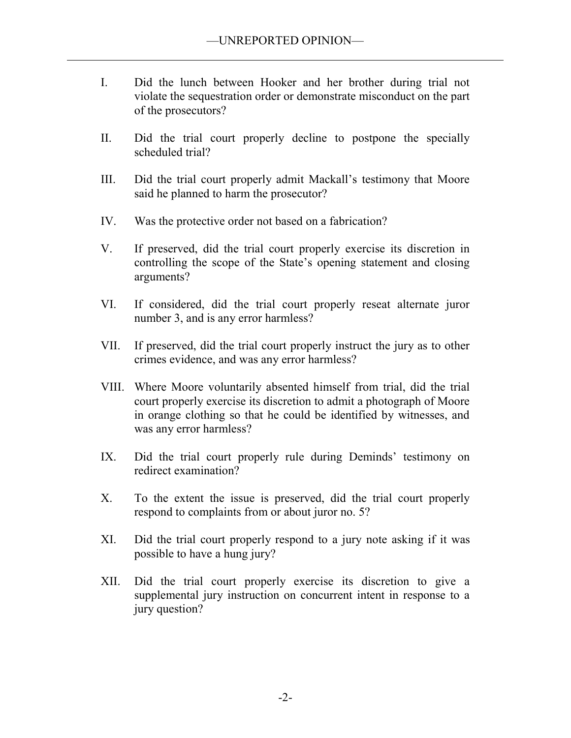I. Did the lunch between Hooker and her brother during trial not violate the sequestration order or demonstrate misconduct on the part of the prosecutors?

II. Did the trial court properly decline to postpone the specially scheduled trial?

III. Did the trial court properly admit Mackall's testimony that Moore said he planned to harm the prosecutor?

IV. Was the protective order not based on a fabrication?

V. If preserved, did the trial court properly exercise its discretion in controlling the scope of the State's opening statement and closing arguments?

VI. If considered, did the trial court properly reseat alternate juror number 3, and is any error harmless?

VII. If preserved, did the trial court properly instruct the jury as to other crimes evidence, and was any error harmless?

VIII. Where Moore voluntarily absented himself from trial, did the trial court properly exercise its discretion to admit a photograph of Moore in orange clothing so that he could be identified by witnesses, and was any error harmless?

IX. Did the trial court properly rule during Deminds' testimony on redirect examination?

X. To the extent the issue is preserved, did the trial court properly respond to complaints from or about juror no. 5?

XI. Did the trial court properly respond to a jury note asking if it was possible to have a hung jury?

XII. Did the trial court properly exercise its discretion to give a supplemental jury instruction on concurrent intent in response to a jury question?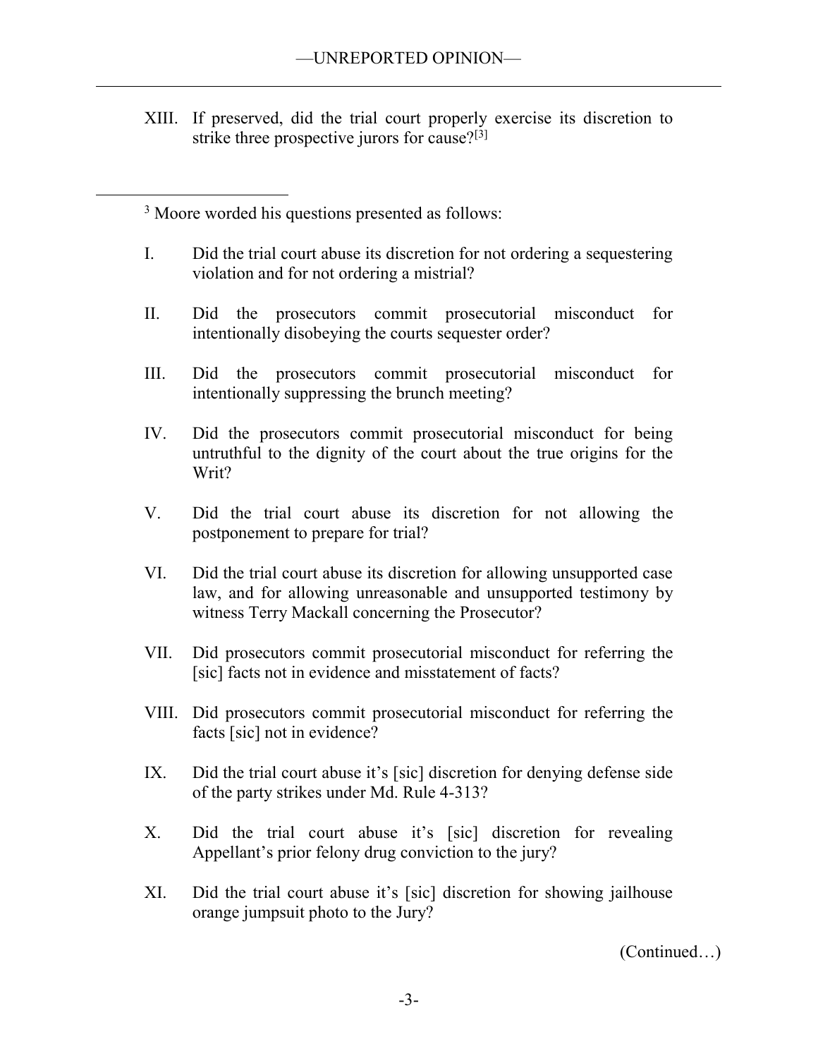XIII. If preserved, did the trial court properly exercise its discretion to strike three prospective jurors for cause?[3]

---

[3] Moore worded his questions presented as follows:

I. Did the trial court abuse its discretion for not ordering a sequestering violation and for not ordering a mistrial?

II. Did the prosecutors commit prosecutorial misconduct for intentionally disobeying the courts sequester order?

III. Did the prosecutors commit prosecutorial misconduct for intentionally suppressing the brunch meeting?

IV. Did the prosecutors commit prosecutorial misconduct for being untruthful to the dignity of the court about the true origins for the Writ?

V. Did the trial court abuse its discretion for not allowing the postponement to prepare for trial?

VI. Did the trial court abuse its discretion for allowing unsupported case law, and for allowing unreasonable and unsupported testimony by witness Terry Mackall concerning the Prosecutor?

VII. Did prosecutors commit prosecutorial misconduct for referring the [sic] facts not in evidence and misstatement of facts?

VIII. Did prosecutors commit prosecutorial misconduct for referring the facts [sic] not in evidence?

IX. Did the trial court abuse it's [sic] discretion for denying defense side of the party strikes under Md. Rule 4-313?

X. Did the trial court abuse it's [sic] discretion for revealing Appellant's prior felony drug conviction to the jury?

XI. Did the trial court abuse it's [sic] discretion for showing jailhouse orange jumpsuit photo to the Jury?

(Continued…)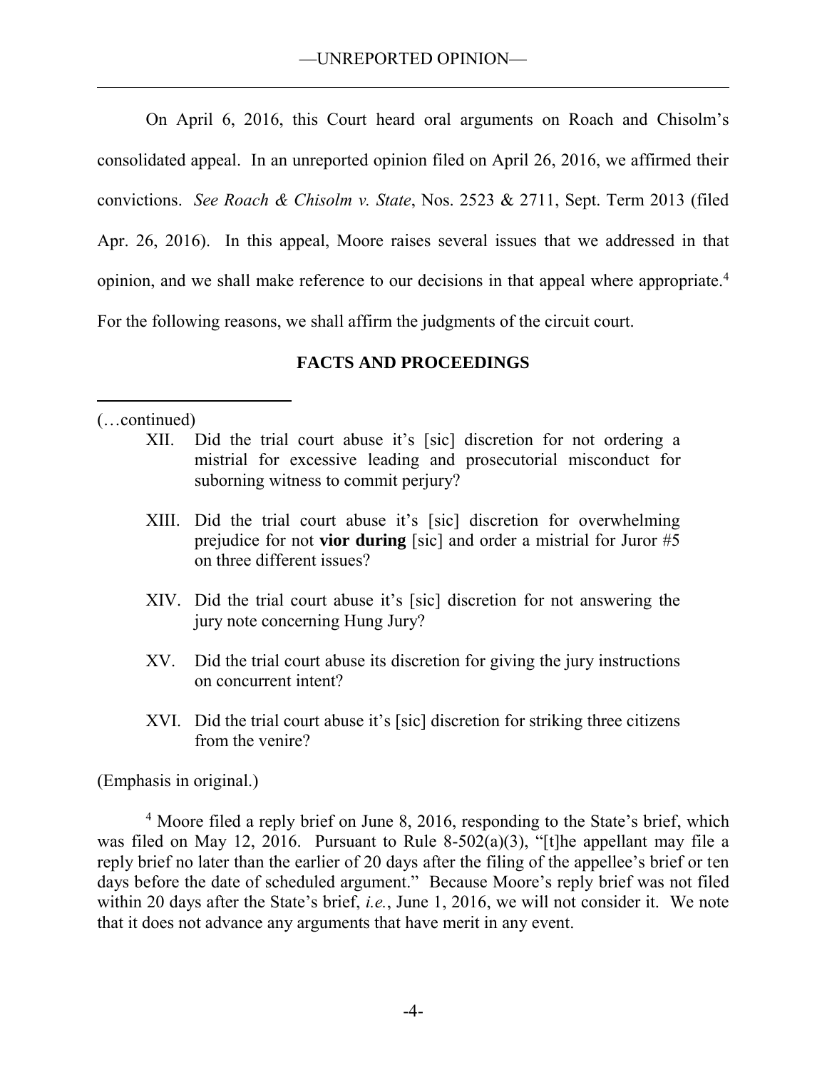On April 6, 2016, this Court heard oral arguments on Roach and Chisolm's consolidated appeal. In an unreported opinion filed on April 26, 2016, we affirmed their convictions. *See Roach & Chisolm v. State*, Nos. 2523 & 2711, Sept. Term 2013 (filed Apr. 26, 2016). In this appeal, Moore raises several issues that we addressed in that opinion, and we shall make reference to our decisions in that appeal where appropriate.[4] For the following reasons, we shall affirm the judgments of the circuit court.

**FACTS AND PROCEEDINGS**

---

(…continued)

> XII. Did the trial court abuse it's [sic] discretion for not ordering a mistrial for excessive leading and prosecutorial misconduct for suborning witness to commit perjury?
>
> XIII. Did the trial court abuse it's [sic] discretion for overwhelming prejudice for not **vior during** [sic] and order a mistrial for Juror #5 on three different issues?
>
> XIV. Did the trial court abuse it's [sic] discretion for not answering the jury note concerning Hung Jury?
>
> XV. Did the trial court abuse its discretion for giving the jury instructions on concurrent intent?
>
> XVI. Did the trial court abuse it's [sic] discretion for striking three citizens from the venire?

(Emphasis in original.)

[4] Moore filed a reply brief on June 8, 2016, responding to the State's brief, which was filed on May 12, 2016. Pursuant to Rule 8-502(a)(3), "[t]he appellant may file a reply brief no later than the earlier of 20 days after the filing of the appellee's brief or ten days before the date of scheduled argument." Because Moore's reply brief was not filed within 20 days after the State's brief, *i.e.*, June 1, 2016, we will not consider it. We note that it does not advance any arguments that have merit in any event.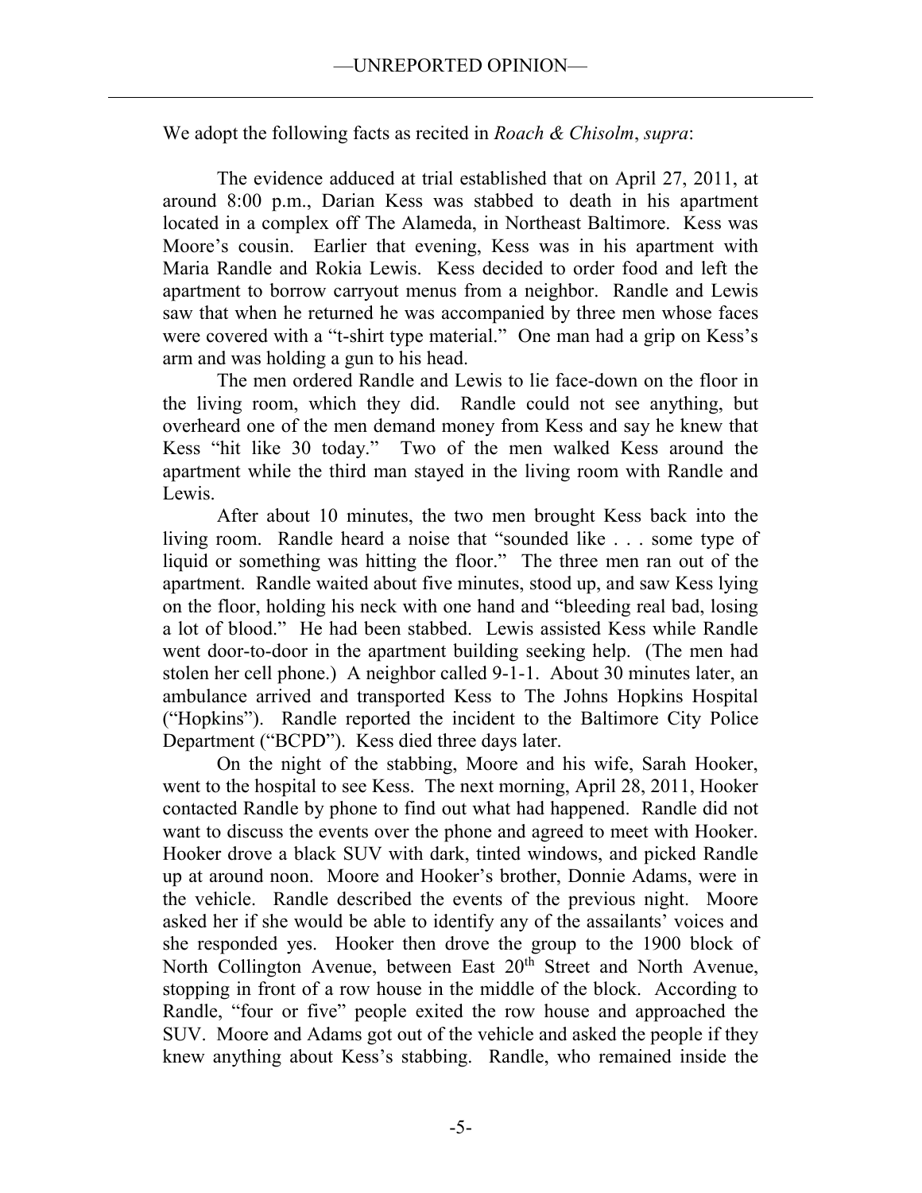We adopt the following facts as recited in *Roach & Chisolm*, *supra*:

> The evidence adduced at trial established that on April 27, 2011, at around 8:00 p.m., Darian Kess was stabbed to death in his apartment located in a complex off The Alameda, in Northeast Baltimore. Kess was Moore's cousin. Earlier that evening, Kess was in his apartment with Maria Randle and Rokia Lewis. Kess decided to order food and left the apartment to borrow carryout menus from a neighbor. Randle and Lewis saw that when he returned he was accompanied by three men whose faces were covered with a "t-shirt type material." One man had a grip on Kess's arm and was holding a gun to his head.
>
> The men ordered Randle and Lewis to lie face-down on the floor in the living room, which they did. Randle could not see anything, but overheard one of the men demand money from Kess and say he knew that Kess "hit like 30 today." Two of the men walked Kess around the apartment while the third man stayed in the living room with Randle and Lewis.
>
> After about 10 minutes, the two men brought Kess back into the living room. Randle heard a noise that "sounded like . . . some type of liquid or something was hitting the floor." The three men ran out of the apartment. Randle waited about five minutes, stood up, and saw Kess lying on the floor, holding his neck with one hand and "bleeding real bad, losing a lot of blood." He had been stabbed. Lewis assisted Kess while Randle went door-to-door in the apartment building seeking help. (The men had stolen her cell phone.) A neighbor called 9-1-1. About 30 minutes later, an ambulance arrived and transported Kess to The Johns Hopkins Hospital ("Hopkins"). Randle reported the incident to the Baltimore City Police Department ("BCPD"). Kess died three days later.
>
> On the night of the stabbing, Moore and his wife, Sarah Hooker, went to the hospital to see Kess. The next morning, April 28, 2011, Hooker contacted Randle by phone to find out what had happened. Randle did not want to discuss the events over the phone and agreed to meet with Hooker. Hooker drove a black SUV with dark, tinted windows, and picked Randle up at around noon. Moore and Hooker's brother, Donnie Adams, were in the vehicle. Randle described the events of the previous night. Moore asked her if she would be able to identify any of the assailants' voices and she responded yes. Hooker then drove the group to the 1900 block of North Collington Avenue, between East 20th Street and North Avenue, stopping in front of a row house in the middle of the block. According to Randle, "four or five" people exited the row house and approached the SUV. Moore and Adams got out of the vehicle and asked the people if they knew anything about Kess's stabbing. Randle, who remained inside the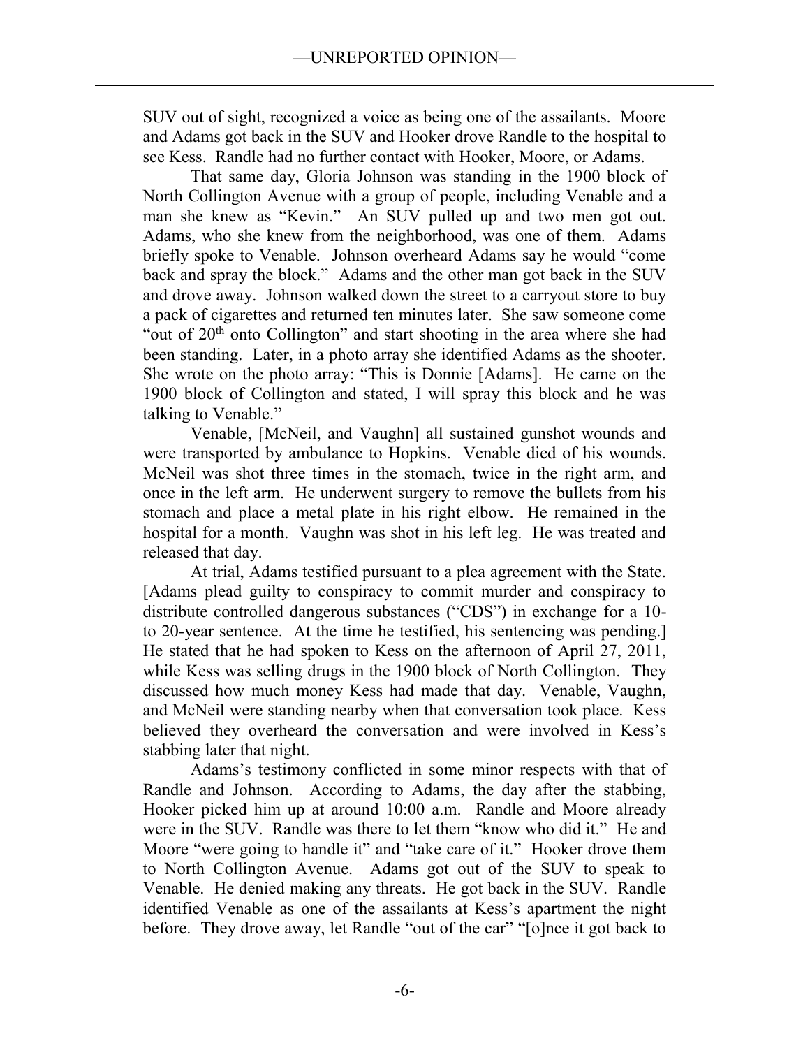SUV out of sight, recognized a voice as being one of the assailants. Moore and Adams got back in the SUV and Hooker drove Randle to the hospital to see Kess. Randle had no further contact with Hooker, Moore, or Adams.

That same day, Gloria Johnson was standing in the 1900 block of North Collington Avenue with a group of people, including Venable and a man she knew as "Kevin." An SUV pulled up and two men got out. Adams, who she knew from the neighborhood, was one of them. Adams briefly spoke to Venable. Johnson overheard Adams say he would "come back and spray the block." Adams and the other man got back in the SUV and drove away. Johnson walked down the street to a carryout store to buy a pack of cigarettes and returned ten minutes later. She saw someone come "out of 20th onto Collington" and start shooting in the area where she had been standing. Later, in a photo array she identified Adams as the shooter. She wrote on the photo array: "This is Donnie [Adams]. He came on the 1900 block of Collington and stated, I will spray this block and he was talking to Venable."

Venable, [McNeil, and Vaughn] all sustained gunshot wounds and were transported by ambulance to Hopkins. Venable died of his wounds. McNeil was shot three times in the stomach, twice in the right arm, and once in the left arm. He underwent surgery to remove the bullets from his stomach and place a metal plate in his right elbow. He remained in the hospital for a month. Vaughn was shot in his left leg. He was treated and released that day.

At trial, Adams testified pursuant to a plea agreement with the State. [Adams plead guilty to conspiracy to commit murder and conspiracy to distribute controlled dangerous substances ("CDS") in exchange for a 10- to 20-year sentence. At the time he testified, his sentencing was pending.] He stated that he had spoken to Kess on the afternoon of April 27, 2011, while Kess was selling drugs in the 1900 block of North Collington. They discussed how much money Kess had made that day. Venable, Vaughn, and McNeil were standing nearby when that conversation took place. Kess believed they overheard the conversation and were involved in Kess's stabbing later that night.

Adams's testimony conflicted in some minor respects with that of Randle and Johnson. According to Adams, the day after the stabbing, Hooker picked him up at around 10:00 a.m. Randle and Moore already were in the SUV. Randle was there to let them "know who did it." He and Moore "were going to handle it" and "take care of it." Hooker drove them to North Collington Avenue. Adams got out of the SUV to speak to Venable. He denied making any threats. He got back in the SUV. Randle identified Venable as one of the assailants at Kess's apartment the night before. They drove away, let Randle "out of the car" "[o]nce it got back to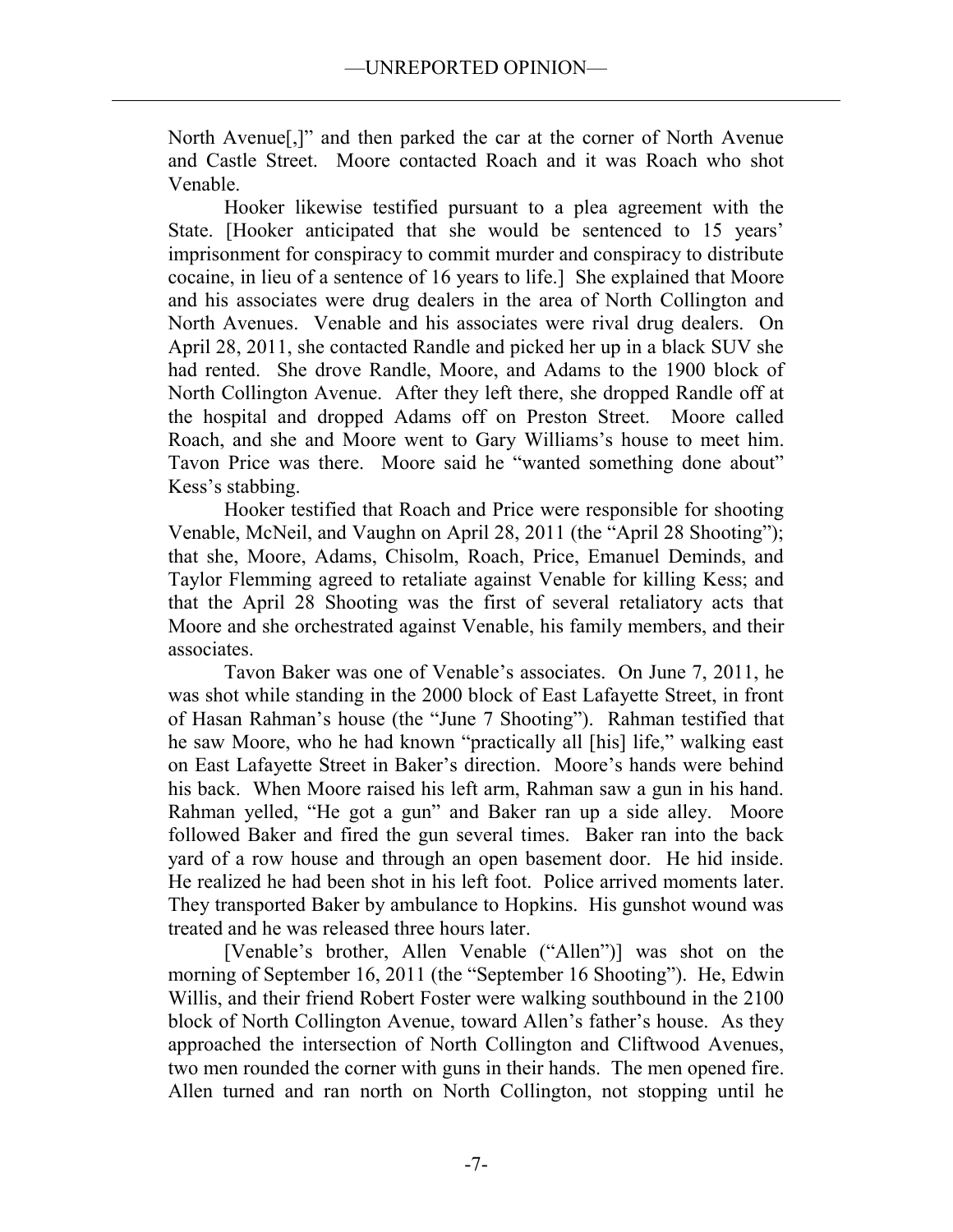North Avenue[,]" and then parked the car at the corner of North Avenue and Castle Street. Moore contacted Roach and it was Roach who shot Venable.

Hooker likewise testified pursuant to a plea agreement with the State. [Hooker anticipated that she would be sentenced to 15 years' imprisonment for conspiracy to commit murder and conspiracy to distribute cocaine, in lieu of a sentence of 16 years to life.] She explained that Moore and his associates were drug dealers in the area of North Collington and North Avenues. Venable and his associates were rival drug dealers. On April 28, 2011, she contacted Randle and picked her up in a black SUV she had rented. She drove Randle, Moore, and Adams to the 1900 block of North Collington Avenue. After they left there, she dropped Randle off at the hospital and dropped Adams off on Preston Street. Moore called Roach, and she and Moore went to Gary Williams's house to meet him. Tavon Price was there. Moore said he "wanted something done about" Kess's stabbing.

Hooker testified that Roach and Price were responsible for shooting Venable, McNeil, and Vaughn on April 28, 2011 (the "April 28 Shooting"); that she, Moore, Adams, Chisolm, Roach, Price, Emanuel Deminds, and Taylor Flemming agreed to retaliate against Venable for killing Kess; and that the April 28 Shooting was the first of several retaliatory acts that Moore and she orchestrated against Venable, his family members, and their associates.

Tavon Baker was one of Venable's associates. On June 7, 2011, he was shot while standing in the 2000 block of East Lafayette Street, in front of Hasan Rahman's house (the "June 7 Shooting"). Rahman testified that he saw Moore, who he had known "practically all [his] life," walking east on East Lafayette Street in Baker's direction. Moore's hands were behind his back. When Moore raised his left arm, Rahman saw a gun in his hand. Rahman yelled, "He got a gun" and Baker ran up a side alley. Moore followed Baker and fired the gun several times. Baker ran into the back yard of a row house and through an open basement door. He hid inside. He realized he had been shot in his left foot. Police arrived moments later. They transported Baker by ambulance to Hopkins. His gunshot wound was treated and he was released three hours later.

[Venable's brother, Allen Venable ("Allen")] was shot on the morning of September 16, 2011 (the "September 16 Shooting"). He, Edwin Willis, and their friend Robert Foster were walking southbound in the 2100 block of North Collington Avenue, toward Allen's father's house. As they approached the intersection of North Collington and Cliftwood Avenues, two men rounded the corner with guns in their hands. The men opened fire. Allen turned and ran north on North Collington, not stopping until he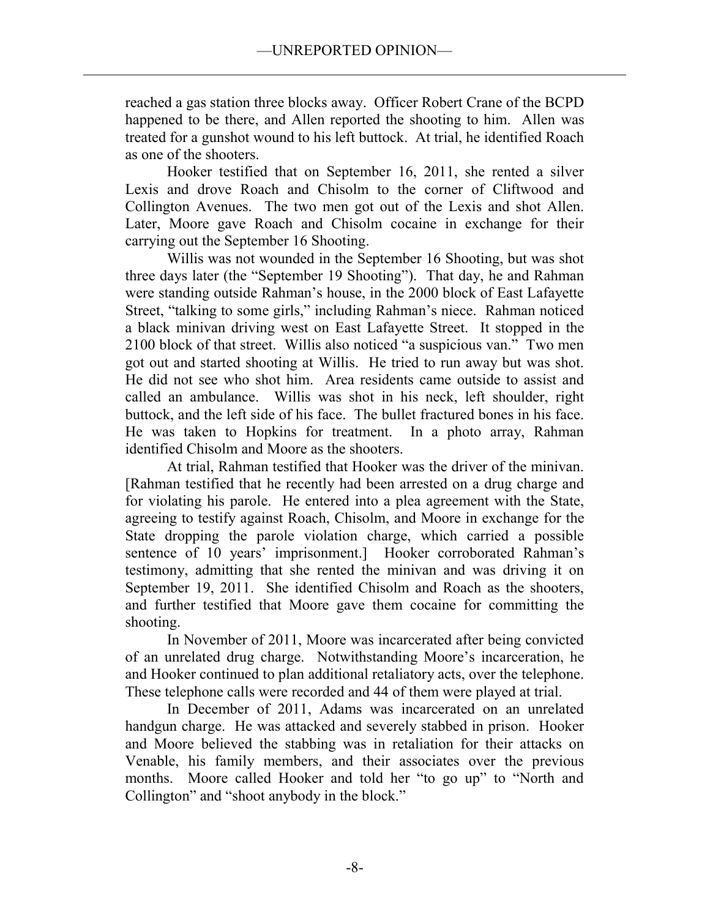reached a gas station three blocks away. Officer Robert Crane of the BCPD happened to be there, and Allen reported the shooting to him. Allen was treated for a gunshot wound to his left buttock. At trial, he identified Roach as one of the shooters.

Hooker testified that on September 16, 2011, she rented a silver Lexis and drove Roach and Chisolm to the corner of Cliftwood and Collington Avenues. The two men got out of the Lexis and shot Allen. Later, Moore gave Roach and Chisolm cocaine in exchange for their carrying out the September 16 Shooting.

Willis was not wounded in the September 16 Shooting, but was shot three days later (the "September 19 Shooting"). That day, he and Rahman were standing outside Rahman's house, in the 2000 block of East Lafayette Street, "talking to some girls," including Rahman's niece. Rahman noticed a black minivan driving west on East Lafayette Street. It stopped in the 2100 block of that street. Willis also noticed "a suspicious van." Two men got out and started shooting at Willis. He tried to run away but was shot. He did not see who shot him. Area residents came outside to assist and called an ambulance. Willis was shot in his neck, left shoulder, right buttock, and the left side of his face. The bullet fractured bones in his face. He was taken to Hopkins for treatment. In a photo array, Rahman identified Chisolm and Moore as the shooters.

At trial, Rahman testified that Hooker was the driver of the minivan. [Rahman testified that he recently had been arrested on a drug charge and for violating his parole. He entered into a plea agreement with the State, agreeing to testify against Roach, Chisolm, and Moore in exchange for the State dropping the parole violation charge, which carried a possible sentence of 10 years' imprisonment.] Hooker corroborated Rahman's testimony, admitting that she rented the minivan and was driving it on September 19, 2011. She identified Chisolm and Roach as the shooters, and further testified that Moore gave them cocaine for committing the shooting.

In November of 2011, Moore was incarcerated after being convicted of an unrelated drug charge. Notwithstanding Moore's incarceration, he and Hooker continued to plan additional retaliatory acts, over the telephone. These telephone calls were recorded and 44 of them were played at trial.

In December of 2011, Adams was incarcerated on an unrelated handgun charge. He was attacked and severely stabbed in prison. Hooker and Moore believed the stabbing was in retaliation for their attacks on Venable, his family members, and their associates over the previous months. Moore called Hooker and told her "to go up" to "North and Collington" and "shoot anybody in the block."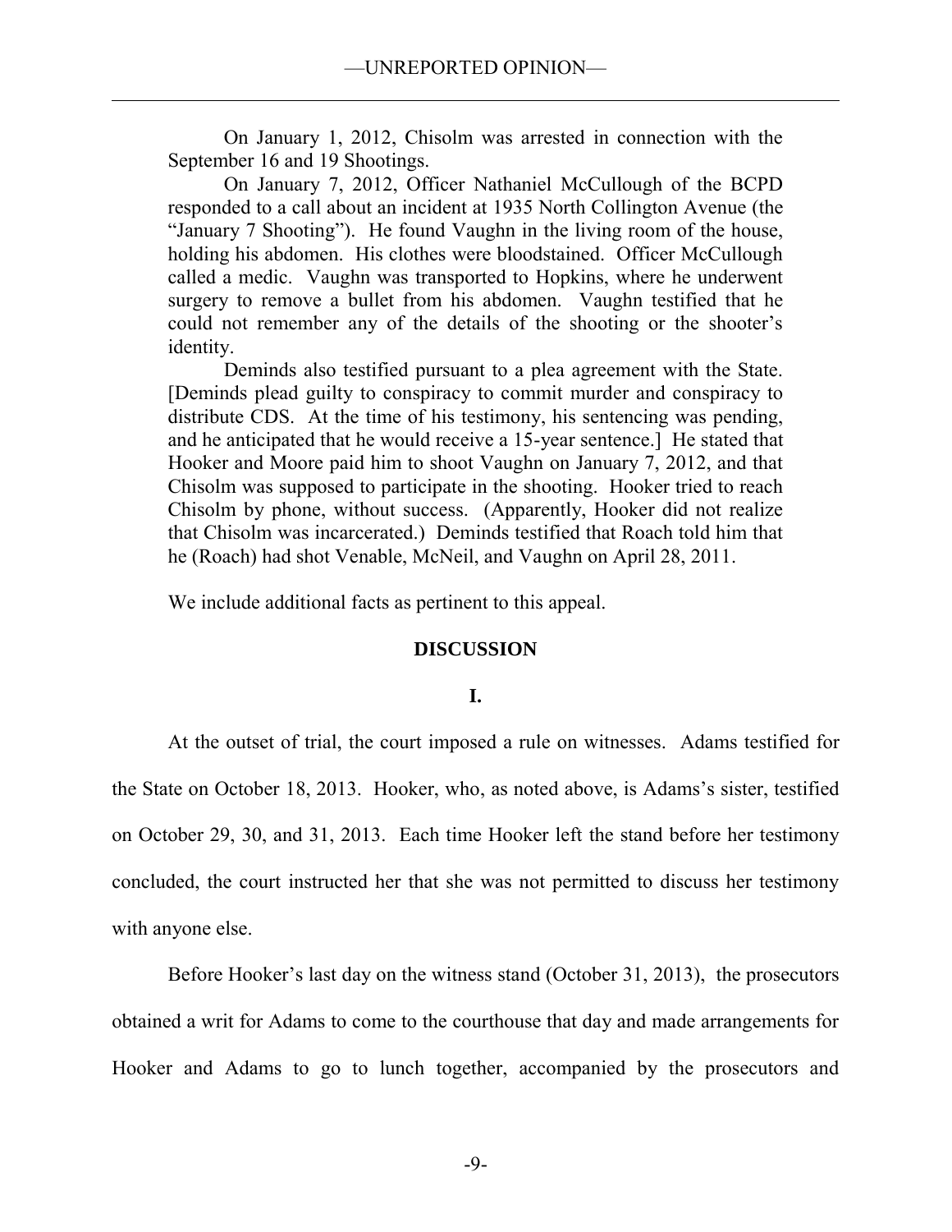On January 1, 2012, Chisolm was arrested in connection with the September 16 and 19 Shootings.

On January 7, 2012, Officer Nathaniel McCullough of the BCPD responded to a call about an incident at 1935 North Collington Avenue (the "January 7 Shooting"). He found Vaughn in the living room of the house, holding his abdomen. His clothes were bloodstained. Officer McCullough called a medic. Vaughn was transported to Hopkins, where he underwent surgery to remove a bullet from his abdomen. Vaughn testified that he could not remember any of the details of the shooting or the shooter's identity.

Deminds also testified pursuant to a plea agreement with the State. [Deminds plead guilty to conspiracy to commit murder and conspiracy to distribute CDS. At the time of his testimony, his sentencing was pending, and he anticipated that he would receive a 15-year sentence.] He stated that Hooker and Moore paid him to shoot Vaughn on January 7, 2012, and that Chisolm was supposed to participate in the shooting. Hooker tried to reach Chisolm by phone, without success. (Apparently, Hooker did not realize that Chisolm was incarcerated.) Deminds testified that Roach told him that he (Roach) had shot Venable, McNeil, and Vaughn on April 28, 2011.

We include additional facts as pertinent to this appeal.

## DISCUSSION

### I.

At the outset of trial, the court imposed a rule on witnesses. Adams testified for the State on October 18, 2013. Hooker, who, as noted above, is Adams's sister, testified on October 29, 30, and 31, 2013. Each time Hooker left the stand before her testimony concluded, the court instructed her that she was not permitted to discuss her testimony with anyone else.

Before Hooker's last day on the witness stand (October 31, 2013), the prosecutors obtained a writ for Adams to come to the courthouse that day and made arrangements for Hooker and Adams to go to lunch together, accompanied by the prosecutors and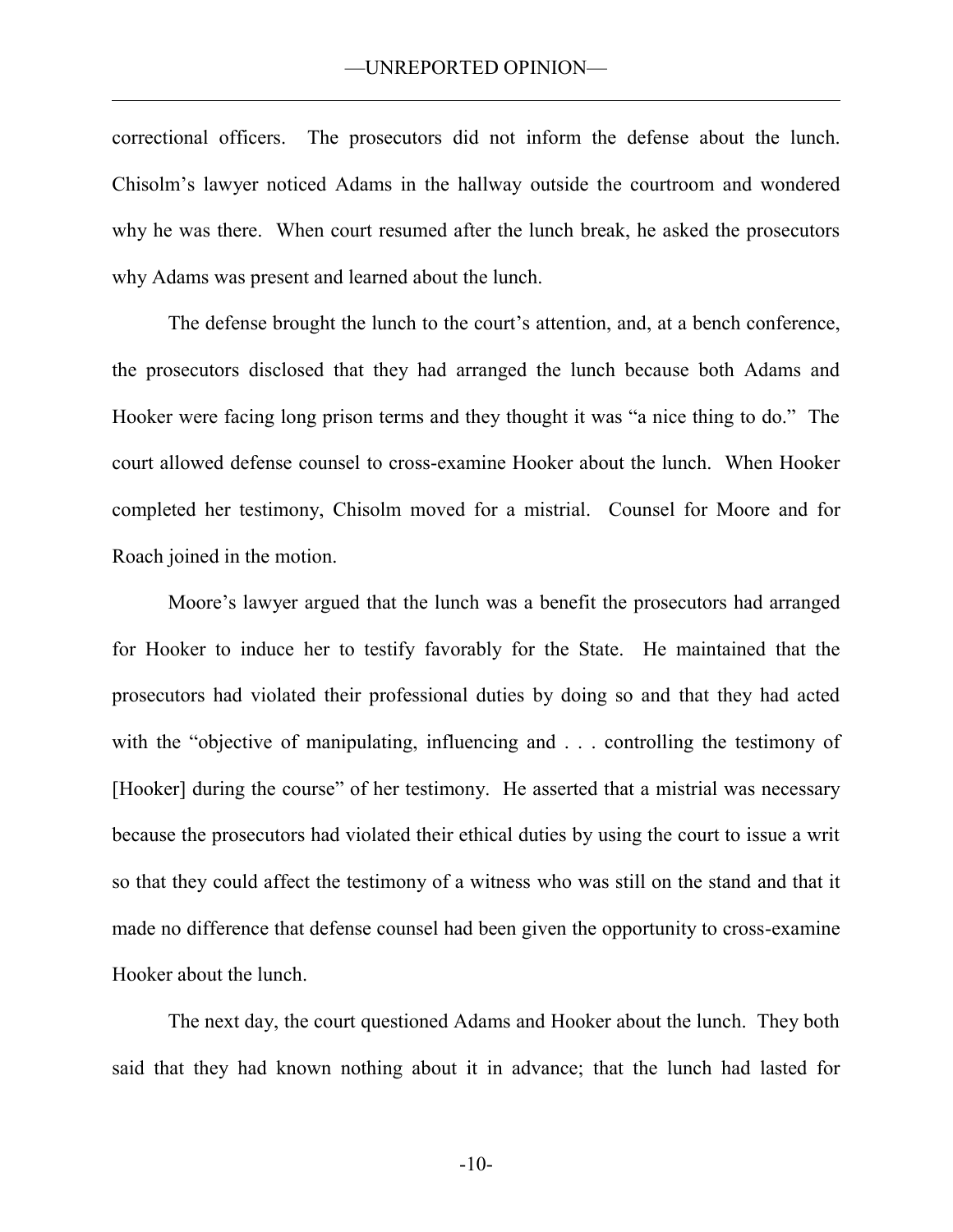correctional officers. The prosecutors did not inform the defense about the lunch. Chisolm's lawyer noticed Adams in the hallway outside the courtroom and wondered why he was there. When court resumed after the lunch break, he asked the prosecutors why Adams was present and learned about the lunch.

The defense brought the lunch to the court's attention, and, at a bench conference, the prosecutors disclosed that they had arranged the lunch because both Adams and Hooker were facing long prison terms and they thought it was "a nice thing to do." The court allowed defense counsel to cross-examine Hooker about the lunch. When Hooker completed her testimony, Chisolm moved for a mistrial. Counsel for Moore and for Roach joined in the motion.

Moore's lawyer argued that the lunch was a benefit the prosecutors had arranged for Hooker to induce her to testify favorably for the State. He maintained that the prosecutors had violated their professional duties by doing so and that they had acted with the "objective of manipulating, influencing and . . . controlling the testimony of [Hooker] during the course" of her testimony. He asserted that a mistrial was necessary because the prosecutors had violated their ethical duties by using the court to issue a writ so that they could affect the testimony of a witness who was still on the stand and that it made no difference that defense counsel had been given the opportunity to cross-examine Hooker about the lunch.

The next day, the court questioned Adams and Hooker about the lunch. They both said that they had known nothing about it in advance; that the lunch had lasted for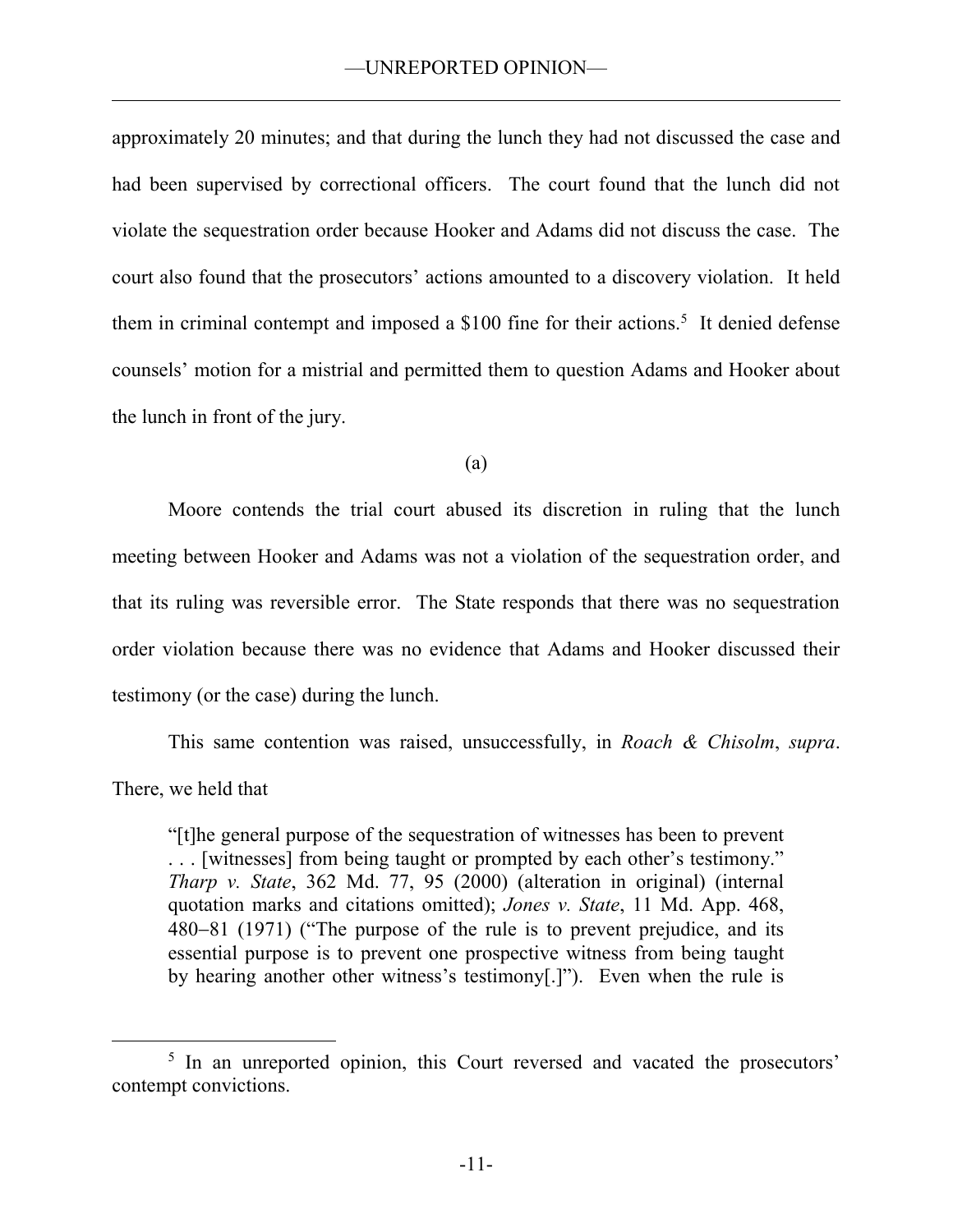approximately 20 minutes; and that during the lunch they had not discussed the case and had been supervised by correctional officers. The court found that the lunch did not violate the sequestration order because Hooker and Adams did not discuss the case. The court also found that the prosecutors' actions amounted to a discovery violation. It held them in criminal contempt and imposed a $100 fine for their actions.[5] It denied defense counsels' motion for a mistrial and permitted them to question Adams and Hooker about the lunch in front of the jury.

(a)

Moore contends the trial court abused its discretion in ruling that the lunch meeting between Hooker and Adams was not a violation of the sequestration order, and that its ruling was reversible error. The State responds that there was no sequestration order violation because there was no evidence that Adams and Hooker discussed their testimony (or the case) during the lunch.

This same contention was raised, unsuccessfully, in *Roach & Chisolm*, *supra*. There, we held that

> "[t]he general purpose of the sequestration of witnesses has been to prevent . . . [witnesses] from being taught or prompted by each other's testimony." *Tharp v. State*, 362 Md. 77, 95 (2000) (alteration in original) (internal quotation marks and citations omitted); *Jones v. State*, 11 Md. App. 468, 480–81 (1971) ("The purpose of the rule is to prevent prejudice, and its essential purpose is to prevent one prospective witness from being taught by hearing another other witness's testimony[.]"). Even when the rule is

---

[5] In an unreported opinion, this Court reversed and vacated the prosecutors' contempt convictions.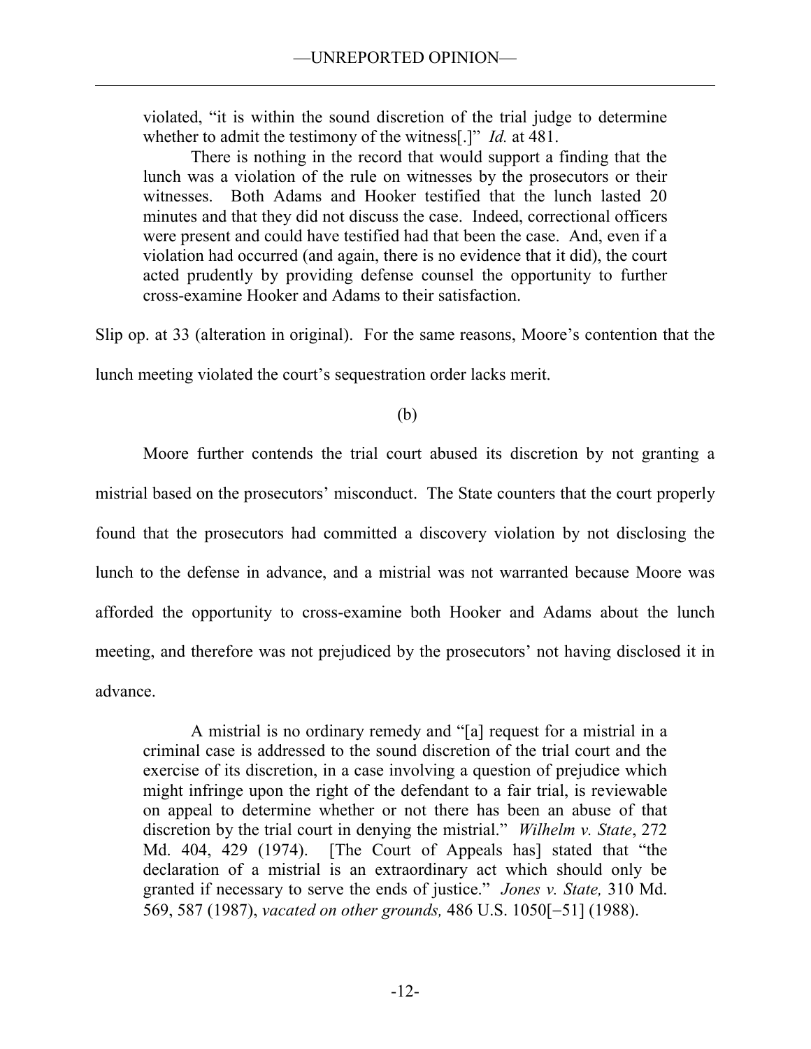> violated, "it is within the sound discretion of the trial judge to determine whether to admit the testimony of the witness[.]" *Id.* at 481.
>
> There is nothing in the record that would support a finding that the lunch was a violation of the rule on witnesses by the prosecutors or their witnesses. Both Adams and Hooker testified that the lunch lasted 20 minutes and that they did not discuss the case. Indeed, correctional officers were present and could have testified had that been the case. And, even if a violation had occurred (and again, there is no evidence that it did), the court acted prudently by providing defense counsel the opportunity to further cross-examine Hooker and Adams to their satisfaction.

Slip op. at 33 (alteration in original). For the same reasons, Moore's contention that the lunch meeting violated the court's sequestration order lacks merit.

(b)

Moore further contends the trial court abused its discretion by not granting a mistrial based on the prosecutors' misconduct. The State counters that the court properly found that the prosecutors had committed a discovery violation by not disclosing the lunch to the defense in advance, and a mistrial was not warranted because Moore was afforded the opportunity to cross-examine both Hooker and Adams about the lunch meeting, and therefore was not prejudiced by the prosecutors' not having disclosed it in advance.

> A mistrial is no ordinary remedy and "[a] request for a mistrial in a criminal case is addressed to the sound discretion of the trial court and the exercise of its discretion, in a case involving a question of prejudice which might infringe upon the right of the defendant to a fair trial, is reviewable on appeal to determine whether or not there has been an abuse of that discretion by the trial court in denying the mistrial." *Wilhelm v. State*, 272 Md. 404, 429 (1974). [The Court of Appeals has] stated that "the declaration of a mistrial is an extraordinary act which should only be granted if necessary to serve the ends of justice." *Jones v. State,* 310 Md. 569, 587 (1987), *vacated on other grounds,* 486 U.S. 1050[–51] (1988).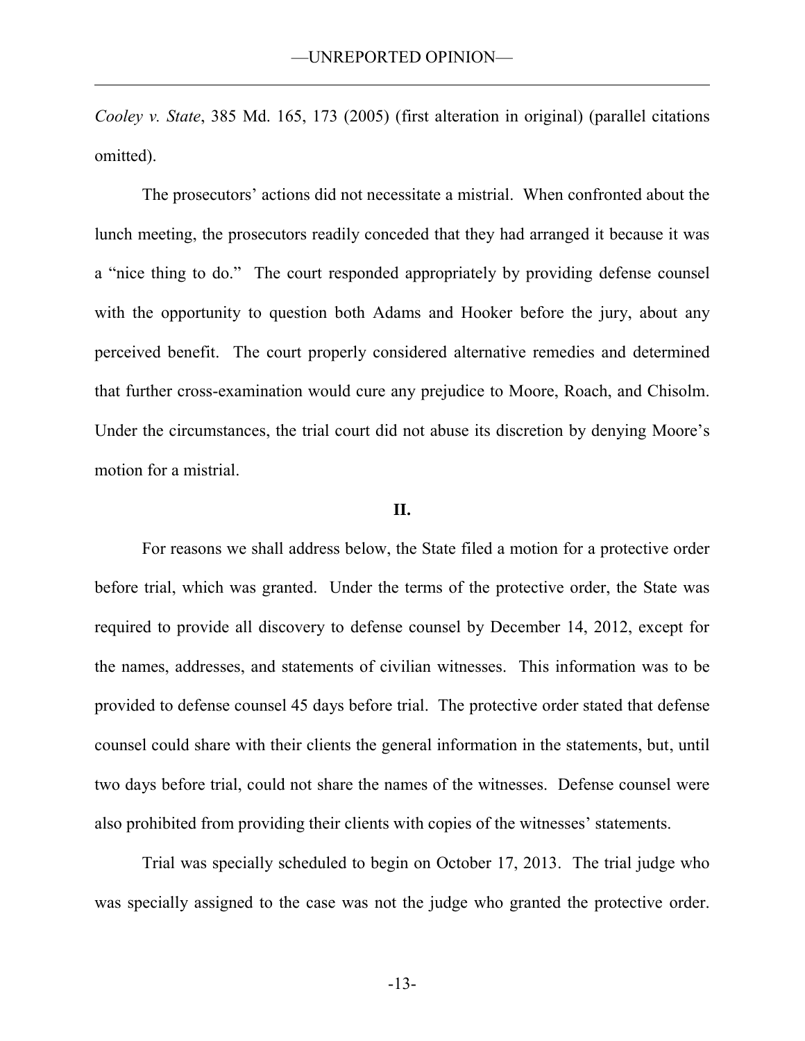*Cooley v. State*, 385 Md. 165, 173 (2005) (first alteration in original) (parallel citations omitted).

The prosecutors' actions did not necessitate a mistrial. When confronted about the lunch meeting, the prosecutors readily conceded that they had arranged it because it was a "nice thing to do." The court responded appropriately by providing defense counsel with the opportunity to question both Adams and Hooker before the jury, about any perceived benefit. The court properly considered alternative remedies and determined that further cross-examination would cure any prejudice to Moore, Roach, and Chisolm. Under the circumstances, the trial court did not abuse its discretion by denying Moore's motion for a mistrial.

## II.

For reasons we shall address below, the State filed a motion for a protective order before trial, which was granted. Under the terms of the protective order, the State was required to provide all discovery to defense counsel by December 14, 2012, except for the names, addresses, and statements of civilian witnesses. This information was to be provided to defense counsel 45 days before trial. The protective order stated that defense counsel could share with their clients the general information in the statements, but, until two days before trial, could not share the names of the witnesses. Defense counsel were also prohibited from providing their clients with copies of the witnesses' statements.

Trial was specially scheduled to begin on October 17, 2013. The trial judge who was specially assigned to the case was not the judge who granted the protective order.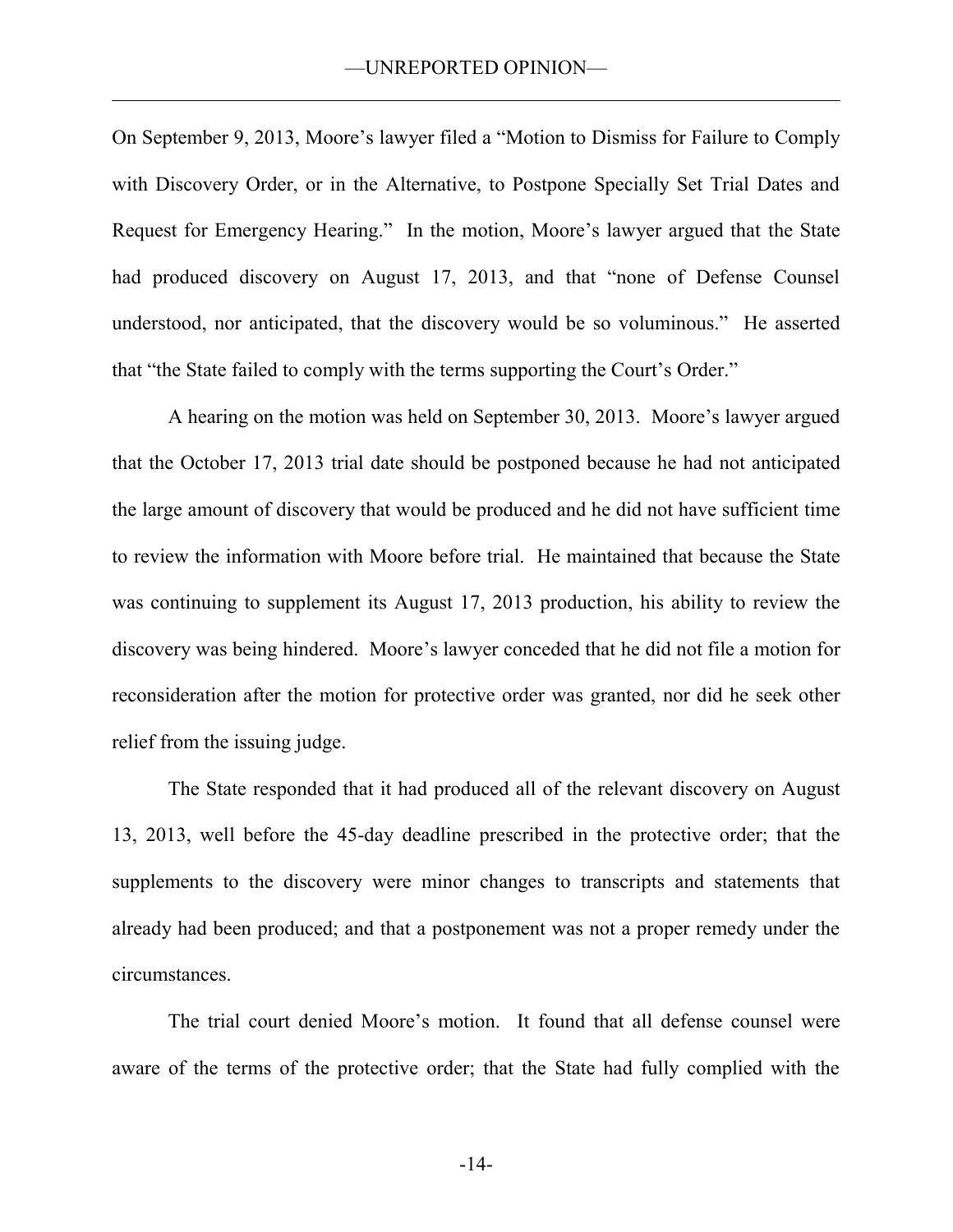On September 9, 2013, Moore's lawyer filed a "Motion to Dismiss for Failure to Comply with Discovery Order, or in the Alternative, to Postpone Specially Set Trial Dates and Request for Emergency Hearing." In the motion, Moore's lawyer argued that the State had produced discovery on August 17, 2013, and that "none of Defense Counsel understood, nor anticipated, that the discovery would be so voluminous." He asserted that "the State failed to comply with the terms supporting the Court's Order."

A hearing on the motion was held on September 30, 2013. Moore's lawyer argued that the October 17, 2013 trial date should be postponed because he had not anticipated the large amount of discovery that would be produced and he did not have sufficient time to review the information with Moore before trial. He maintained that because the State was continuing to supplement its August 17, 2013 production, his ability to review the discovery was being hindered. Moore's lawyer conceded that he did not file a motion for reconsideration after the motion for protective order was granted, nor did he seek other relief from the issuing judge.

The State responded that it had produced all of the relevant discovery on August 13, 2013, well before the 45-day deadline prescribed in the protective order; that the supplements to the discovery were minor changes to transcripts and statements that already had been produced; and that a postponement was not a proper remedy under the circumstances.

The trial court denied Moore's motion. It found that all defense counsel were aware of the terms of the protective order; that the State had fully complied with the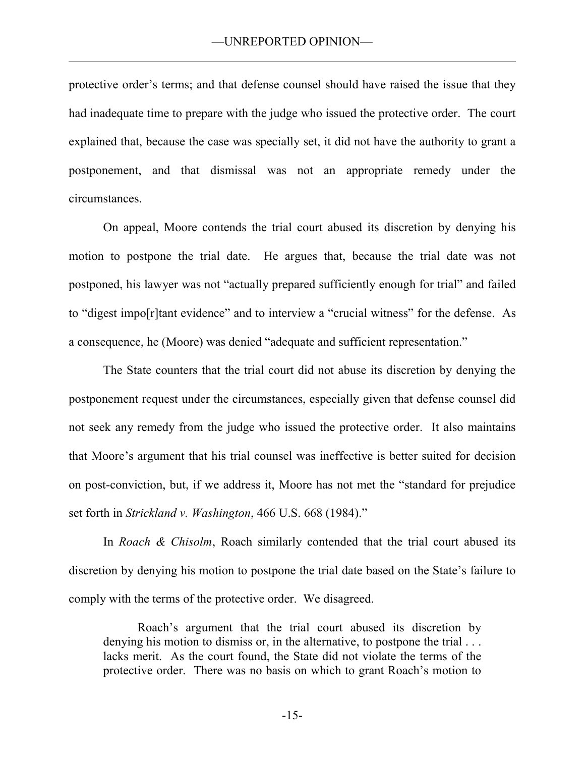protective order's terms; and that defense counsel should have raised the issue that they had inadequate time to prepare with the judge who issued the protective order. The court explained that, because the case was specially set, it did not have the authority to grant a postponement, and that dismissal was not an appropriate remedy under the circumstances.

On appeal, Moore contends the trial court abused its discretion by denying his motion to postpone the trial date. He argues that, because the trial date was not postponed, his lawyer was not "actually prepared sufficiently enough for trial" and failed to "digest impo[r]tant evidence" and to interview a "crucial witness" for the defense. As a consequence, he (Moore) was denied "adequate and sufficient representation."

The State counters that the trial court did not abuse its discretion by denying the postponement request under the circumstances, especially given that defense counsel did not seek any remedy from the judge who issued the protective order. It also maintains that Moore's argument that his trial counsel was ineffective is better suited for decision on post-conviction, but, if we address it, Moore has not met the "standard for prejudice set forth in *Strickland v. Washington*, 466 U.S. 668 (1984)."

In *Roach & Chisolm*, Roach similarly contended that the trial court abused its discretion by denying his motion to postpone the trial date based on the State's failure to comply with the terms of the protective order. We disagreed.

> Roach's argument that the trial court abused its discretion by denying his motion to dismiss or, in the alternative, to postpone the trial . . . lacks merit. As the court found, the State did not violate the terms of the protective order. There was no basis on which to grant Roach's motion to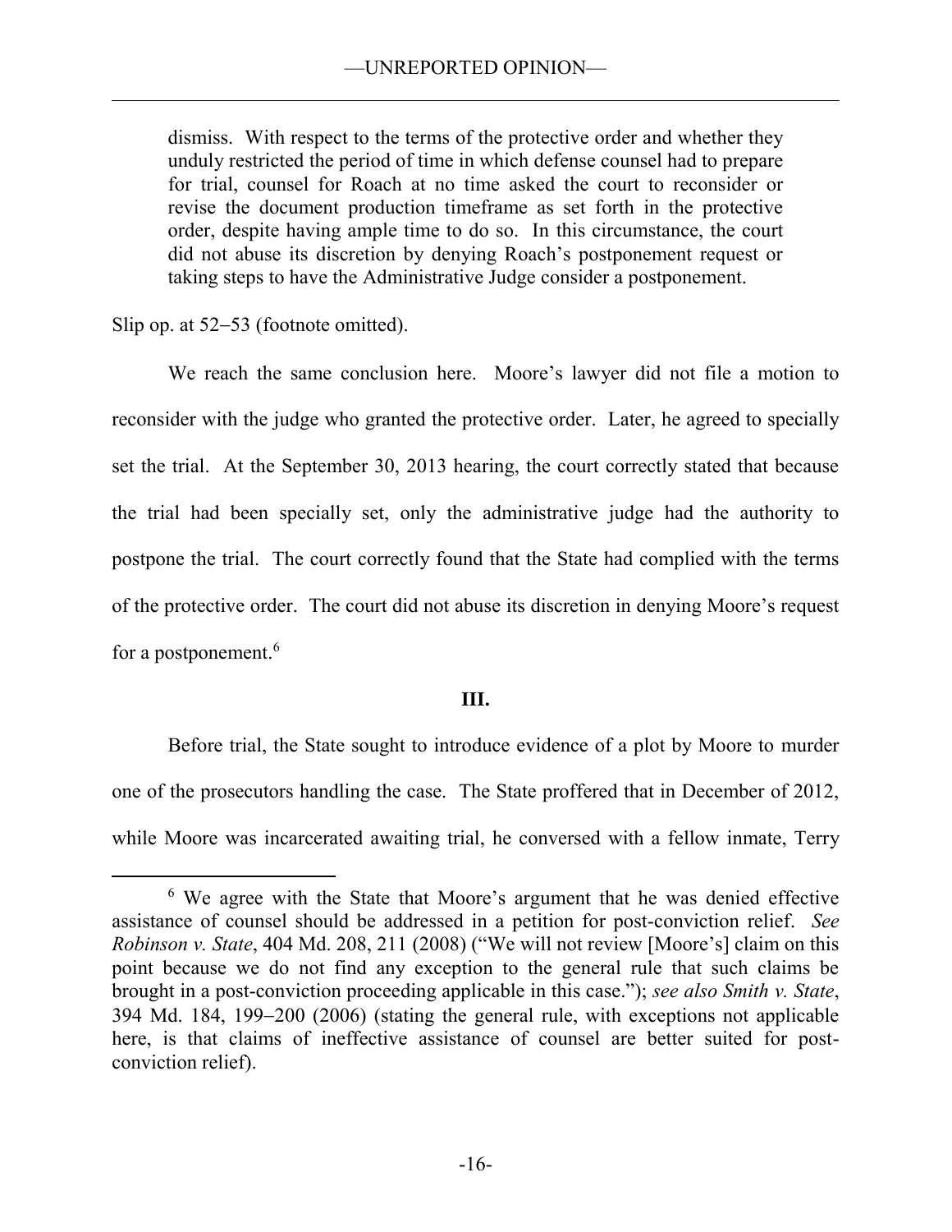> dismiss. With respect to the terms of the protective order and whether they unduly restricted the period of time in which defense counsel had to prepare for trial, counsel for Roach at no time asked the court to reconsider or revise the document production timeframe as set forth in the protective order, despite having ample time to do so. In this circumstance, the court did not abuse its discretion by denying Roach's postponement request or taking steps to have the Administrative Judge consider a postponement.

Slip op. at 52–53 (footnote omitted).

We reach the same conclusion here. Moore's lawyer did not file a motion to reconsider with the judge who granted the protective order. Later, he agreed to specially set the trial. At the September 30, 2013 hearing, the court correctly stated that because the trial had been specially set, only the administrative judge had the authority to postpone the trial. The court correctly found that the State had complied with the terms of the protective order. The court did not abuse its discretion in denying Moore's request for a postponement.[6]

**III.**

Before trial, the State sought to introduce evidence of a plot by Moore to murder one of the prosecutors handling the case. The State proffered that in December of 2012, while Moore was incarcerated awaiting trial, he conversed with a fellow inmate, Terry

---

[6] We agree with the State that Moore's argument that he was denied effective assistance of counsel should be addressed in a petition for post-conviction relief. *See Robinson v. State*, 404 Md. 208, 211 (2008) ("We will not review [Moore's] claim on this point because we do not find any exception to the general rule that such claims be brought in a post-conviction proceeding applicable in this case."); *see also Smith v. State*, 394 Md. 184, 199–200 (2006) (stating the general rule, with exceptions not applicable here, is that claims of ineffective assistance of counsel are better suited for post-conviction relief).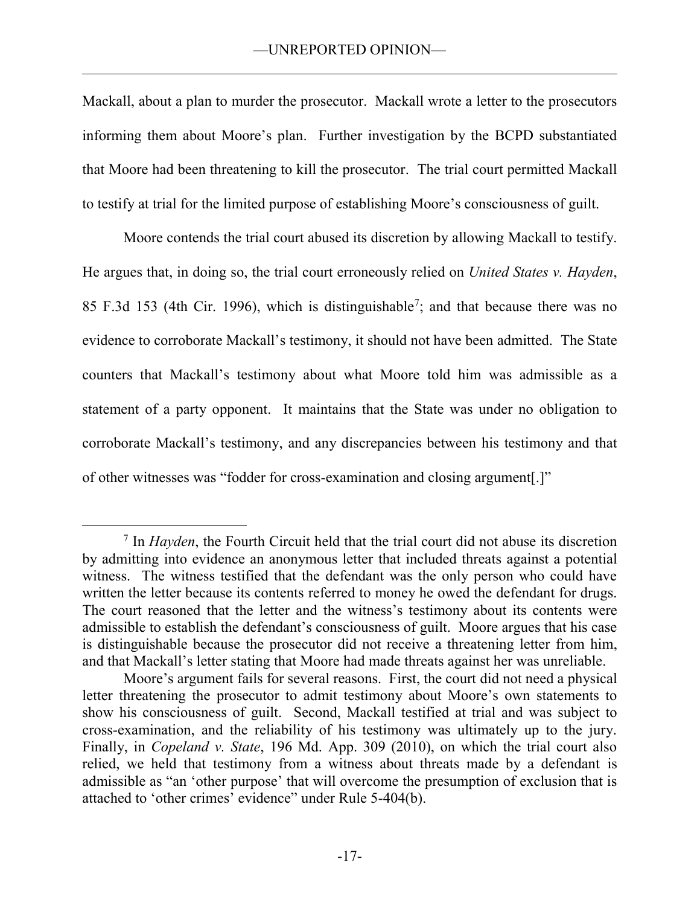Mackall, about a plan to murder the prosecutor. Mackall wrote a letter to the prosecutors informing them about Moore's plan. Further investigation by the BCPD substantiated that Moore had been threatening to kill the prosecutor. The trial court permitted Mackall to testify at trial for the limited purpose of establishing Moore's consciousness of guilt.

Moore contends the trial court abused its discretion by allowing Mackall to testify. He argues that, in doing so, the trial court erroneously relied on *United States v. Hayden*, 85 F.3d 153 (4th Cir. 1996), which is distinguishable[7]; and that because there was no evidence to corroborate Mackall's testimony, it should not have been admitted. The State counters that Mackall's testimony about what Moore told him was admissible as a statement of a party opponent. It maintains that the State was under no obligation to corroborate Mackall's testimony, and any discrepancies between his testimony and that of other witnesses was "fodder for cross-examination and closing argument[.]"

---

[7] In *Hayden*, the Fourth Circuit held that the trial court did not abuse its discretion by admitting into evidence an anonymous letter that included threats against a potential witness. The witness testified that the defendant was the only person who could have written the letter because its contents referred to money he owed the defendant for drugs. The court reasoned that the letter and the witness's testimony about its contents were admissible to establish the defendant's consciousness of guilt. Moore argues that his case is distinguishable because the prosecutor did not receive a threatening letter from him, and that Mackall's letter stating that Moore had made threats against her was unreliable.

Moore's argument fails for several reasons. First, the court did not need a physical letter threatening the prosecutor to admit testimony about Moore's own statements to show his consciousness of guilt. Second, Mackall testified at trial and was subject to cross-examination, and the reliability of his testimony was ultimately up to the jury. Finally, in *Copeland v. State*, 196 Md. App. 309 (2010), on which the trial court also relied, we held that testimony from a witness about threats made by a defendant is admissible as "an 'other purpose' that will overcome the presumption of exclusion that is attached to 'other crimes' evidence" under Rule 5-404(b).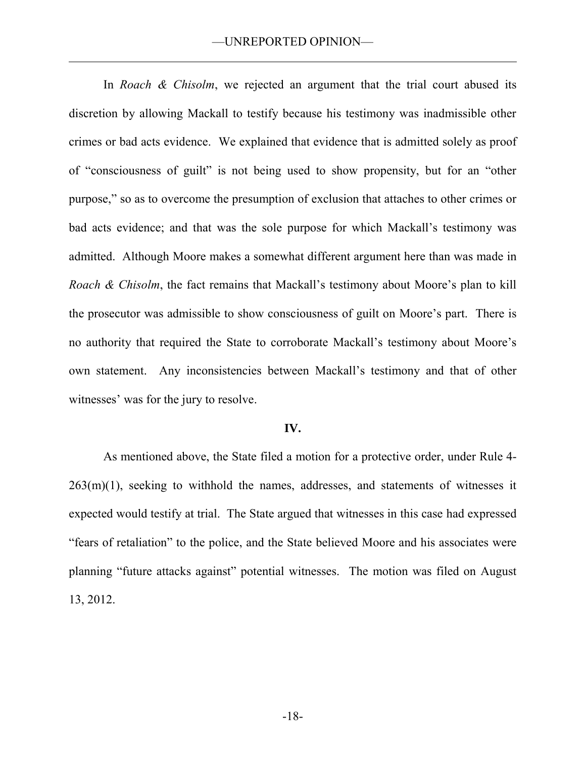In *Roach & Chisolm*, we rejected an argument that the trial court abused its discretion by allowing Mackall to testify because his testimony was inadmissible other crimes or bad acts evidence. We explained that evidence that is admitted solely as proof of "consciousness of guilt" is not being used to show propensity, but for an "other purpose," so as to overcome the presumption of exclusion that attaches to other crimes or bad acts evidence; and that was the sole purpose for which Mackall's testimony was admitted. Although Moore makes a somewhat different argument here than was made in *Roach & Chisolm*, the fact remains that Mackall's testimony about Moore's plan to kill the prosecutor was admissible to show consciousness of guilt on Moore's part. There is no authority that required the State to corroborate Mackall's testimony about Moore's own statement. Any inconsistencies between Mackall's testimony and that of other witnesses' was for the jury to resolve.

**IV.**

As mentioned above, the State filed a motion for a protective order, under Rule 4-263(m)(1), seeking to withhold the names, addresses, and statements of witnesses it expected would testify at trial. The State argued that witnesses in this case had expressed "fears of retaliation" to the police, and the State believed Moore and his associates were planning "future attacks against" potential witnesses. The motion was filed on August 13, 2012.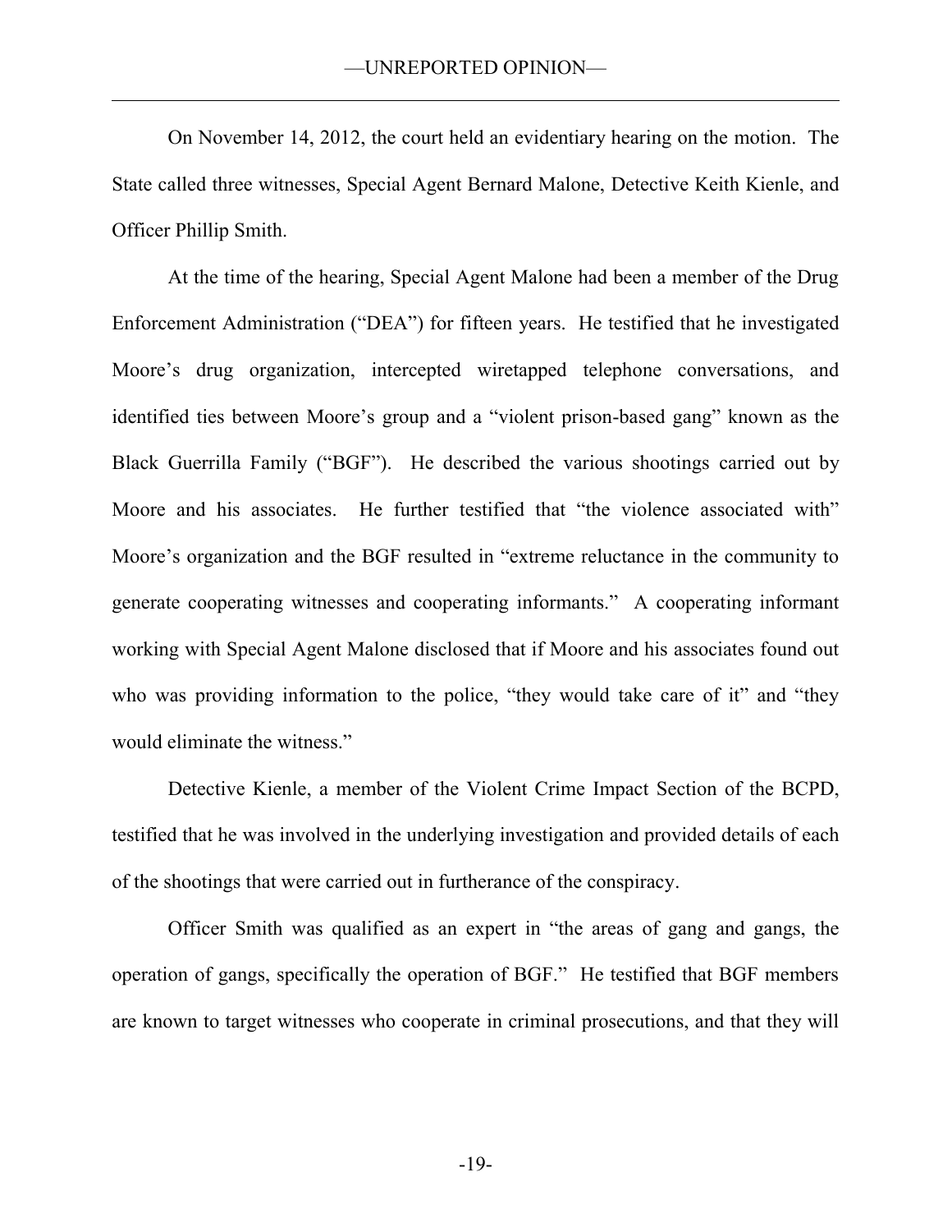On November 14, 2012, the court held an evidentiary hearing on the motion. The State called three witnesses, Special Agent Bernard Malone, Detective Keith Kienle, and Officer Phillip Smith.

At the time of the hearing, Special Agent Malone had been a member of the Drug Enforcement Administration ("DEA") for fifteen years. He testified that he investigated Moore's drug organization, intercepted wiretapped telephone conversations, and identified ties between Moore's group and a "violent prison-based gang" known as the Black Guerrilla Family ("BGF"). He described the various shootings carried out by Moore and his associates. He further testified that "the violence associated with" Moore's organization and the BGF resulted in "extreme reluctance in the community to generate cooperating witnesses and cooperating informants." A cooperating informant working with Special Agent Malone disclosed that if Moore and his associates found out who was providing information to the police, "they would take care of it" and "they would eliminate the witness."

Detective Kienle, a member of the Violent Crime Impact Section of the BCPD, testified that he was involved in the underlying investigation and provided details of each of the shootings that were carried out in furtherance of the conspiracy.

Officer Smith was qualified as an expert in "the areas of gang and gangs, the operation of gangs, specifically the operation of BGF." He testified that BGF members are known to target witnesses who cooperate in criminal prosecutions, and that they will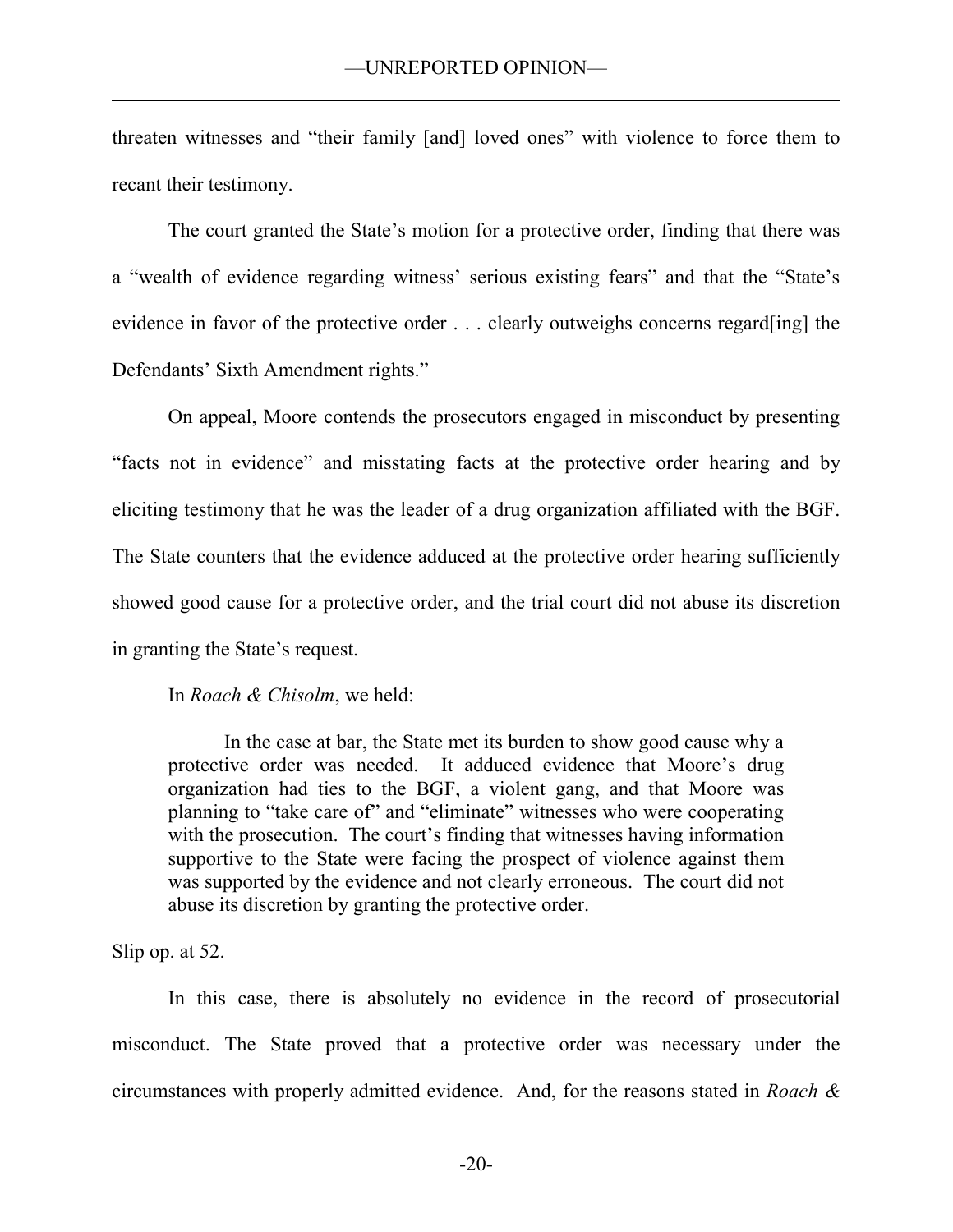threaten witnesses and "their family [and] loved ones" with violence to force them to recant their testimony.

The court granted the State's motion for a protective order, finding that there was a "wealth of evidence regarding witness' serious existing fears" and that the "State's evidence in favor of the protective order . . . clearly outweighs concerns regard[ing] the Defendants' Sixth Amendment rights."

On appeal, Moore contends the prosecutors engaged in misconduct by presenting "facts not in evidence" and misstating facts at the protective order hearing and by eliciting testimony that he was the leader of a drug organization affiliated with the BGF. The State counters that the evidence adduced at the protective order hearing sufficiently showed good cause for a protective order, and the trial court did not abuse its discretion in granting the State's request.

In *Roach & Chisolm*, we held:

> In the case at bar, the State met its burden to show good cause why a protective order was needed. It adduced evidence that Moore's drug organization had ties to the BGF, a violent gang, and that Moore was planning to "take care of" and "eliminate" witnesses who were cooperating with the prosecution. The court's finding that witnesses having information supportive to the State were facing the prospect of violence against them was supported by the evidence and not clearly erroneous. The court did not abuse its discretion by granting the protective order.

Slip op. at 52.

In this case, there is absolutely no evidence in the record of prosecutorial misconduct. The State proved that a protective order was necessary under the circumstances with properly admitted evidence. And, for the reasons stated in *Roach &*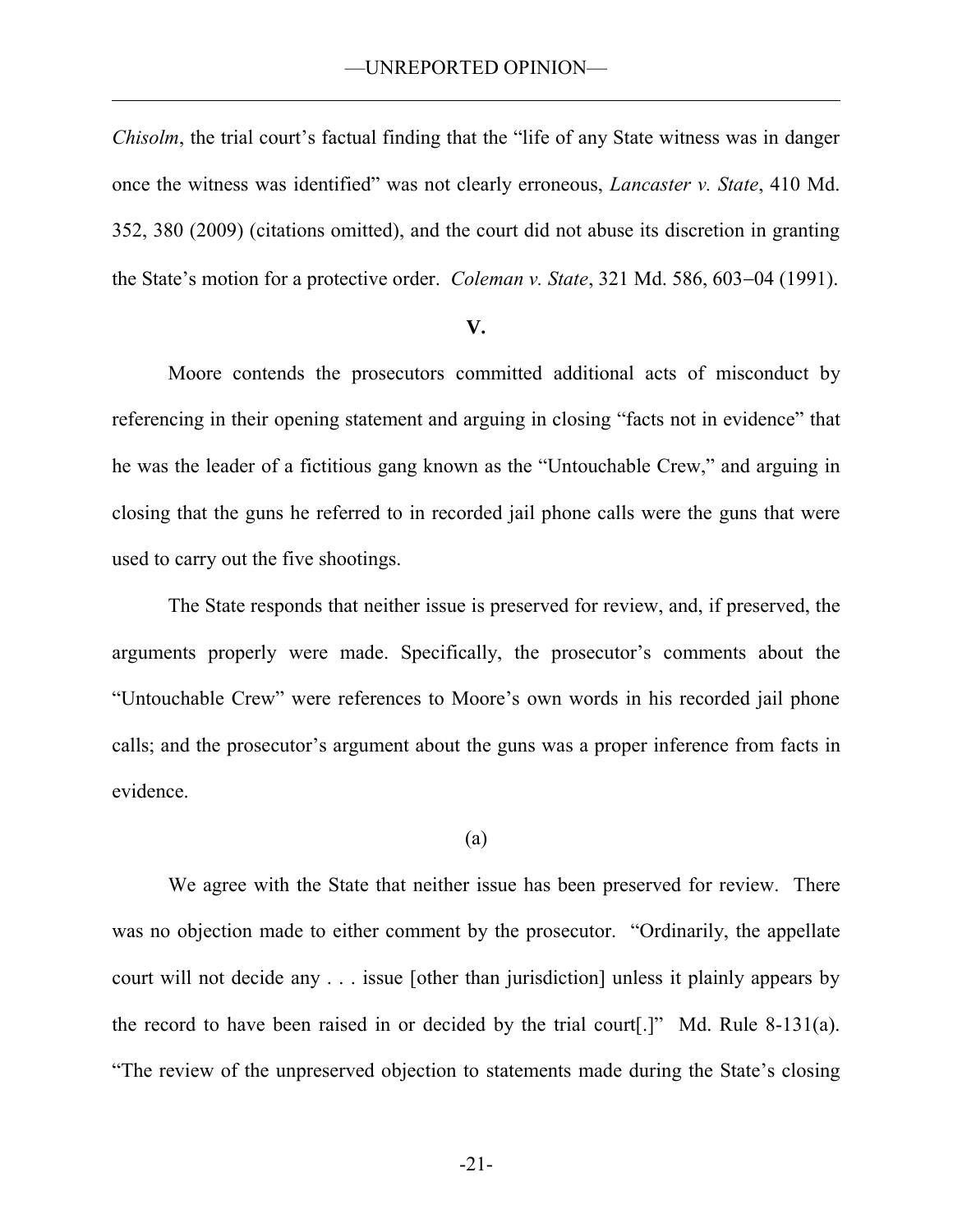*Chisolm*, the trial court's factual finding that the "life of any State witness was in danger once the witness was identified" was not clearly erroneous, *Lancaster v. State*, 410 Md. 352, 380 (2009) (citations omitted), and the court did not abuse its discretion in granting the State's motion for a protective order. *Coleman v. State*, 321 Md. 586, 603–04 (1991).

## V.

Moore contends the prosecutors committed additional acts of misconduct by referencing in their opening statement and arguing in closing "facts not in evidence" that he was the leader of a fictitious gang known as the "Untouchable Crew," and arguing in closing that the guns he referred to in recorded jail phone calls were the guns that were used to carry out the five shootings.

The State responds that neither issue is preserved for review, and, if preserved, the arguments properly were made. Specifically, the prosecutor's comments about the "Untouchable Crew" were references to Moore's own words in his recorded jail phone calls; and the prosecutor's argument about the guns was a proper inference from facts in evidence.

### (a)

We agree with the State that neither issue has been preserved for review. There was no objection made to either comment by the prosecutor. "Ordinarily, the appellate court will not decide any . . . issue [other than jurisdiction] unless it plainly appears by the record to have been raised in or decided by the trial court[.]" Md. Rule 8-131(a). "The review of the unpreserved objection to statements made during the State's closing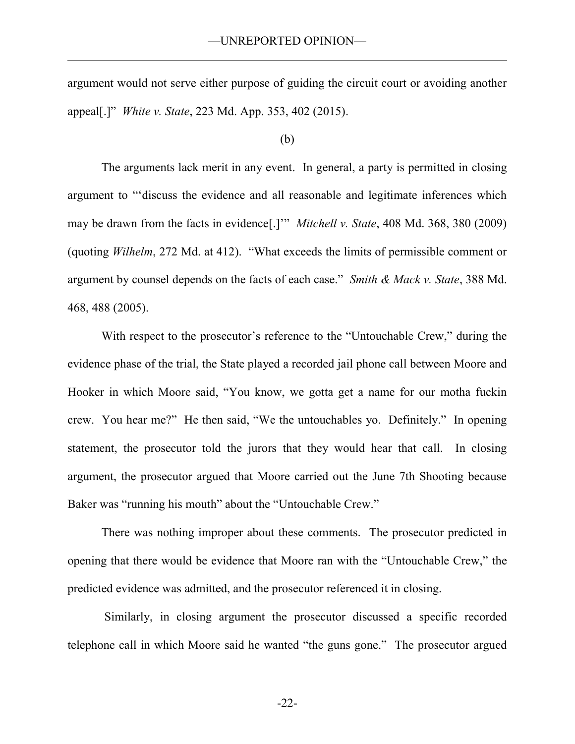argument would not serve either purpose of guiding the circuit court or avoiding another appeal[.]" *White v. State*, 223 Md. App. 353, 402 (2015).

(b)

The arguments lack merit in any event. In general, a party is permitted in closing argument to "'discuss the evidence and all reasonable and legitimate inferences which may be drawn from the facts in evidence[.]'" *Mitchell v. State*, 408 Md. 368, 380 (2009) (quoting *Wilhelm*, 272 Md. at 412). "What exceeds the limits of permissible comment or argument by counsel depends on the facts of each case." *Smith & Mack v. State*, 388 Md. 468, 488 (2005).

With respect to the prosecutor's reference to the "Untouchable Crew," during the evidence phase of the trial, the State played a recorded jail phone call between Moore and Hooker in which Moore said, "You know, we gotta get a name for our motha fuckin crew. You hear me?" He then said, "We the untouchables yo. Definitely." In opening statement, the prosecutor told the jurors that they would hear that call. In closing argument, the prosecutor argued that Moore carried out the June 7th Shooting because Baker was "running his mouth" about the "Untouchable Crew."

There was nothing improper about these comments. The prosecutor predicted in opening that there would be evidence that Moore ran with the "Untouchable Crew," the predicted evidence was admitted, and the prosecutor referenced it in closing.

Similarly, in closing argument the prosecutor discussed a specific recorded telephone call in which Moore said he wanted "the guns gone." The prosecutor argued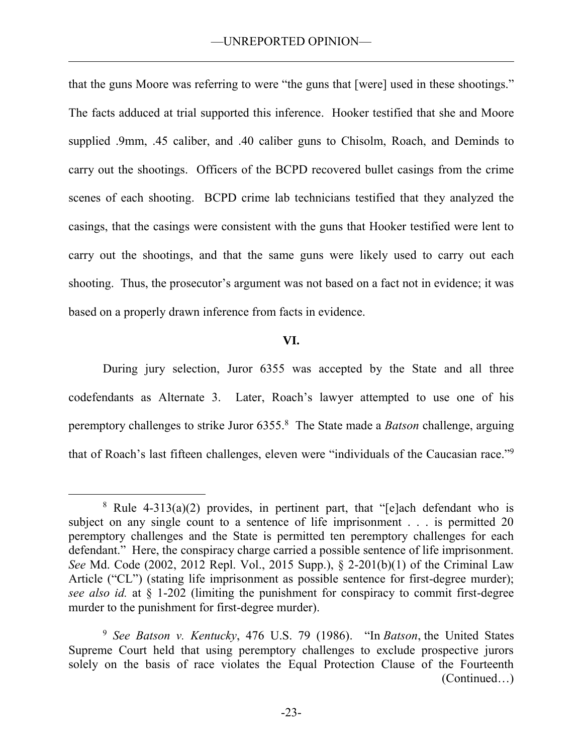that the guns Moore was referring to were "the guns that [were] used in these shootings." The facts adduced at trial supported this inference. Hooker testified that she and Moore supplied .9mm, .45 caliber, and .40 caliber guns to Chisolm, Roach, and Deminds to carry out the shootings. Officers of the BCPD recovered bullet casings from the crime scenes of each shooting. BCPD crime lab technicians testified that they analyzed the casings, that the casings were consistent with the guns that Hooker testified were lent to carry out the shootings, and that the same guns were likely used to carry out each shooting. Thus, the prosecutor's argument was not based on a fact not in evidence; it was based on a properly drawn inference from facts in evidence.

## VI.

During jury selection, Juror 6355 was accepted by the State and all three codefendants as Alternate 3. Later, Roach's lawyer attempted to use one of his peremptory challenges to strike Juror 6355.[8] The State made a *Batson* challenge, arguing that of Roach's last fifteen challenges, eleven were "individuals of the Caucasian race."[9]

---

[8] Rule 4-313(a)(2) provides, in pertinent part, that "[e]ach defendant who is subject on any single count to a sentence of life imprisonment . . . is permitted 20 peremptory challenges and the State is permitted ten peremptory challenges for each defendant." Here, the conspiracy charge carried a possible sentence of life imprisonment. *See* Md. Code (2002, 2012 Repl. Vol., 2015 Supp.), § 2-201(b)(1) of the Criminal Law Article ("CL") (stating life imprisonment as possible sentence for first-degree murder); *see also id.* at § 1-202 (limiting the punishment for conspiracy to commit first-degree murder to the punishment for first-degree murder).

[9] *See Batson v. Kentucky*, 476 U.S. 79 (1986). "In *Batson*, the United States Supreme Court held that using peremptory challenges to exclude prospective jurors solely on the basis of race violates the Equal Protection Clause of the Fourteenth (Continued…)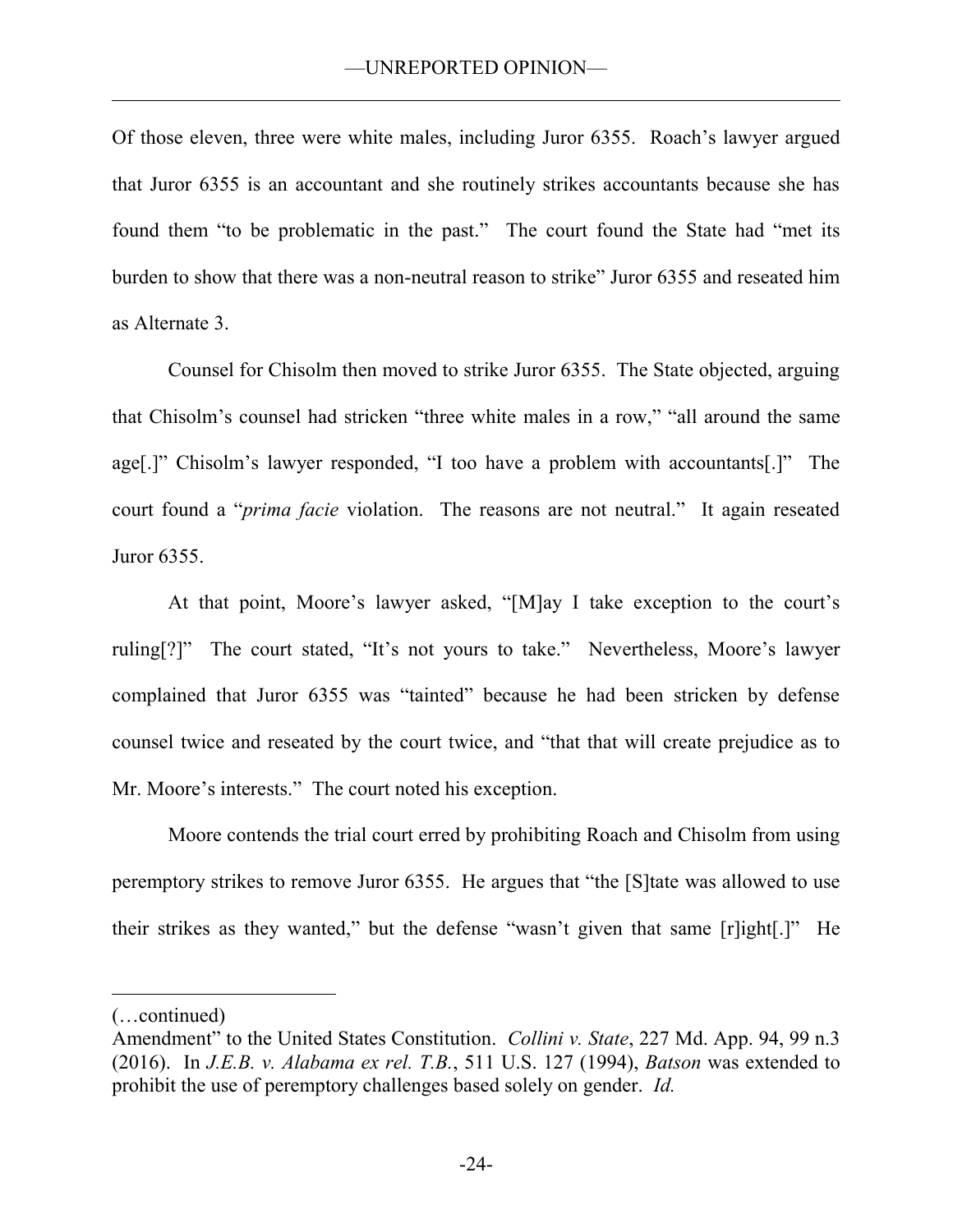Of those eleven, three were white males, including Juror 6355. Roach's lawyer argued that Juror 6355 is an accountant and she routinely strikes accountants because she has found them "to be problematic in the past." The court found the State had "met its burden to show that there was a non-neutral reason to strike" Juror 6355 and reseated him as Alternate 3.

Counsel for Chisolm then moved to strike Juror 6355. The State objected, arguing that Chisolm's counsel had stricken "three white males in a row," "all around the same age[.]" Chisolm's lawyer responded, "I too have a problem with accountants[.]" The court found a "*prima facie* violation. The reasons are not neutral." It again reseated Juror 6355.

At that point, Moore's lawyer asked, "[M]ay I take exception to the court's ruling[?]" The court stated, "It's not yours to take." Nevertheless, Moore's lawyer complained that Juror 6355 was "tainted" because he had been stricken by defense counsel twice and reseated by the court twice, and "that that will create prejudice as to Mr. Moore's interests." The court noted his exception.

Moore contends the trial court erred by prohibiting Roach and Chisolm from using peremptory strikes to remove Juror 6355. He argues that "the [S]tate was allowed to use their strikes as they wanted," but the defense "wasn't given that same [r]ight[.]" He

---

(…continued)
Amendment" to the United States Constitution. *Collini v. State*, 227 Md. App. 94, 99 n.3 (2016). In *J.E.B. v. Alabama ex rel. T.B.*, 511 U.S. 127 (1994), *Batson* was extended to prohibit the use of peremptory challenges based solely on gender. *Id.*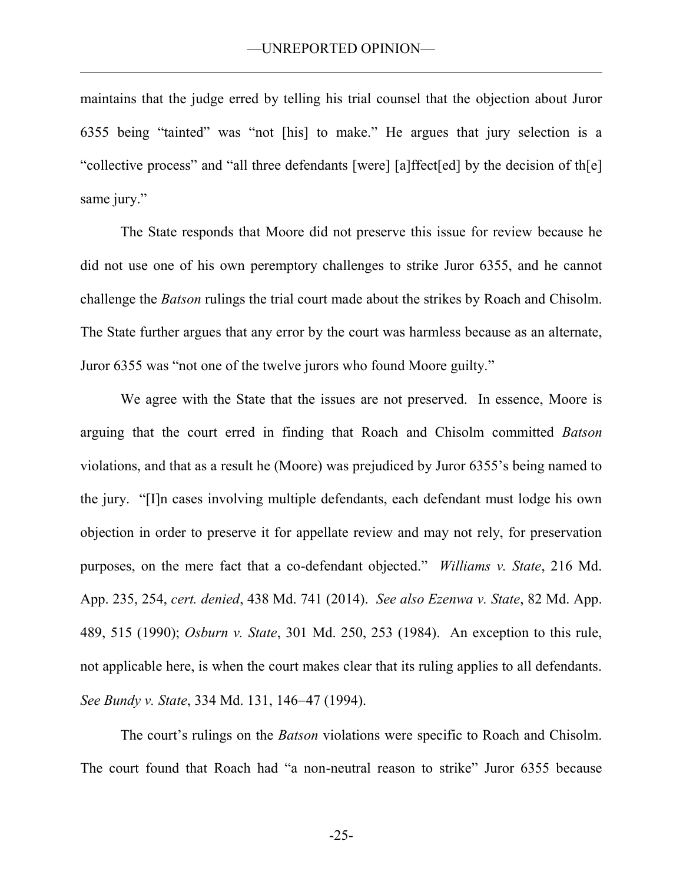maintains that the judge erred by telling his trial counsel that the objection about Juror 6355 being "tainted" was "not [his] to make." He argues that jury selection is a "collective process" and "all three defendants [were] [a]ffect[ed] by the decision of th[e] same jury."

The State responds that Moore did not preserve this issue for review because he did not use one of his own peremptory challenges to strike Juror 6355, and he cannot challenge the *Batson* rulings the trial court made about the strikes by Roach and Chisolm. The State further argues that any error by the court was harmless because as an alternate, Juror 6355 was "not one of the twelve jurors who found Moore guilty."

We agree with the State that the issues are not preserved. In essence, Moore is arguing that the court erred in finding that Roach and Chisolm committed *Batson* violations, and that as a result he (Moore) was prejudiced by Juror 6355's being named to the jury. "[I]n cases involving multiple defendants, each defendant must lodge his own objection in order to preserve it for appellate review and may not rely, for preservation purposes, on the mere fact that a co-defendant objected." *Williams v. State*, 216 Md. App. 235, 254, *cert. denied*, 438 Md. 741 (2014). *See also Ezenwa v. State*, 82 Md. App. 489, 515 (1990); *Osburn v. State*, 301 Md. 250, 253 (1984). An exception to this rule, not applicable here, is when the court makes clear that its ruling applies to all defendants. *See Bundy v. State*, 334 Md. 131, 146–47 (1994).

The court's rulings on the *Batson* violations were specific to Roach and Chisolm. The court found that Roach had "a non-neutral reason to strike" Juror 6355 because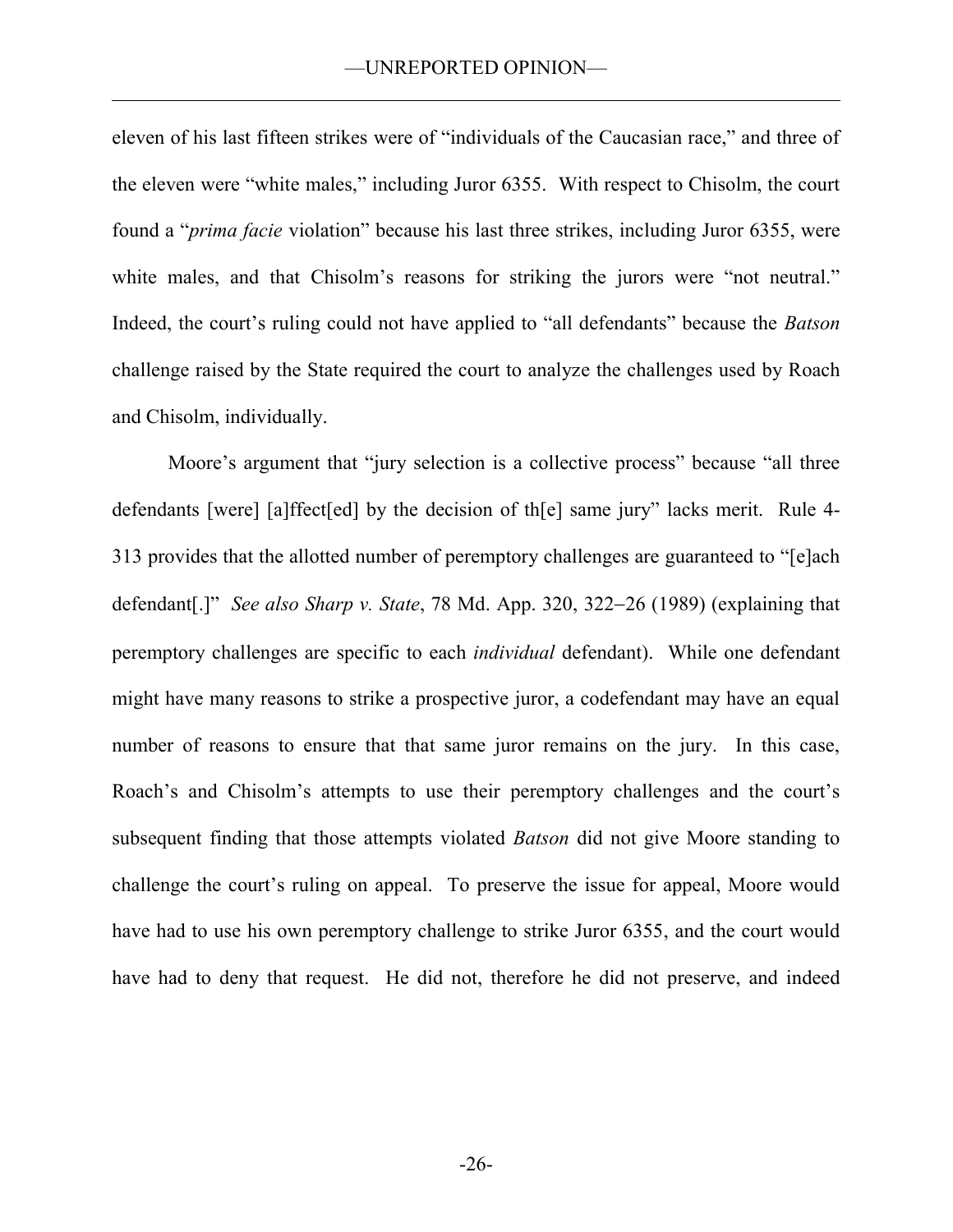eleven of his last fifteen strikes were of "individuals of the Caucasian race," and three of the eleven were "white males," including Juror 6355. With respect to Chisolm, the court found a "*prima facie* violation" because his last three strikes, including Juror 6355, were white males, and that Chisolm's reasons for striking the jurors were "not neutral." Indeed, the court's ruling could not have applied to "all defendants" because the *Batson* challenge raised by the State required the court to analyze the challenges used by Roach and Chisolm, individually.

Moore's argument that "jury selection is a collective process" because "all three defendants [were] [a]ffect[ed] by the decision of th[e] same jury" lacks merit. Rule 4-313 provides that the allotted number of peremptory challenges are guaranteed to "[e]ach defendant[.]" *See also Sharp v. State*, 78 Md. App. 320, 322–26 (1989) (explaining that peremptory challenges are specific to each *individual* defendant). While one defendant might have many reasons to strike a prospective juror, a codefendant may have an equal number of reasons to ensure that that same juror remains on the jury. In this case, Roach's and Chisolm's attempts to use their peremptory challenges and the court's subsequent finding that those attempts violated *Batson* did not give Moore standing to challenge the court's ruling on appeal. To preserve the issue for appeal, Moore would have had to use his own peremptory challenge to strike Juror 6355, and the court would have had to deny that request. He did not, therefore he did not preserve, and indeed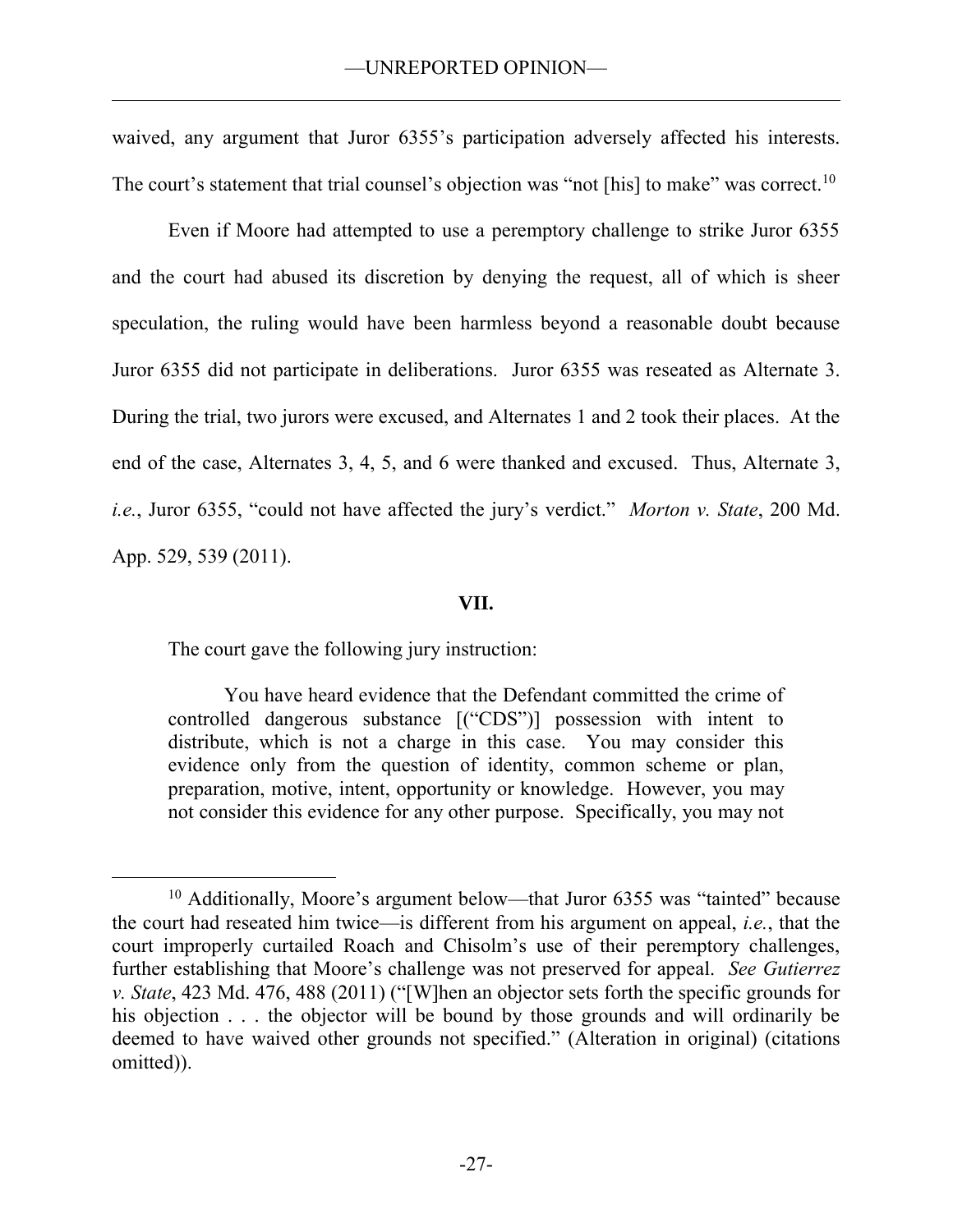waived, any argument that Juror 6355's participation adversely affected his interests. The court's statement that trial counsel's objection was "not [his] to make" was correct.[10]

Even if Moore had attempted to use a peremptory challenge to strike Juror 6355 and the court had abused its discretion by denying the request, all of which is sheer speculation, the ruling would have been harmless beyond a reasonable doubt because Juror 6355 did not participate in deliberations. Juror 6355 was reseated as Alternate 3. During the trial, two jurors were excused, and Alternates 1 and 2 took their places. At the end of the case, Alternates 3, 4, 5, and 6 were thanked and excused. Thus, Alternate 3, *i.e.*, Juror 6355, "could not have affected the jury's verdict." *Morton v. State*, 200 Md. App. 529, 539 (2011).

**VII.**

The court gave the following jury instruction:

> You have heard evidence that the Defendant committed the crime of controlled dangerous substance [("CDS")] possession with intent to distribute, which is not a charge in this case. You may consider this evidence only from the question of identity, common scheme or plan, preparation, motive, intent, opportunity or knowledge. However, you may not consider this evidence for any other purpose. Specifically, you may not

---

[10] Additionally, Moore's argument below—that Juror 6355 was "tainted" because the court had reseated him twice—is different from his argument on appeal, *i.e.*, that the court improperly curtailed Roach and Chisolm's use of their peremptory challenges, further establishing that Moore's challenge was not preserved for appeal. *See Gutierrez v. State*, 423 Md. 476, 488 (2011) ("[W]hen an objector sets forth the specific grounds for his objection . . . the objector will be bound by those grounds and will ordinarily be deemed to have waived other grounds not specified." (Alteration in original) (citations omitted)).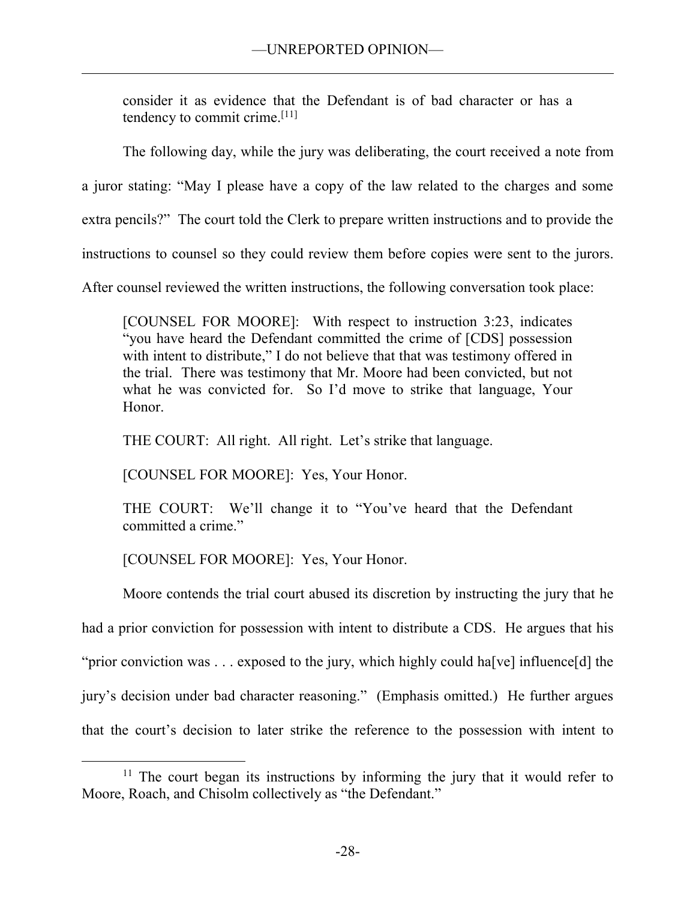consider it as evidence that the Defendant is of bad character or has a tendency to commit crime.[11]

The following day, while the jury was deliberating, the court received a note from a juror stating: "May I please have a copy of the law related to the charges and some extra pencils?" The court told the Clerk to prepare written instructions and to provide the instructions to counsel so they could review them before copies were sent to the jurors. After counsel reviewed the written instructions, the following conversation took place:

> [COUNSEL FOR MOORE]: With respect to instruction 3:23, indicates "you have heard the Defendant committed the crime of [CDS] possession with intent to distribute," I do not believe that that was testimony offered in the trial. There was testimony that Mr. Moore had been convicted, but not what he was convicted for. So I'd move to strike that language, Your Honor.
>
> THE COURT: All right. All right. Let's strike that language.
>
> [COUNSEL FOR MOORE]: Yes, Your Honor.
>
> THE COURT: We'll change it to "You've heard that the Defendant committed a crime."
>
> [COUNSEL FOR MOORE]: Yes, Your Honor.

Moore contends the trial court abused its discretion by instructing the jury that he had a prior conviction for possession with intent to distribute a CDS. He argues that his "prior conviction was . . . exposed to the jury, which highly could ha[ve] influence[d] the jury's decision under bad character reasoning." (Emphasis omitted.) He further argues that the court's decision to later strike the reference to the possession with intent to

---

[11] The court began its instructions by informing the jury that it would refer to Moore, Roach, and Chisolm collectively as "the Defendant."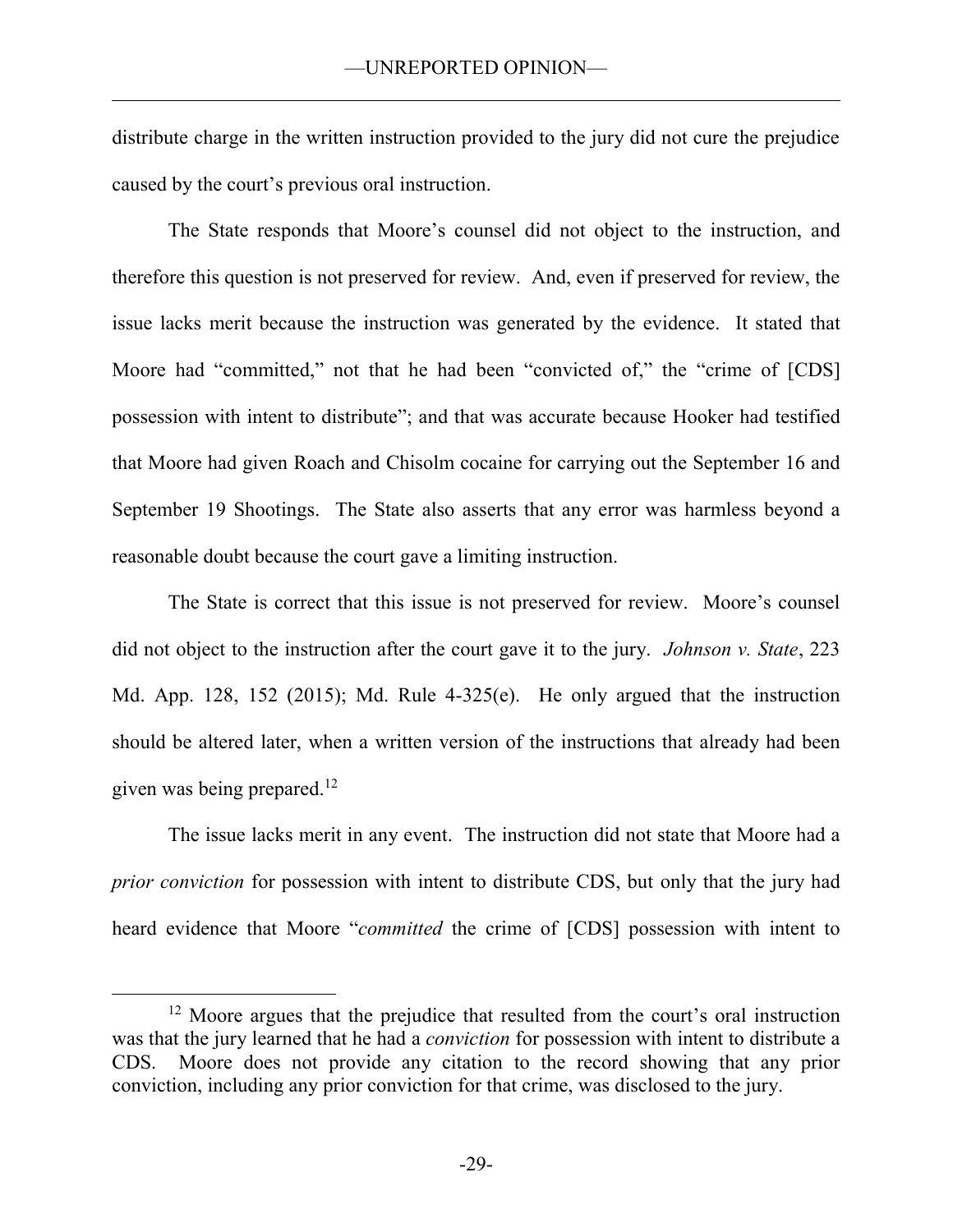distribute charge in the written instruction provided to the jury did not cure the prejudice caused by the court's previous oral instruction.

The State responds that Moore's counsel did not object to the instruction, and therefore this question is not preserved for review. And, even if preserved for review, the issue lacks merit because the instruction was generated by the evidence. It stated that Moore had "committed," not that he had been "convicted of," the "crime of [CDS] possession with intent to distribute"; and that was accurate because Hooker had testified that Moore had given Roach and Chisolm cocaine for carrying out the September 16 and September 19 Shootings. The State also asserts that any error was harmless beyond a reasonable doubt because the court gave a limiting instruction.

The State is correct that this issue is not preserved for review. Moore's counsel did not object to the instruction after the court gave it to the jury. *Johnson v. State*, 223 Md. App. 128, 152 (2015); Md. Rule 4-325(e). He only argued that the instruction should be altered later, when a written version of the instructions that already had been given was being prepared.[12]

The issue lacks merit in any event. The instruction did not state that Moore had a *prior conviction* for possession with intent to distribute CDS, but only that the jury had heard evidence that Moore "*committed* the crime of [CDS] possession with intent to

[12] Moore argues that the prejudice that resulted from the court's oral instruction was that the jury learned that he had a *conviction* for possession with intent to distribute a CDS. Moore does not provide any citation to the record showing that any prior conviction, including any prior conviction for that crime, was disclosed to the jury.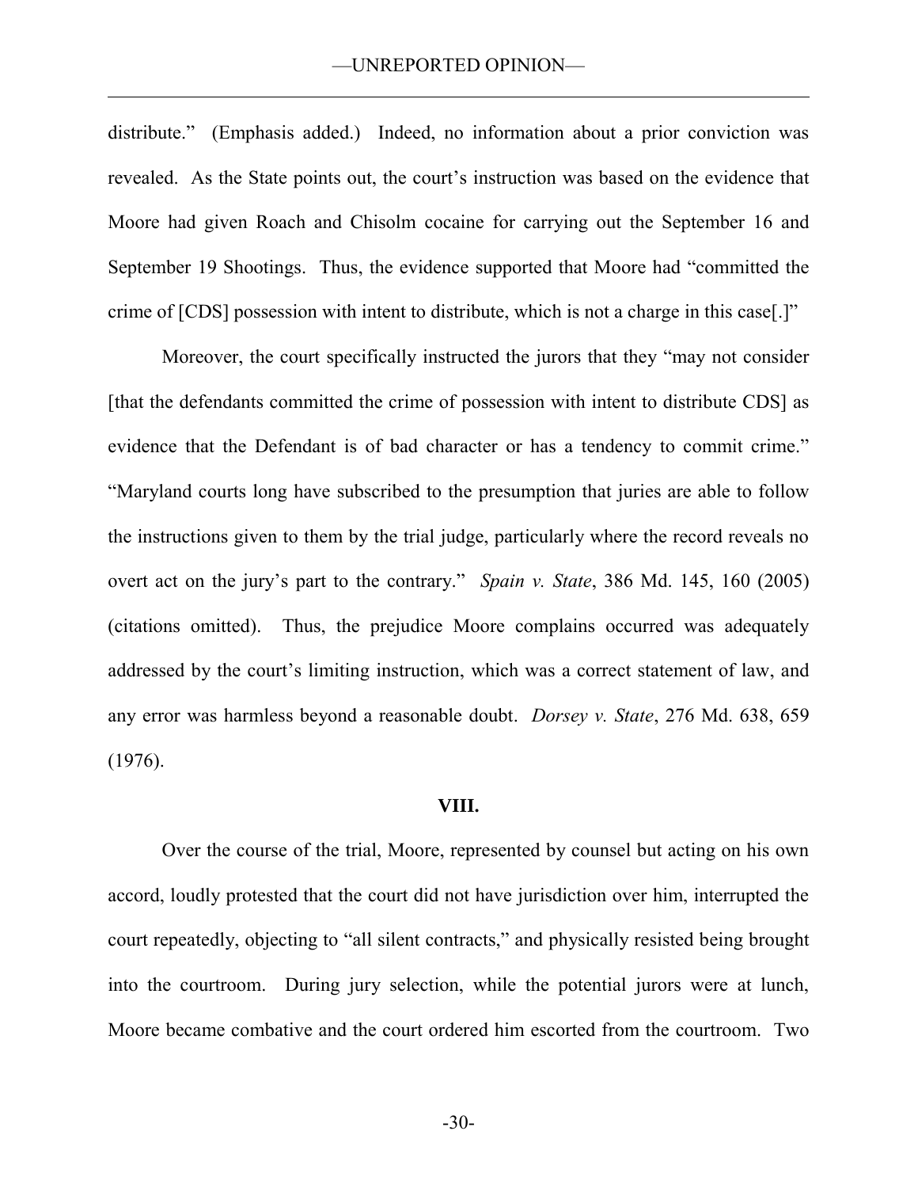distribute." (Emphasis added.) Indeed, no information about a prior conviction was revealed. As the State points out, the court's instruction was based on the evidence that Moore had given Roach and Chisolm cocaine for carrying out the September 16 and September 19 Shootings. Thus, the evidence supported that Moore had "committed the crime of [CDS] possession with intent to distribute, which is not a charge in this case[.]"

Moreover, the court specifically instructed the jurors that they "may not consider [that the defendants committed the crime of possession with intent to distribute CDS] as evidence that the Defendant is of bad character or has a tendency to commit crime." "Maryland courts long have subscribed to the presumption that juries are able to follow the instructions given to them by the trial judge, particularly where the record reveals no overt act on the jury's part to the contrary." *Spain v. State*, 386 Md. 145, 160 (2005) (citations omitted). Thus, the prejudice Moore complains occurred was adequately addressed by the court's limiting instruction, which was a correct statement of law, and any error was harmless beyond a reasonable doubt. *Dorsey v. State*, 276 Md. 638, 659 (1976).

## VIII.

Over the course of the trial, Moore, represented by counsel but acting on his own accord, loudly protested that the court did not have jurisdiction over him, interrupted the court repeatedly, objecting to "all silent contracts," and physically resisted being brought into the courtroom. During jury selection, while the potential jurors were at lunch, Moore became combative and the court ordered him escorted from the courtroom. Two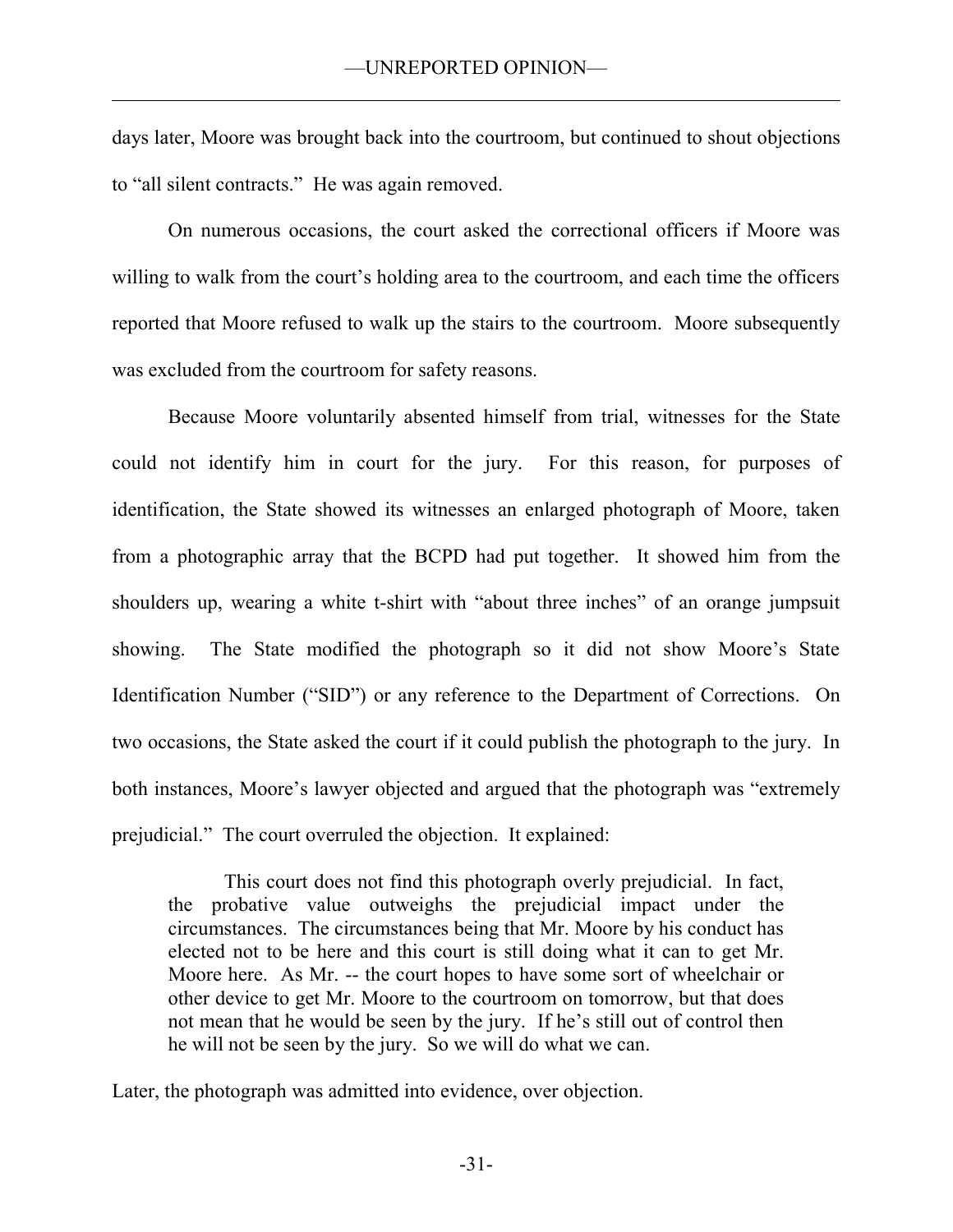days later, Moore was brought back into the courtroom, but continued to shout objections to "all silent contracts." He was again removed.

On numerous occasions, the court asked the correctional officers if Moore was willing to walk from the court's holding area to the courtroom, and each time the officers reported that Moore refused to walk up the stairs to the courtroom. Moore subsequently was excluded from the courtroom for safety reasons.

Because Moore voluntarily absented himself from trial, witnesses for the State could not identify him in court for the jury. For this reason, for purposes of identification, the State showed its witnesses an enlarged photograph of Moore, taken from a photographic array that the BCPD had put together. It showed him from the shoulders up, wearing a white t-shirt with "about three inches" of an orange jumpsuit showing. The State modified the photograph so it did not show Moore's State Identification Number ("SID") or any reference to the Department of Corrections. On two occasions, the State asked the court if it could publish the photograph to the jury. In both instances, Moore's lawyer objected and argued that the photograph was "extremely prejudicial." The court overruled the objection. It explained:

> This court does not find this photograph overly prejudicial. In fact, the probative value outweighs the prejudicial impact under the circumstances. The circumstances being that Mr. Moore by his conduct has elected not to be here and this court is still doing what it can to get Mr. Moore here. As Mr. -- the court hopes to have some sort of wheelchair or other device to get Mr. Moore to the courtroom on tomorrow, but that does not mean that he would be seen by the jury. If he's still out of control then he will not be seen by the jury. So we will do what we can.

Later, the photograph was admitted into evidence, over objection.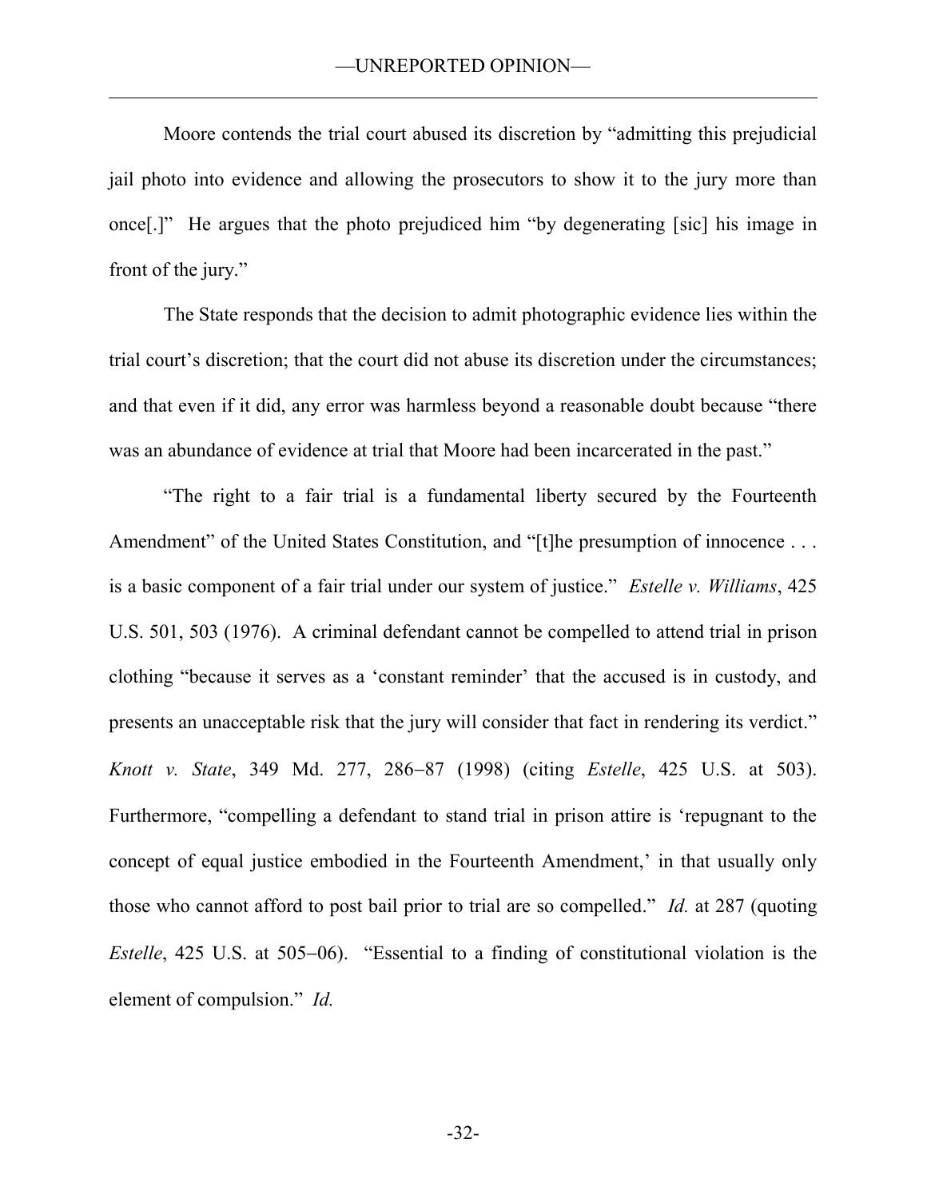Moore contends the trial court abused its discretion by "admitting this prejudicial jail photo into evidence and allowing the prosecutors to show it to the jury more than once[.]" He argues that the photo prejudiced him "by degenerating [sic] his image in front of the jury."

The State responds that the decision to admit photographic evidence lies within the trial court's discretion; that the court did not abuse its discretion under the circumstances; and that even if it did, any error was harmless beyond a reasonable doubt because "there was an abundance of evidence at trial that Moore had been incarcerated in the past."

"The right to a fair trial is a fundamental liberty secured by the Fourteenth Amendment" of the United States Constitution, and "[t]he presumption of innocence . . . is a basic component of a fair trial under our system of justice." *Estelle v. Williams*, 425 U.S. 501, 503 (1976). A criminal defendant cannot be compelled to attend trial in prison clothing "because it serves as a 'constant reminder' that the accused is in custody, and presents an unacceptable risk that the jury will consider that fact in rendering its verdict." *Knott v. State*, 349 Md. 277, 286−87 (1998) (citing *Estelle*, 425 U.S. at 503). Furthermore, "compelling a defendant to stand trial in prison attire is 'repugnant to the concept of equal justice embodied in the Fourteenth Amendment,' in that usually only those who cannot afford to post bail prior to trial are so compelled." *Id.* at 287 (quoting *Estelle*, 425 U.S. at 505−06). "Essential to a finding of constitutional violation is the element of compulsion." *Id.*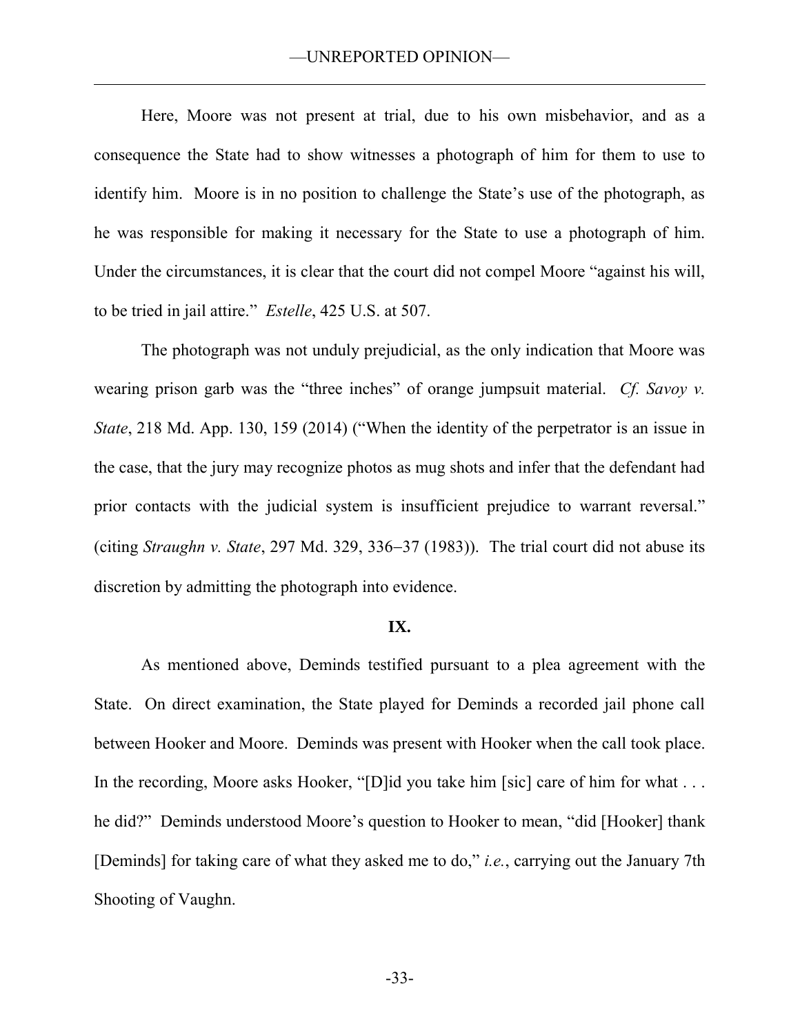Here, Moore was not present at trial, due to his own misbehavior, and as a consequence the State had to show witnesses a photograph of him for them to use to identify him. Moore is in no position to challenge the State's use of the photograph, as he was responsible for making it necessary for the State to use a photograph of him. Under the circumstances, it is clear that the court did not compel Moore "against his will, to be tried in jail attire." *Estelle*, 425 U.S. at 507.

The photograph was not unduly prejudicial, as the only indication that Moore was wearing prison garb was the "three inches" of orange jumpsuit material. *Cf. Savoy v. State*, 218 Md. App. 130, 159 (2014) ("When the identity of the perpetrator is an issue in the case, that the jury may recognize photos as mug shots and infer that the defendant had prior contacts with the judicial system is insufficient prejudice to warrant reversal." (citing *Straughn v. State*, 297 Md. 329, 336–37 (1983)). The trial court did not abuse its discretion by admitting the photograph into evidence.

**IX.**

As mentioned above, Deminds testified pursuant to a plea agreement with the State. On direct examination, the State played for Deminds a recorded jail phone call between Hooker and Moore. Deminds was present with Hooker when the call took place. In the recording, Moore asks Hooker, "[D]id you take him [sic] care of him for what . . . he did?" Deminds understood Moore's question to Hooker to mean, "did [Hooker] thank [Deminds] for taking care of what they asked me to do," *i.e.*, carrying out the January 7th Shooting of Vaughn.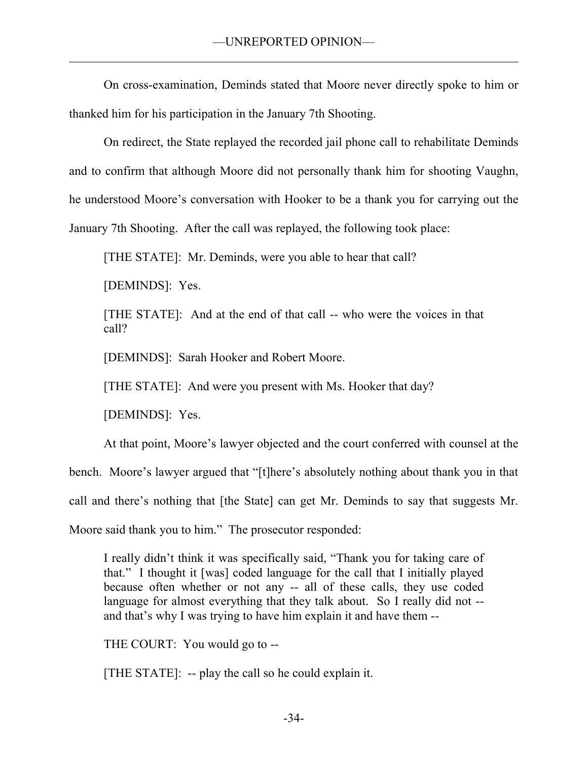On cross-examination, Deminds stated that Moore never directly spoke to him or thanked him for his participation in the January 7th Shooting.

On redirect, the State replayed the recorded jail phone call to rehabilitate Deminds and to confirm that although Moore did not personally thank him for shooting Vaughn, he understood Moore's conversation with Hooker to be a thank you for carrying out the January 7th Shooting. After the call was replayed, the following took place:

> [THE STATE]: Mr. Deminds, were you able to hear that call?
>
> [DEMINDS]: Yes.
>
> [THE STATE]: And at the end of that call -- who were the voices in that call?
>
> [DEMINDS]: Sarah Hooker and Robert Moore.
>
> [THE STATE]: And were you present with Ms. Hooker that day?
>
> [DEMINDS]: Yes.

At that point, Moore's lawyer objected and the court conferred with counsel at the bench. Moore's lawyer argued that "[t]here's absolutely nothing about thank you in that call and there's nothing that [the State] can get Mr. Deminds to say that suggests Mr. Moore said thank you to him." The prosecutor responded:

> I really didn't think it was specifically said, "Thank you for taking care of that." I thought it [was] coded language for the call that I initially played because often whether or not any -- all of these calls, they use coded language for almost everything that they talk about. So I really did not -- and that's why I was trying to have him explain it and have them --
>
> THE COURT: You would go to --
>
> [THE STATE]: -- play the call so he could explain it.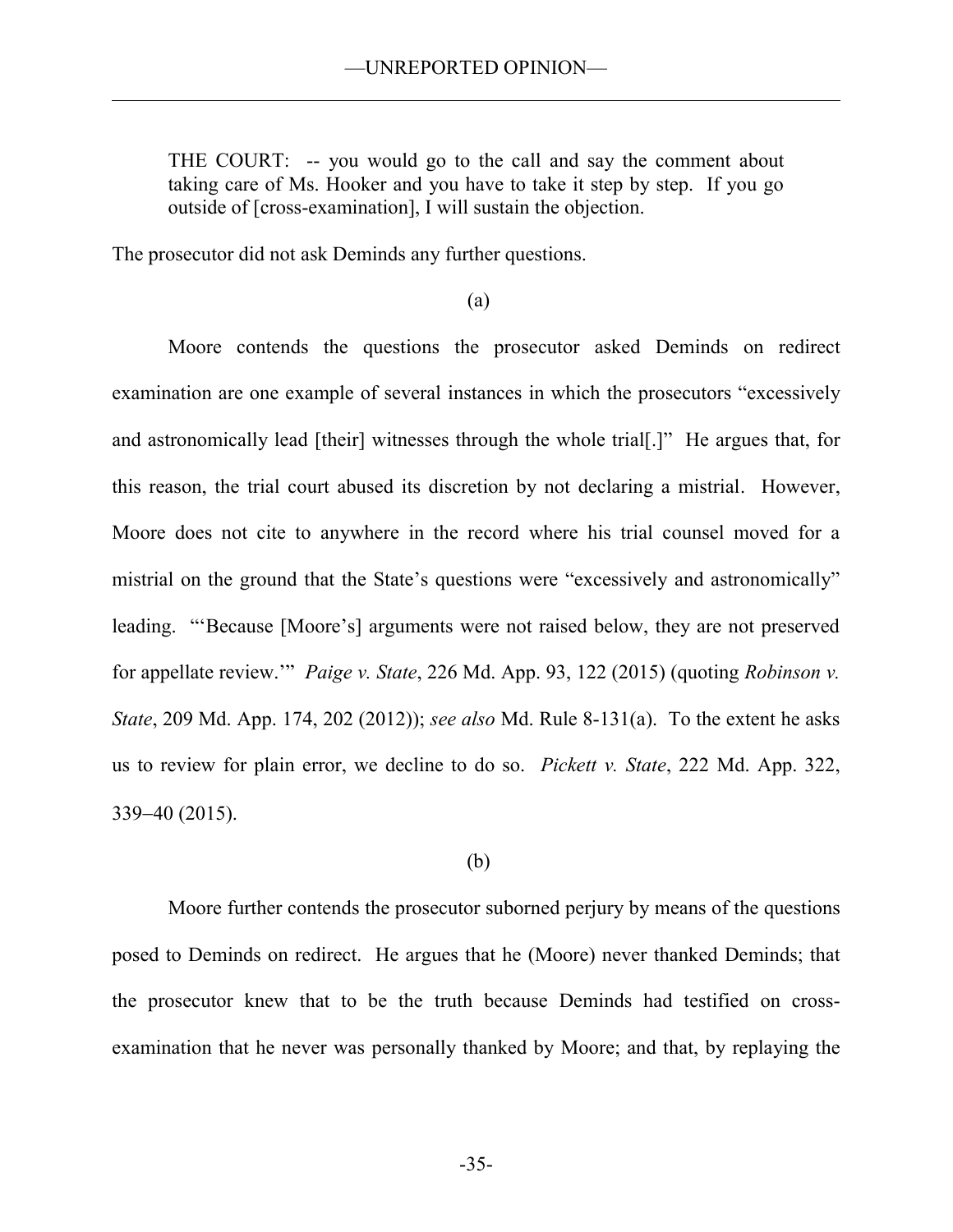> THE COURT: -- you would go to the call and say the comment about taking care of Ms. Hooker and you have to take it step by step. If you go outside of [cross-examination], I will sustain the objection.

The prosecutor did not ask Deminds any further questions.

(a)

Moore contends the questions the prosecutor asked Deminds on redirect examination are one example of several instances in which the prosecutors "excessively and astronomically lead [their] witnesses through the whole trial[.]" He argues that, for this reason, the trial court abused its discretion by not declaring a mistrial. However, Moore does not cite to anywhere in the record where his trial counsel moved for a mistrial on the ground that the State's questions were "excessively and astronomically" leading. "'Because [Moore's] arguments were not raised below, they are not preserved for appellate review.'" *Paige v. State*, 226 Md. App. 93, 122 (2015) (quoting *Robinson v. State*, 209 Md. App. 174, 202 (2012)); *see also* Md. Rule 8-131(a). To the extent he asks us to review for plain error, we decline to do so. *Pickett v. State*, 222 Md. App. 322, 339–40 (2015).

(b)

Moore further contends the prosecutor suborned perjury by means of the questions posed to Deminds on redirect. He argues that he (Moore) never thanked Deminds; that the prosecutor knew that to be the truth because Deminds had testified on cross-examination that he never was personally thanked by Moore; and that, by replaying the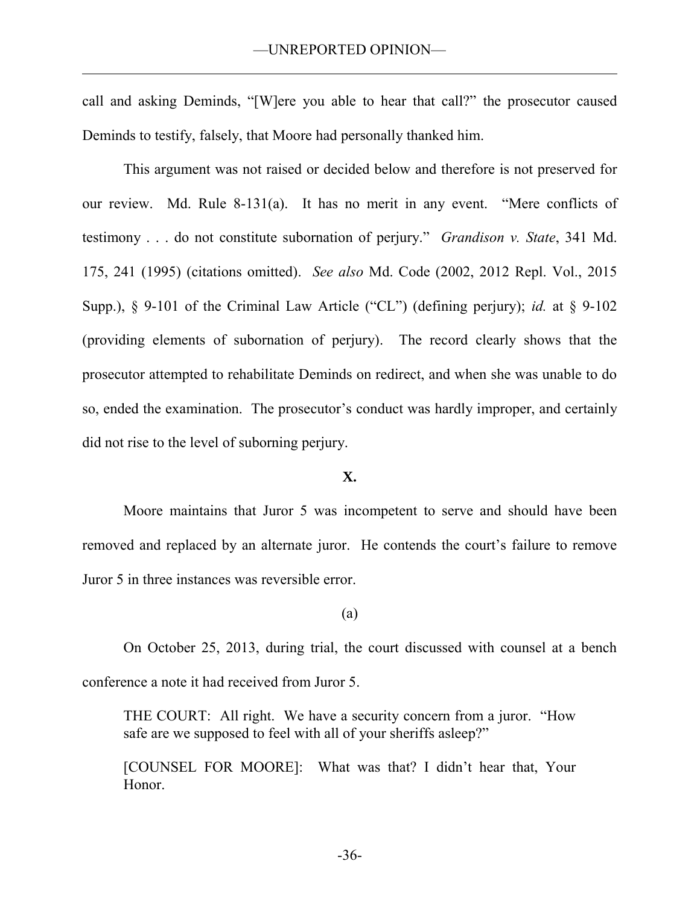call and asking Deminds, "[W]ere you able to hear that call?" the prosecutor caused Deminds to testify, falsely, that Moore had personally thanked him.

This argument was not raised or decided below and therefore is not preserved for our review. Md. Rule 8-131(a). It has no merit in any event. "Mere conflicts of testimony . . . do not constitute subornation of perjury." *Grandison v. State*, 341 Md. 175, 241 (1995) (citations omitted). *See also* Md. Code (2002, 2012 Repl. Vol., 2015 Supp.), § 9-101 of the Criminal Law Article ("CL") (defining perjury); *id.* at § 9-102 (providing elements of subornation of perjury). The record clearly shows that the prosecutor attempted to rehabilitate Deminds on redirect, and when she was unable to do so, ended the examination. The prosecutor's conduct was hardly improper, and certainly did not rise to the level of suborning perjury.

**X.**

Moore maintains that Juror 5 was incompetent to serve and should have been removed and replaced by an alternate juror. He contends the court's failure to remove Juror 5 in three instances was reversible error.

(a)

On October 25, 2013, during trial, the court discussed with counsel at a bench conference a note it had received from Juror 5.

> THE COURT: All right. We have a security concern from a juror. "How safe are we supposed to feel with all of your sheriffs asleep?"
>
> [COUNSEL FOR MOORE]: What was that? I didn't hear that, Your Honor.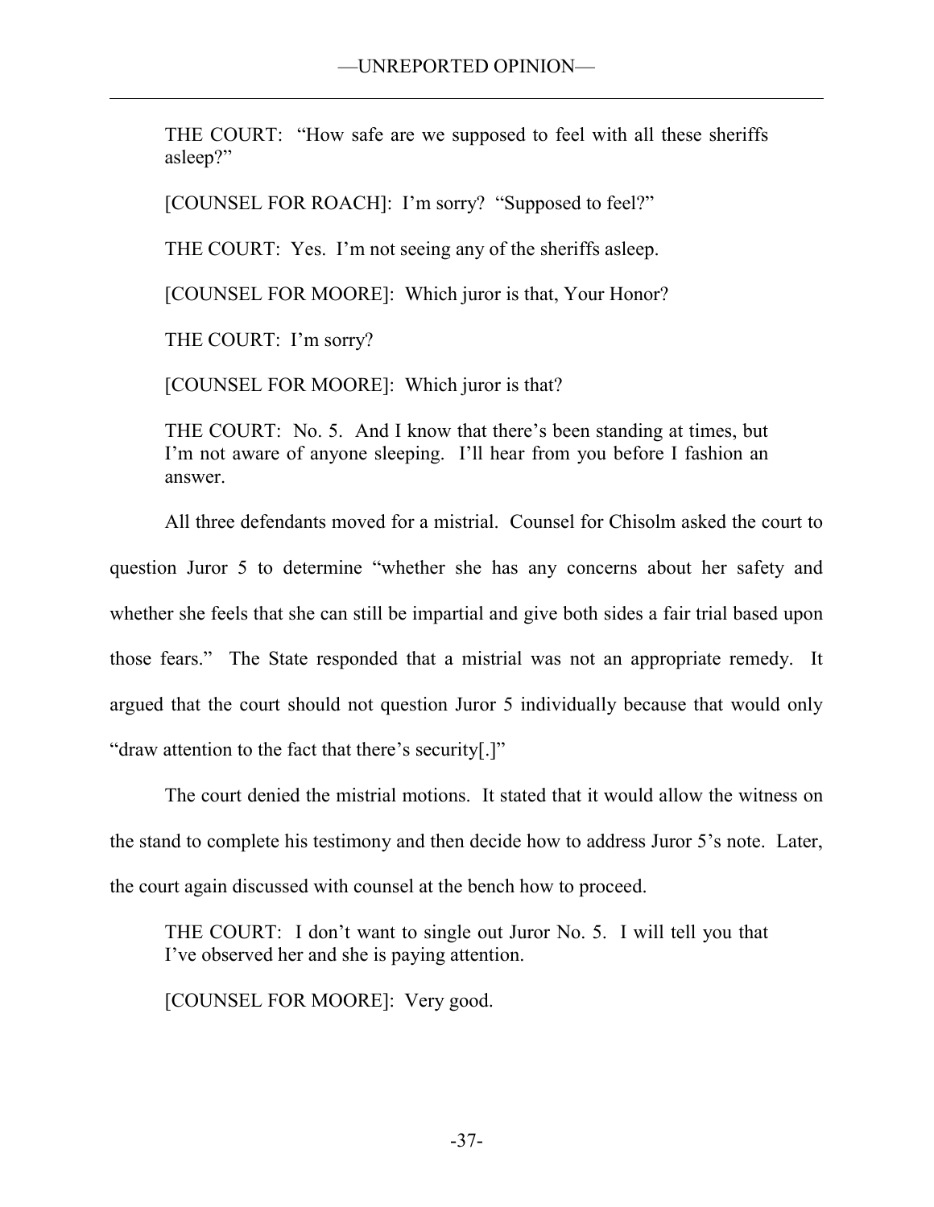THE COURT: "How safe are we supposed to feel with all these sheriffs asleep?"

[COUNSEL FOR ROACH]: I'm sorry? "Supposed to feel?"

THE COURT: Yes. I'm not seeing any of the sheriffs asleep.

[COUNSEL FOR MOORE]: Which juror is that, Your Honor?

THE COURT: I'm sorry?

[COUNSEL FOR MOORE]: Which juror is that?

THE COURT: No. 5. And I know that there's been standing at times, but I'm not aware of anyone sleeping. I'll hear from you before I fashion an answer.

All three defendants moved for a mistrial. Counsel for Chisolm asked the court to question Juror 5 to determine "whether she has any concerns about her safety and whether she feels that she can still be impartial and give both sides a fair trial based upon those fears." The State responded that a mistrial was not an appropriate remedy. It argued that the court should not question Juror 5 individually because that would only "draw attention to the fact that there's security[.]"

The court denied the mistrial motions. It stated that it would allow the witness on the stand to complete his testimony and then decide how to address Juror 5's note. Later, the court again discussed with counsel at the bench how to proceed.

THE COURT: I don't want to single out Juror No. 5. I will tell you that I've observed her and she is paying attention.

[COUNSEL FOR MOORE]: Very good.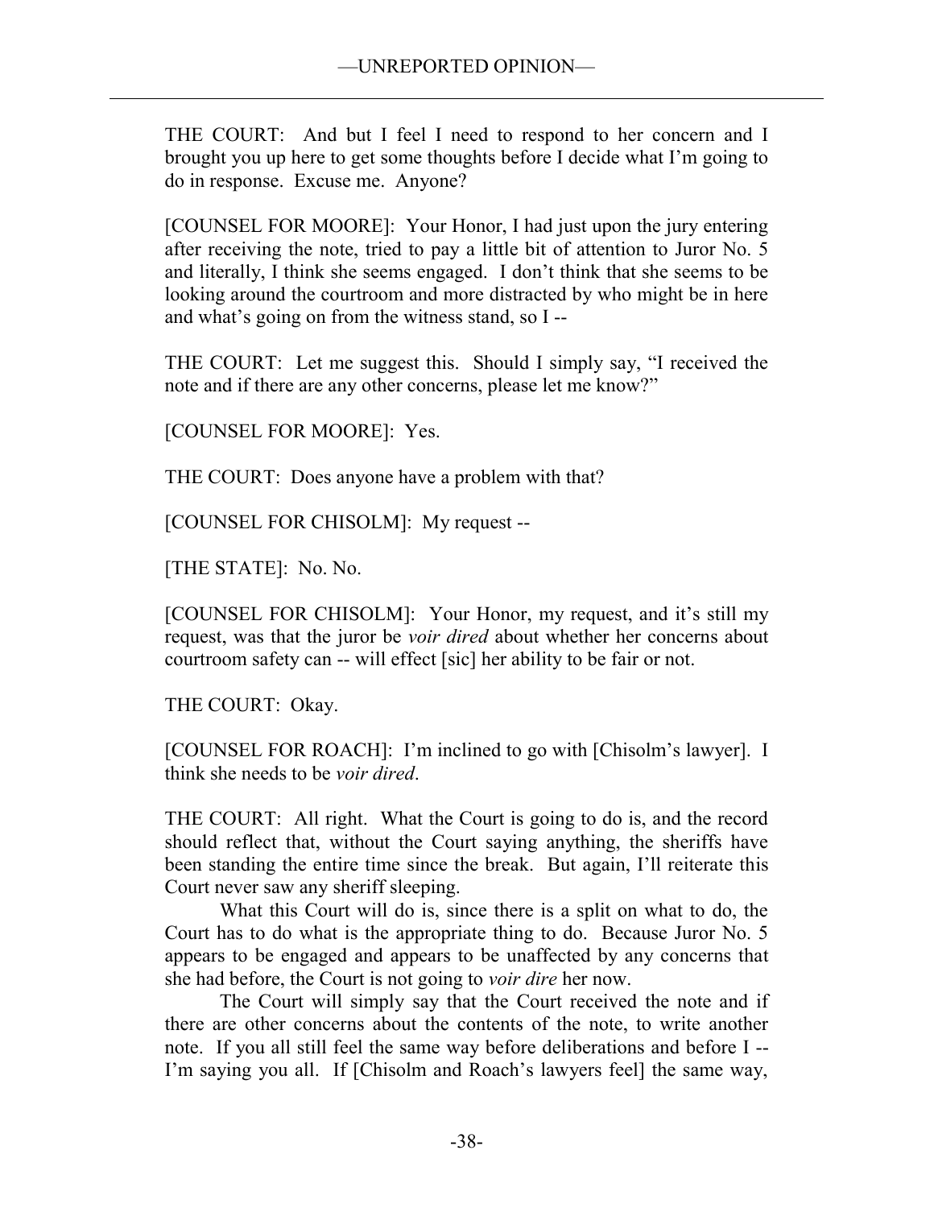THE COURT: And but I feel I need to respond to her concern and I brought you up here to get some thoughts before I decide what I'm going to do in response. Excuse me. Anyone?

[COUNSEL FOR MOORE]: Your Honor, I had just upon the jury entering after receiving the note, tried to pay a little bit of attention to Juror No. 5 and literally, I think she seems engaged. I don't think that she seems to be looking around the courtroom and more distracted by who might be in here and what's going on from the witness stand, so I --

THE COURT: Let me suggest this. Should I simply say, "I received the note and if there are any other concerns, please let me know?"

[COUNSEL FOR MOORE]: Yes.

THE COURT: Does anyone have a problem with that?

[COUNSEL FOR CHISOLM]: My request --

[THE STATE]: No. No.

[COUNSEL FOR CHISOLM]: Your Honor, my request, and it's still my request, was that the juror be *voir dired* about whether her concerns about courtroom safety can -- will effect [sic] her ability to be fair or not.

THE COURT: Okay.

[COUNSEL FOR ROACH]: I'm inclined to go with [Chisolm's lawyer]. I think she needs to be *voir dired*.

THE COURT: All right. What the Court is going to do is, and the record should reflect that, without the Court saying anything, the sheriffs have been standing the entire time since the break. But again, I'll reiterate this Court never saw any sheriff sleeping.

What this Court will do is, since there is a split on what to do, the Court has to do what is the appropriate thing to do. Because Juror No. 5 appears to be engaged and appears to be unaffected by any concerns that she had before, the Court is not going to *voir dire* her now.

The Court will simply say that the Court received the note and if there are other concerns about the contents of the note, to write another note. If you all still feel the same way before deliberations and before I -- I'm saying you all. If [Chisolm and Roach's lawyers feel] the same way,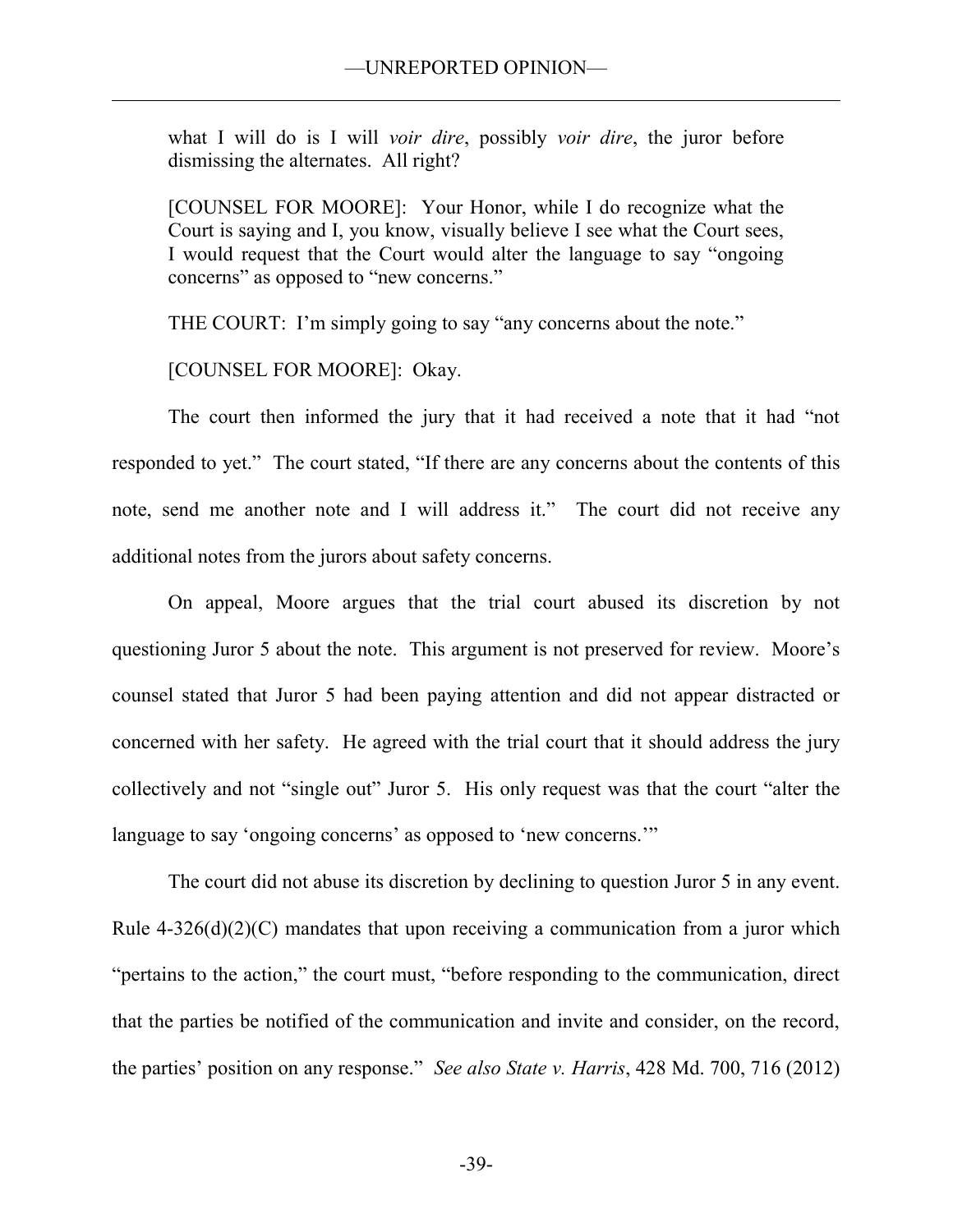what I will do is I will *voir dire*, possibly *voir dire*, the juror before dismissing the alternates. All right?

> [COUNSEL FOR MOORE]: Your Honor, while I do recognize what the Court is saying and I, you know, visually believe I see what the Court sees, I would request that the Court would alter the language to say "ongoing concerns" as opposed to "new concerns."
>
> THE COURT: I'm simply going to say "any concerns about the note."
>
> [COUNSEL FOR MOORE]: Okay.

The court then informed the jury that it had received a note that it had "not responded to yet." The court stated, "If there are any concerns about the contents of this note, send me another note and I will address it." The court did not receive any additional notes from the jurors about safety concerns.

On appeal, Moore argues that the trial court abused its discretion by not questioning Juror 5 about the note. This argument is not preserved for review. Moore's counsel stated that Juror 5 had been paying attention and did not appear distracted or concerned with her safety. He agreed with the trial court that it should address the jury collectively and not "single out" Juror 5. His only request was that the court "alter the language to say 'ongoing concerns' as opposed to 'new concerns.'"

The court did not abuse its discretion by declining to question Juror 5 in any event. Rule 4-326(d)(2)(C) mandates that upon receiving a communication from a juror which "pertains to the action," the court must, "before responding to the communication, direct that the parties be notified of the communication and invite and consider, on the record, the parties' position on any response." *See also State v. Harris*, 428 Md. 700, 716 (2012)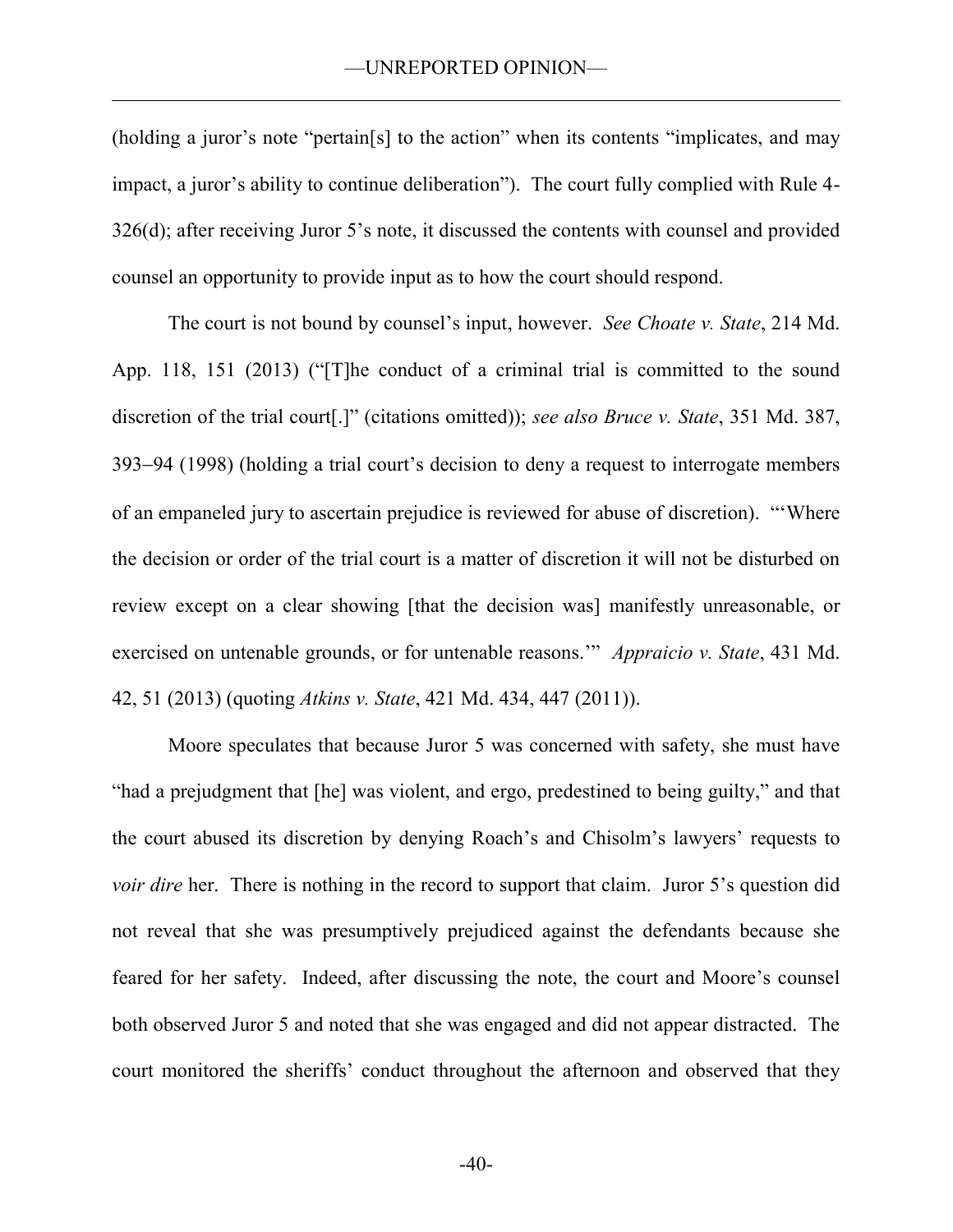(holding a juror's note "pertain[s] to the action" when its contents "implicates, and may impact, a juror's ability to continue deliberation"). The court fully complied with Rule 4-326(d); after receiving Juror 5's note, it discussed the contents with counsel and provided counsel an opportunity to provide input as to how the court should respond.

The court is not bound by counsel's input, however. *See Choate v. State*, 214 Md. App. 118, 151 (2013) ("[T]he conduct of a criminal trial is committed to the sound discretion of the trial court[.]" (citations omitted)); *see also Bruce v. State*, 351 Md. 387, 393–94 (1998) (holding a trial court's decision to deny a request to interrogate members of an empaneled jury to ascertain prejudice is reviewed for abuse of discretion). "'Where the decision or order of the trial court is a matter of discretion it will not be disturbed on review except on a clear showing [that the decision was] manifestly unreasonable, or exercised on untenable grounds, or for untenable reasons.'" *Appraicio v. State*, 431 Md. 42, 51 (2013) (quoting *Atkins v. State*, 421 Md. 434, 447 (2011)).

Moore speculates that because Juror 5 was concerned with safety, she must have "had a prejudgment that [he] was violent, and ergo, predestined to being guilty," and that the court abused its discretion by denying Roach's and Chisolm's lawyers' requests to *voir dire* her. There is nothing in the record to support that claim. Juror 5's question did not reveal that she was presumptively prejudiced against the defendants because she feared for her safety. Indeed, after discussing the note, the court and Moore's counsel both observed Juror 5 and noted that she was engaged and did not appear distracted. The court monitored the sheriffs' conduct throughout the afternoon and observed that they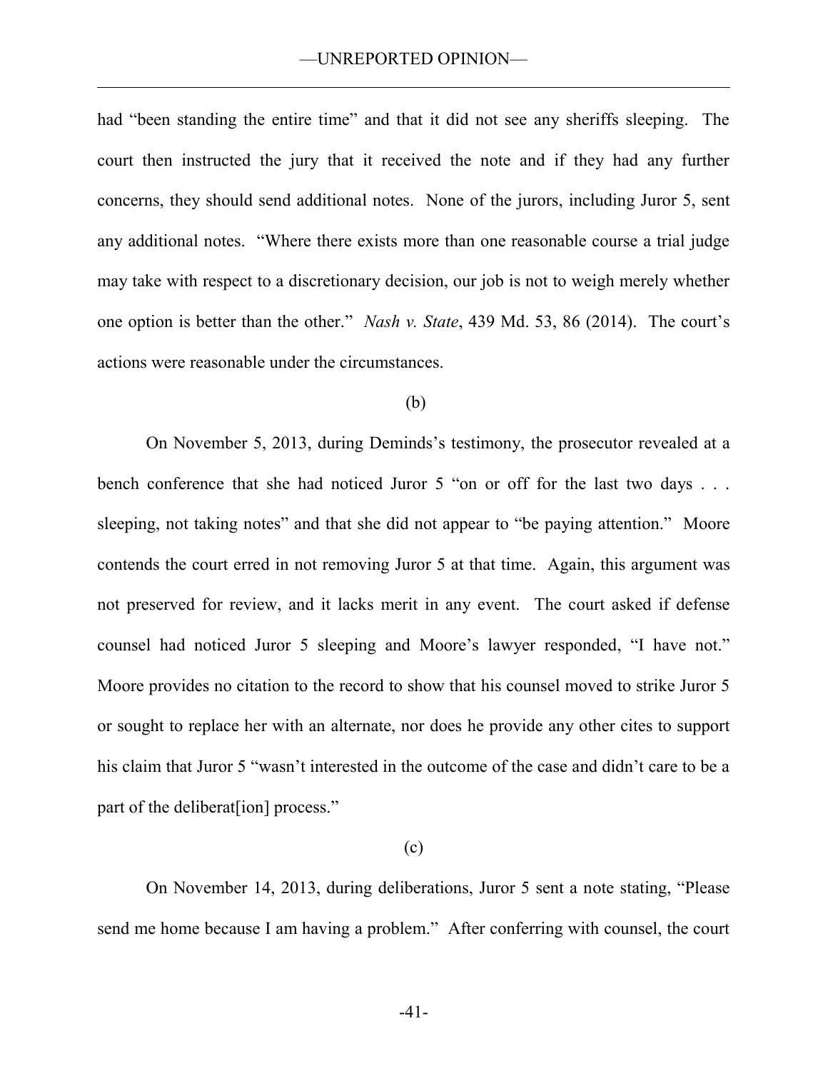had "been standing the entire time" and that it did not see any sheriffs sleeping. The court then instructed the jury that it received the note and if they had any further concerns, they should send additional notes. None of the jurors, including Juror 5, sent any additional notes. "Where there exists more than one reasonable course a trial judge may take with respect to a discretionary decision, our job is not to weigh merely whether one option is better than the other." *Nash v. State*, 439 Md. 53, 86 (2014). The court's actions were reasonable under the circumstances.

(b)

On November 5, 2013, during Deminds's testimony, the prosecutor revealed at a bench conference that she had noticed Juror 5 "on or off for the last two days . . . sleeping, not taking notes" and that she did not appear to "be paying attention." Moore contends the court erred in not removing Juror 5 at that time. Again, this argument was not preserved for review, and it lacks merit in any event. The court asked if defense counsel had noticed Juror 5 sleeping and Moore's lawyer responded, "I have not." Moore provides no citation to the record to show that his counsel moved to strike Juror 5 or sought to replace her with an alternate, nor does he provide any other cites to support his claim that Juror 5 "wasn't interested in the outcome of the case and didn't care to be a part of the deliberat[ion] process."

(c)

On November 14, 2013, during deliberations, Juror 5 sent a note stating, "Please send me home because I am having a problem." After conferring with counsel, the court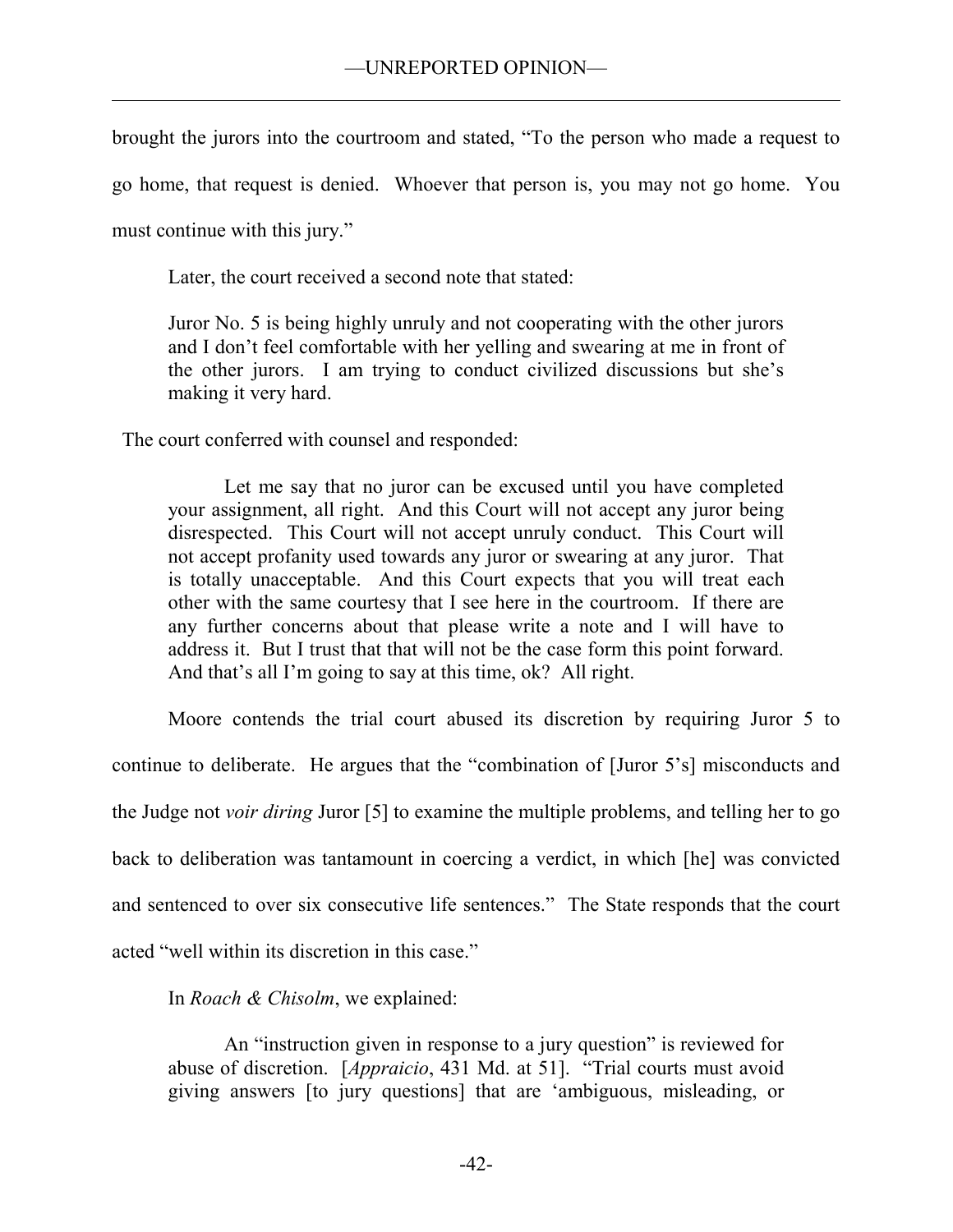brought the jurors into the courtroom and stated, "To the person who made a request to go home, that request is denied. Whoever that person is, you may not go home. You must continue with this jury."

Later, the court received a second note that stated:

> Juror No. 5 is being highly unruly and not cooperating with the other jurors and I don't feel comfortable with her yelling and swearing at me in front of the other jurors. I am trying to conduct civilized discussions but she's making it very hard.

The court conferred with counsel and responded:

> Let me say that no juror can be excused until you have completed your assignment, all right. And this Court will not accept any juror being disrespected. This Court will not accept unruly conduct. This Court will not accept profanity used towards any juror or swearing at any juror. That is totally unacceptable. And this Court expects that you will treat each other with the same courtesy that I see here in the courtroom. If there are any further concerns about that please write a note and I will have to address it. But I trust that that will not be the case form this point forward. And that's all I'm going to say at this time, ok? All right.

Moore contends the trial court abused its discretion by requiring Juror 5 to continue to deliberate. He argues that the "combination of [Juror 5's] misconducts and the Judge not *voir diring* Juror [5] to examine the multiple problems, and telling her to go back to deliberation was tantamount in coercing a verdict, in which [he] was convicted and sentenced to over six consecutive life sentences." The State responds that the court acted "well within its discretion in this case."

In *Roach & Chisolm*, we explained:

> An "instruction given in response to a jury question" is reviewed for abuse of discretion. [*Appraicio*, 431 Md. at 51]. "Trial courts must avoid giving answers [to jury questions] that are 'ambiguous, misleading, or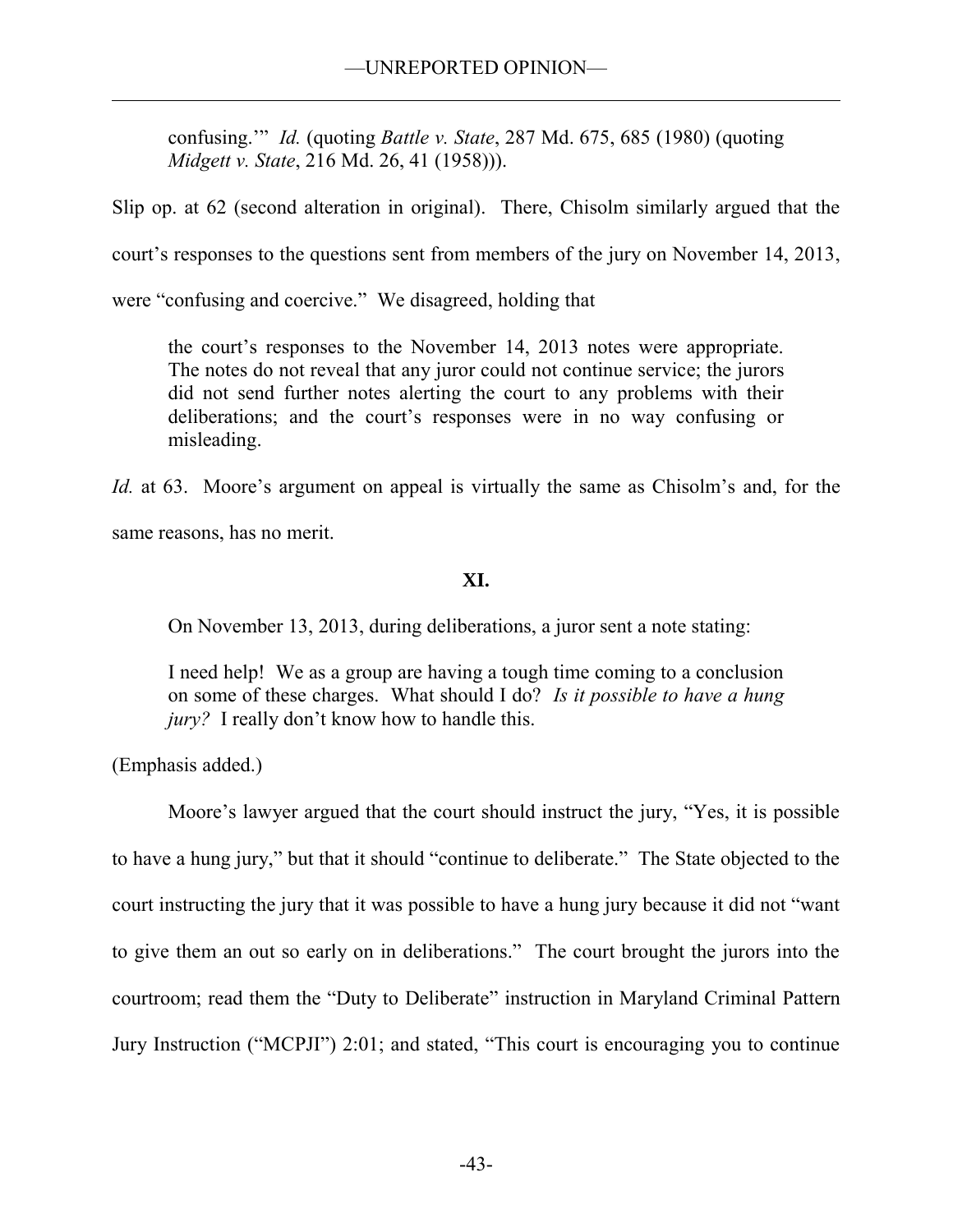> confusing.'" *Id.* (quoting *Battle v. State*, 287 Md. 675, 685 (1980) (quoting *Midgett v. State*, 216 Md. 26, 41 (1958))).

Slip op. at 62 (second alteration in original). There, Chisolm similarly argued that the court's responses to the questions sent from members of the jury on November 14, 2013, were "confusing and coercive." We disagreed, holding that

> the court's responses to the November 14, 2013 notes were appropriate. The notes do not reveal that any juror could not continue service; the jurors did not send further notes alerting the court to any problems with their deliberations; and the court's responses were in no way confusing or misleading.

*Id.* at 63. Moore's argument on appeal is virtually the same as Chisolm's and, for the same reasons, has no merit.

## XI.

On November 13, 2013, during deliberations, a juror sent a note stating:

> I need help! We as a group are having a tough time coming to a conclusion on some of these charges. What should I do? *Is it possible to have a hung jury?* I really don't know how to handle this.

(Emphasis added.)

Moore's lawyer argued that the court should instruct the jury, "Yes, it is possible to have a hung jury," but that it should "continue to deliberate." The State objected to the court instructing the jury that it was possible to have a hung jury because it did not "want to give them an out so early on in deliberations." The court brought the jurors into the courtroom; read them the "Duty to Deliberate" instruction in Maryland Criminal Pattern Jury Instruction ("MCPJI") 2:01; and stated, "This court is encouraging you to continue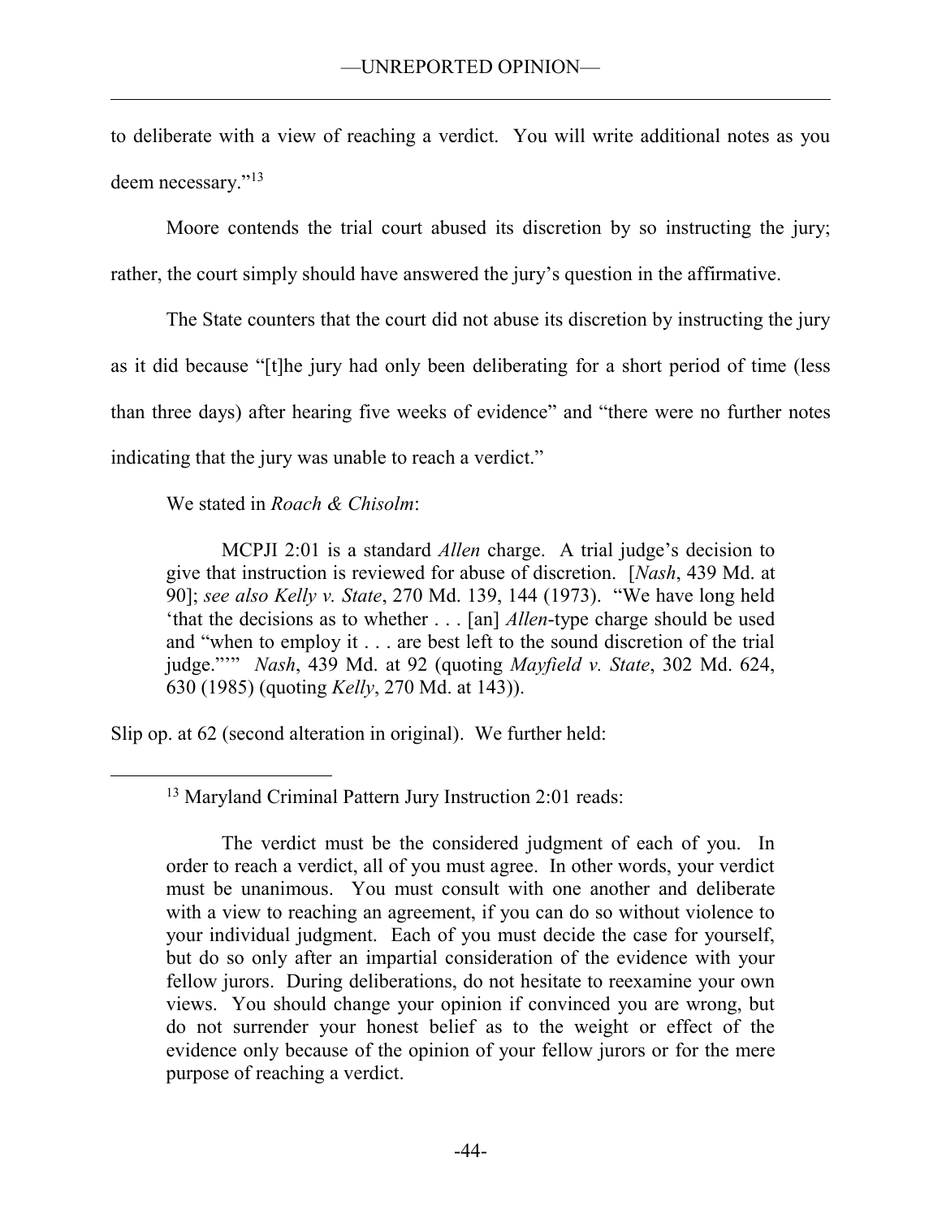to deliberate with a view of reaching a verdict. You will write additional notes as you deem necessary."[13]

Moore contends the trial court abused its discretion by so instructing the jury; rather, the court simply should have answered the jury's question in the affirmative.

The State counters that the court did not abuse its discretion by instructing the jury as it did because "[t]he jury had only been deliberating for a short period of time (less than three days) after hearing five weeks of evidence" and "there were no further notes indicating that the jury was unable to reach a verdict."

We stated in *Roach & Chisolm*:

> MCPJI 2:01 is a standard *Allen* charge. A trial judge's decision to give that instruction is reviewed for abuse of discretion. [*Nash*, 439 Md. at 90]; *see also Kelly v. State*, 270 Md. 139, 144 (1973). "We have long held 'that the decisions as to whether . . . [an] *Allen*-type charge should be used and "when to employ it . . . are best left to the sound discretion of the trial judge."'" *Nash*, 439 Md. at 92 (quoting *Mayfield v. State*, 302 Md. 624, 630 (1985) (quoting *Kelly*, 270 Md. at 143)).

Slip op. at 62 (second alteration in original). We further held:

---

[13] Maryland Criminal Pattern Jury Instruction 2:01 reads:

> The verdict must be the considered judgment of each of you. In order to reach a verdict, all of you must agree. In other words, your verdict must be unanimous. You must consult with one another and deliberate with a view to reaching an agreement, if you can do so without violence to your individual judgment. Each of you must decide the case for yourself, but do so only after an impartial consideration of the evidence with your fellow jurors. During deliberations, do not hesitate to reexamine your own views. You should change your opinion if convinced you are wrong, but do not surrender your honest belief as to the weight or effect of the evidence only because of the opinion of your fellow jurors or for the mere purpose of reaching a verdict.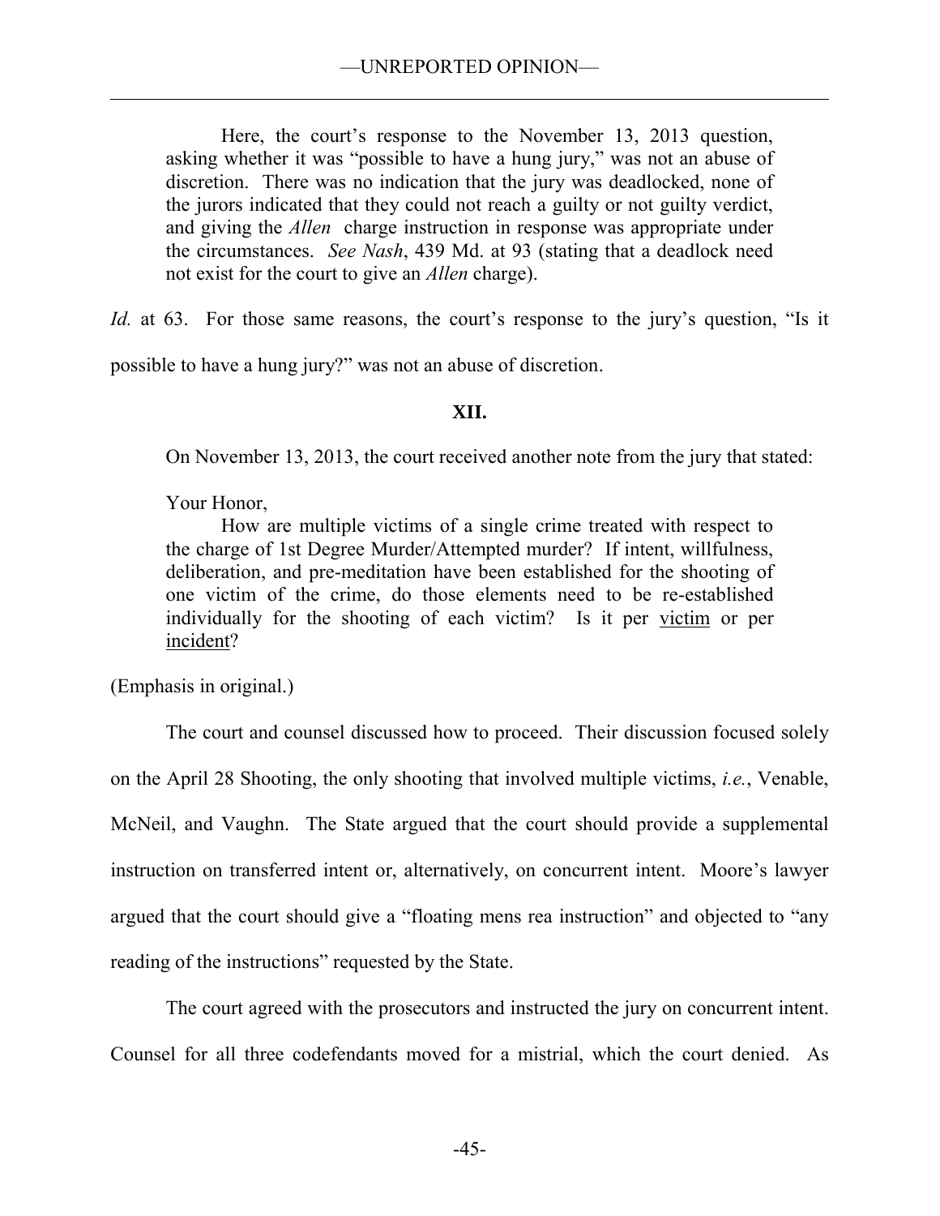> Here, the court's response to the November 13, 2013 question, asking whether it was "possible to have a hung jury," was not an abuse of discretion. There was no indication that the jury was deadlocked, none of the jurors indicated that they could not reach a guilty or not guilty verdict, and giving the *Allen* charge instruction in response was appropriate under the circumstances. *See Nash*, 439 Md. at 93 (stating that a deadlock need not exist for the court to give an *Allen* charge).

*Id.* at 63. For those same reasons, the court's response to the jury's question, "Is it possible to have a hung jury?" was not an abuse of discretion.

**XII.**

On November 13, 2013, the court received another note from the jury that stated:

> Your Honor,
>
> How are multiple victims of a single crime treated with respect to the charge of 1st Degree Murder/Attempted murder? If intent, willfulness, deliberation, and pre-meditation have been established for the shooting of one victim of the crime, do those elements need to be re-established individually for the shooting of each victim? Is it per <u>victim</u> or per <u>incident</u>?

(Emphasis in original.)

The court and counsel discussed how to proceed. Their discussion focused solely on the April 28 Shooting, the only shooting that involved multiple victims, *i.e.*, Venable, McNeil, and Vaughn. The State argued that the court should provide a supplemental instruction on transferred intent or, alternatively, on concurrent intent. Moore's lawyer argued that the court should give a "floating mens rea instruction" and objected to "any reading of the instructions" requested by the State.

The court agreed with the prosecutors and instructed the jury on concurrent intent. Counsel for all three codefendants moved for a mistrial, which the court denied. As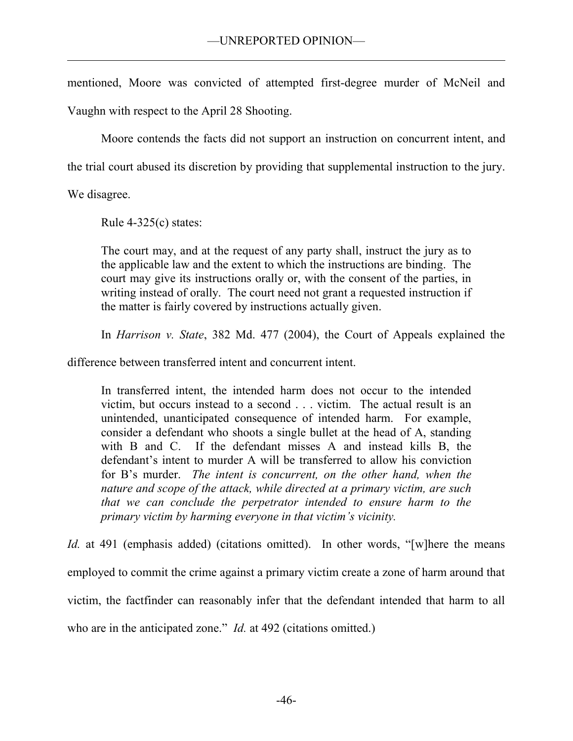mentioned, Moore was convicted of attempted first-degree murder of McNeil and Vaughn with respect to the April 28 Shooting.

Moore contends the facts did not support an instruction on concurrent intent, and the trial court abused its discretion by providing that supplemental instruction to the jury. We disagree.

Rule 4-325(c) states:

> The court may, and at the request of any party shall, instruct the jury as to the applicable law and the extent to which the instructions are binding. The court may give its instructions orally or, with the consent of the parties, in writing instead of orally. The court need not grant a requested instruction if the matter is fairly covered by instructions actually given.

In *Harrison v. State*, 382 Md. 477 (2004), the Court of Appeals explained the difference between transferred intent and concurrent intent.

> In transferred intent, the intended harm does not occur to the intended victim, but occurs instead to a second . . . victim. The actual result is an unintended, unanticipated consequence of intended harm. For example, consider a defendant who shoots a single bullet at the head of A, standing with B and C. If the defendant misses A and instead kills B, the defendant's intent to murder A will be transferred to allow his conviction for B's murder. *The intent is concurrent, on the other hand, when the nature and scope of the attack, while directed at a primary victim, are such that we can conclude the perpetrator intended to ensure harm to the primary victim by harming everyone in that victim's vicinity.*

*Id.* at 491 (emphasis added) (citations omitted). In other words, "[w]here the means employed to commit the crime against a primary victim create a zone of harm around that victim, the factfinder can reasonably infer that the defendant intended that harm to all who are in the anticipated zone." *Id.* at 492 (citations omitted.)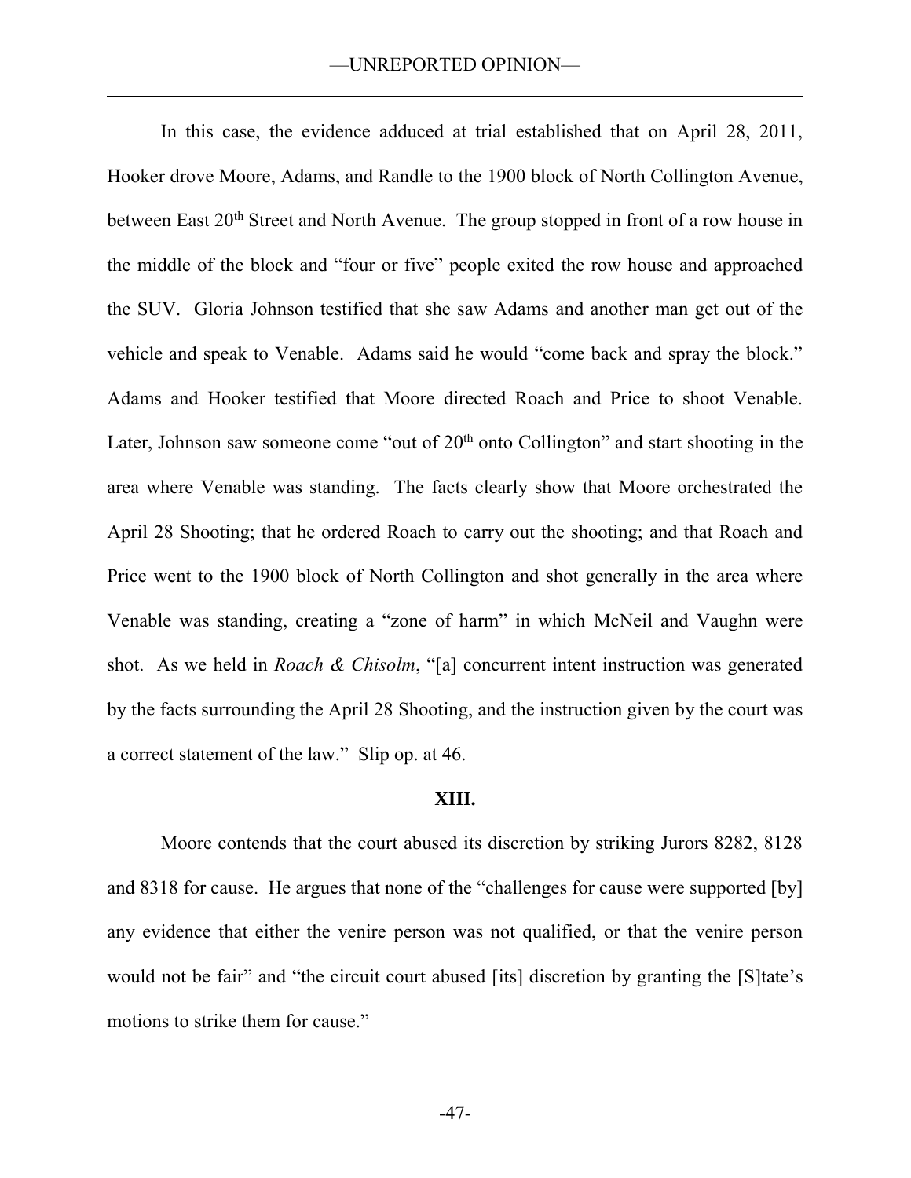In this case, the evidence adduced at trial established that on April 28, 2011, Hooker drove Moore, Adams, and Randle to the 1900 block of North Collington Avenue, between East 20th Street and North Avenue. The group stopped in front of a row house in the middle of the block and "four or five" people exited the row house and approached the SUV. Gloria Johnson testified that she saw Adams and another man get out of the vehicle and speak to Venable. Adams said he would "come back and spray the block." Adams and Hooker testified that Moore directed Roach and Price to shoot Venable. Later, Johnson saw someone come "out of 20th onto Collington" and start shooting in the area where Venable was standing. The facts clearly show that Moore orchestrated the April 28 Shooting; that he ordered Roach to carry out the shooting; and that Roach and Price went to the 1900 block of North Collington and shot generally in the area where Venable was standing, creating a "zone of harm" in which McNeil and Vaughn were shot. As we held in *Roach & Chisolm*, "[a] concurrent intent instruction was generated by the facts surrounding the April 28 Shooting, and the instruction given by the court was a correct statement of the law." Slip op. at 46.

## XIII.

Moore contends that the court abused its discretion by striking Jurors 8282, 8128 and 8318 for cause. He argues that none of the "challenges for cause were supported [by] any evidence that either the venire person was not qualified, or that the venire person would not be fair" and "the circuit court abused [its] discretion by granting the [S]tate's motions to strike them for cause."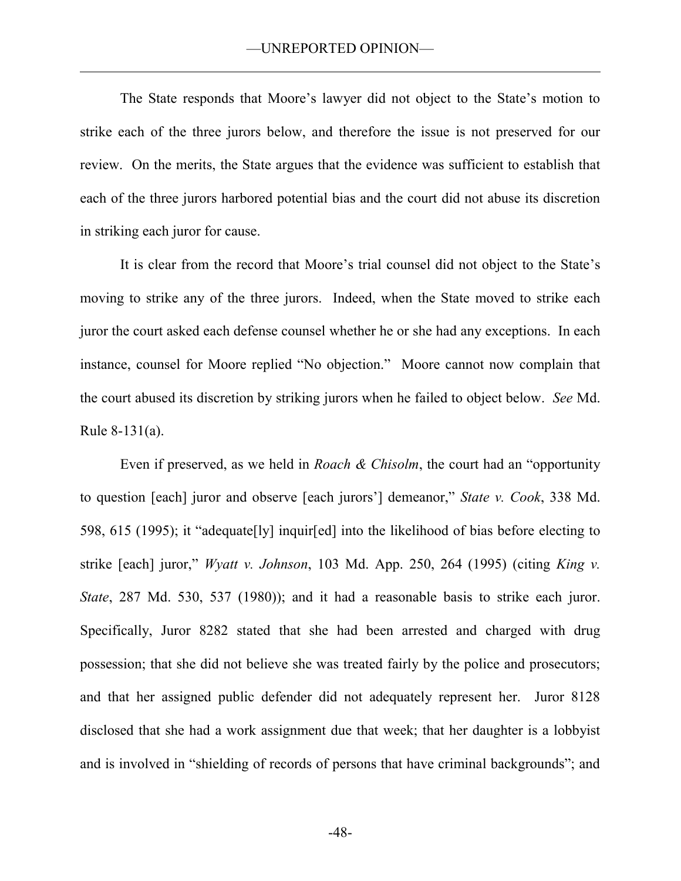The State responds that Moore's lawyer did not object to the State's motion to strike each of the three jurors below, and therefore the issue is not preserved for our review. On the merits, the State argues that the evidence was sufficient to establish that each of the three jurors harbored potential bias and the court did not abuse its discretion in striking each juror for cause.

It is clear from the record that Moore's trial counsel did not object to the State's moving to strike any of the three jurors. Indeed, when the State moved to strike each juror the court asked each defense counsel whether he or she had any exceptions. In each instance, counsel for Moore replied "No objection." Moore cannot now complain that the court abused its discretion by striking jurors when he failed to object below. *See* Md. Rule 8-131(a).

Even if preserved, as we held in *Roach & Chisolm*, the court had an "opportunity to question [each] juror and observe [each jurors'] demeanor," *State v. Cook*, 338 Md. 598, 615 (1995); it "adequate[ly] inquir[ed] into the likelihood of bias before electing to strike [each] juror," *Wyatt v. Johnson*, 103 Md. App. 250, 264 (1995) (citing *King v. State*, 287 Md. 530, 537 (1980)); and it had a reasonable basis to strike each juror. Specifically, Juror 8282 stated that she had been arrested and charged with drug possession; that she did not believe she was treated fairly by the police and prosecutors; and that her assigned public defender did not adequately represent her. Juror 8128 disclosed that she had a work assignment due that week; that her daughter is a lobbyist and is involved in "shielding of records of persons that have criminal backgrounds"; and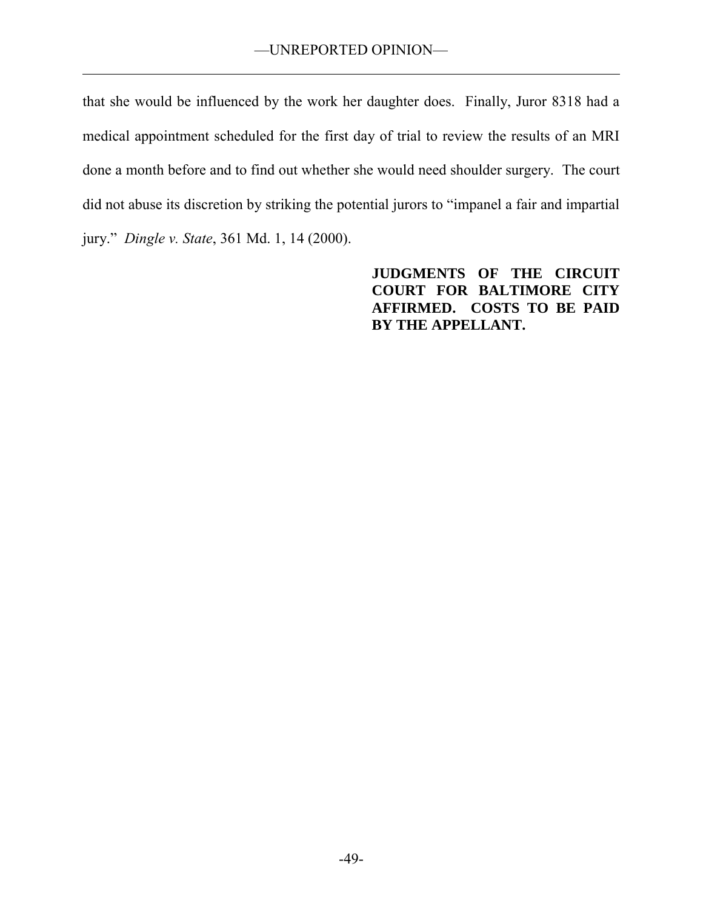that she would be influenced by the work her daughter does. Finally, Juror 8318 had a medical appointment scheduled for the first day of trial to review the results of an MRI done a month before and to find out whether she would need shoulder surgery. The court did not abuse its discretion by striking the potential jurors to "impanel a fair and impartial jury." *Dingle v. State*, 361 Md. 1, 14 (2000).

**JUDGMENTS OF THE CIRCUIT COURT FOR BALTIMORE CITY AFFIRMED. COSTS TO BE PAID BY THE APPELLANT.**